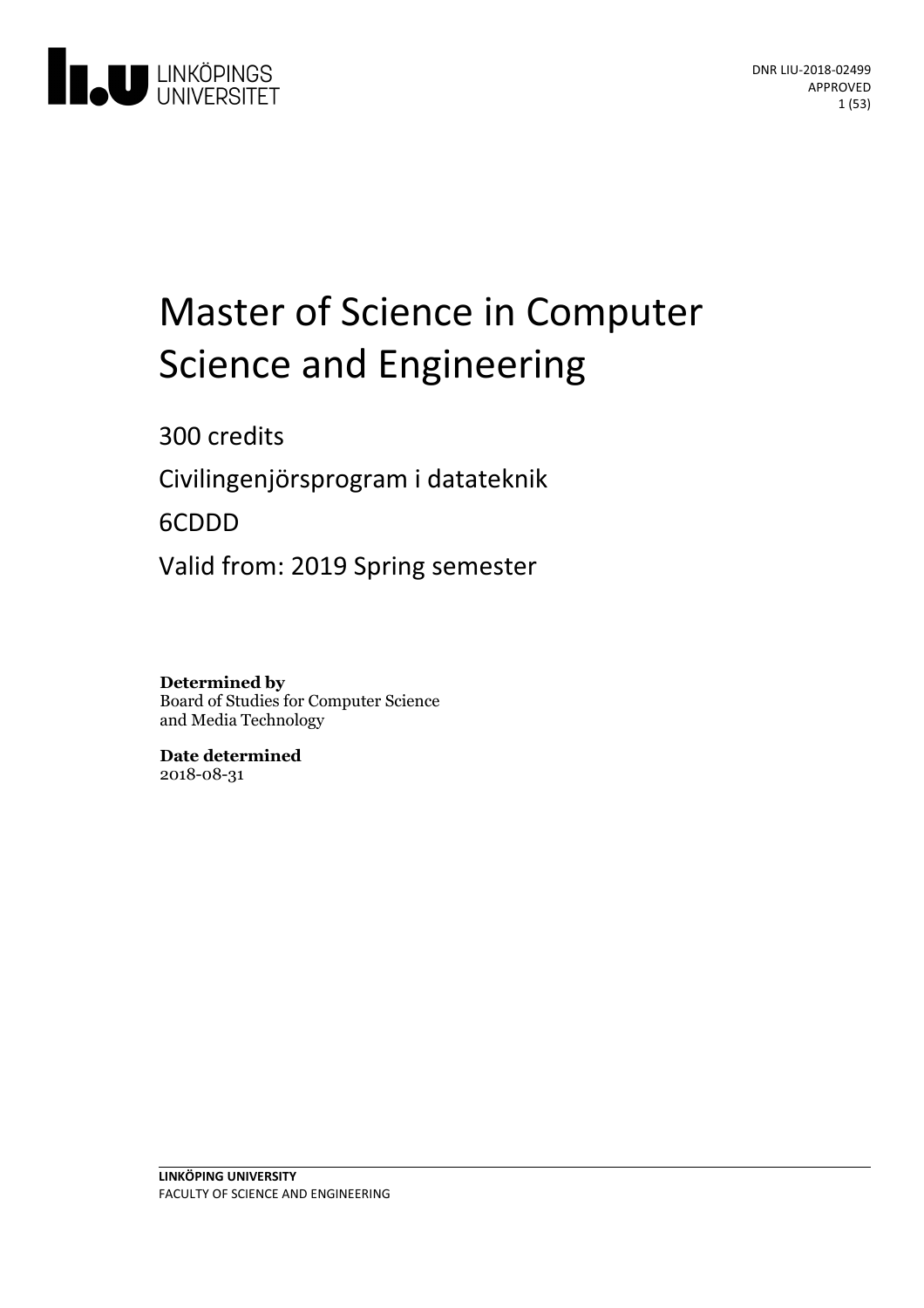DNR LIU-2018-02499
APPROVED

# Master of Science in Computer Science and Engineering

300 credits

Civilingenjörsprogram i datateknik

6CDDD

Valid from: 2019 Spring semester

**Determined by**
Board of Studies for Computer Science and Media Technology

**Date determined**
2018-08-31

**LINKÖPING UNIVERSITY**
FACULTY OF SCIENCE AND ENGINEERING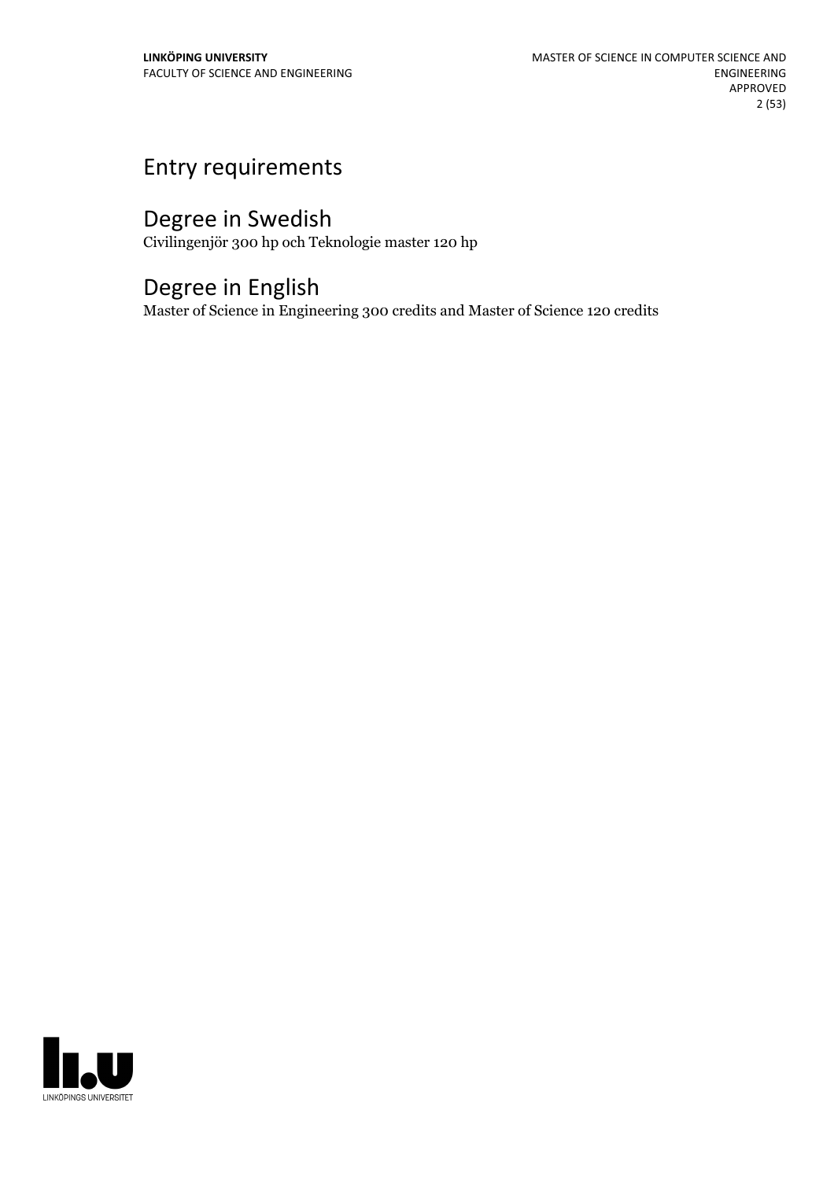# Entry requirements

# Degree in Swedish

Civilingenjör 300 hp och Teknologie master 120 hp

# Degree in English

Master of Science in Engineering 300 credits and Master of Science 120 credits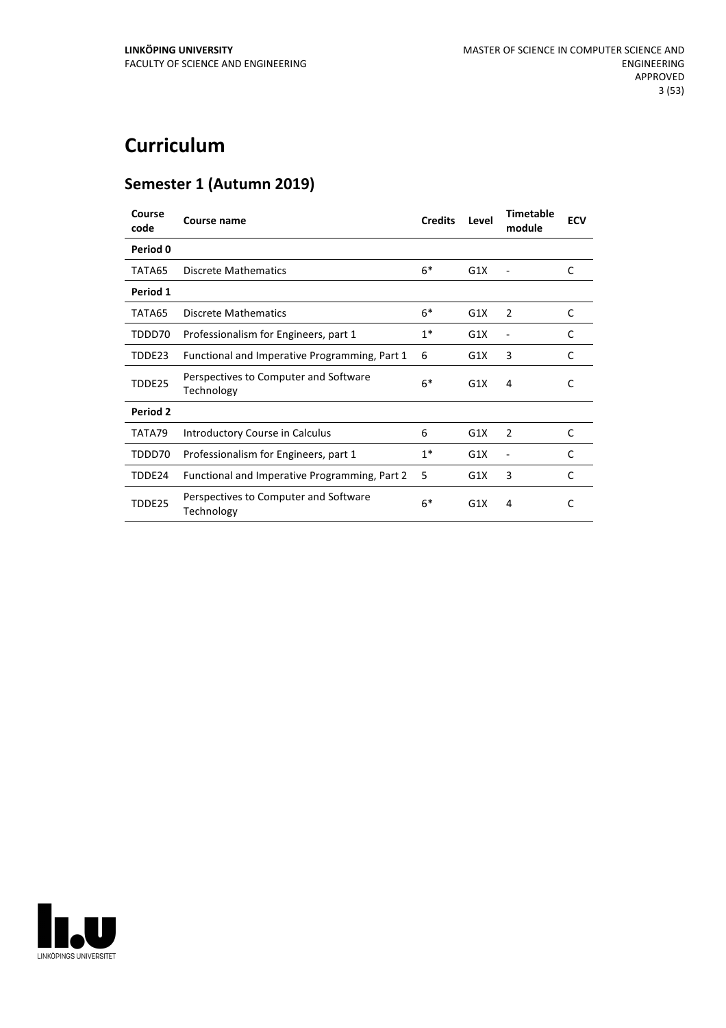# Curriculum

## Semester 1 (Autumn 2019)

| Course code | Course name | Credits | Level | Timetable module | ECV |
|---|---|---|---|---|---|
| **Period 0** | | | | | |
| TATA65 | Discrete Mathematics | 6* | G1X | - | C |
| **Period 1** | | | | | |
| TATA65 | Discrete Mathematics | 6* | G1X | 2 | C |
| TDDD70 | Professionalism for Engineers, part 1 | 1* | G1X | - | C |
| TDDE23 | Functional and Imperative Programming, Part 1 | 6 | G1X | 3 | C |
| TDDE25 | Perspectives to Computer and Software Technology | 6* | G1X | 4 | C |
| **Period 2** | | | | | |
| TATA79 | Introductory Course in Calculus | 6 | G1X | 2 | C |
| TDDD70 | Professionalism for Engineers, part 1 | 1* | G1X | - | C |
| TDDE24 | Functional and Imperative Programming, Part 2 | 5 | G1X | 3 | C |
| TDDE25 | Perspectives to Computer and Software Technology | 6* | G1X | 4 | C |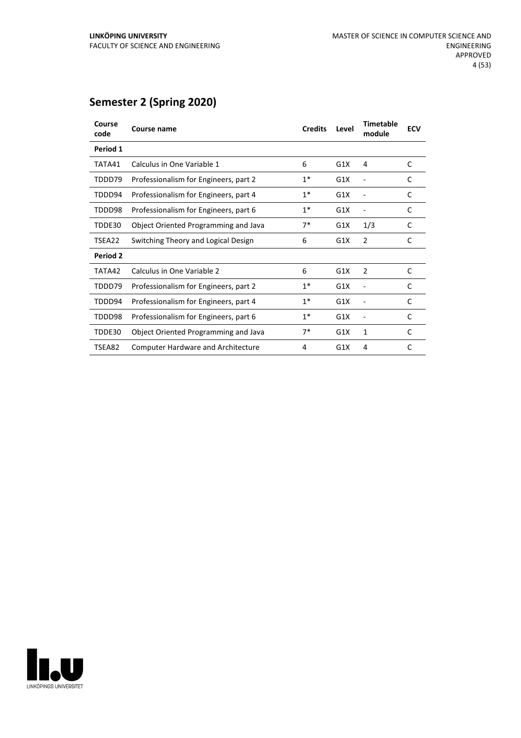## Semester 2 (Spring 2020)

| Course code | Course name | Credits | Level | Timetable module | ECV |
|---|---|---|---|---|---|
| **Period 1** | | | | | |
| TATA41 | Calculus in One Variable 1 | 6 | G1X | 4 | C |
| TDDD79 | Professionalism for Engineers, part 2 | 1* | G1X | - | C |
| TDDD94 | Professionalism for Engineers, part 4 | 1* | G1X | - | C |
| TDDD98 | Professionalism for Engineers, part 6 | 1* | G1X | - | C |
| TDDE30 | Object Oriented Programming and Java | 7* | G1X | 1/3 | C |
| TSEA22 | Switching Theory and Logical Design | 6 | G1X | 2 | C |
| **Period 2** | | | | | |
| TATA42 | Calculus in One Variable 2 | 6 | G1X | 2 | C |
| TDDD79 | Professionalism for Engineers, part 2 | 1* | G1X | - | C |
| TDDD94 | Professionalism for Engineers, part 4 | 1* | G1X | - | C |
| TDDD98 | Professionalism for Engineers, part 6 | 1* | G1X | - | C |
| TDDE30 | Object Oriented Programming and Java | 7* | G1X | 1 | C |
| TSEA82 | Computer Hardware and Architecture | 4 | G1X | 4 | C |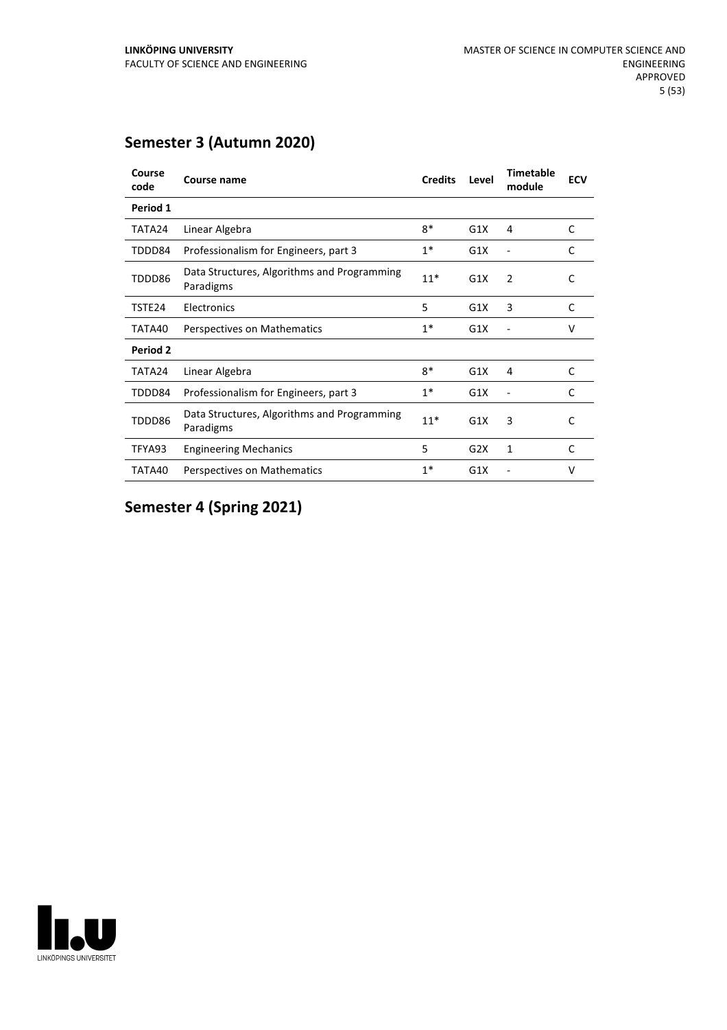## Semester 3 (Autumn 2020)

| Course code | Course name | Credits | Level | Timetable module | ECV |
|---|---|---|---|---|---|
| **Period 1** | | | | | |
| TATA24 | Linear Algebra | 8* | G1X | 4 | C |
| TDDD84 | Professionalism for Engineers, part 3 | 1* | G1X | - | C |
| TDDD86 | Data Structures, Algorithms and Programming Paradigms | 11* | G1X | 2 | C |
| TSTE24 | Electronics | 5 | G1X | 3 | C |
| TATA40 | Perspectives on Mathematics | 1* | G1X | - | V |
| **Period 2** | | | | | |
| TATA24 | Linear Algebra | 8* | G1X | 4 | C |
| TDDD84 | Professionalism for Engineers, part 3 | 1* | G1X | - | C |
| TDDD86 | Data Structures, Algorithms and Programming Paradigms | 11* | G1X | 3 | C |
| TFYA93 | Engineering Mechanics | 5 | G2X | 1 | C |
| TATA40 | Perspectives on Mathematics | 1* | G1X | - | V |

## Semester 4 (Spring 2021)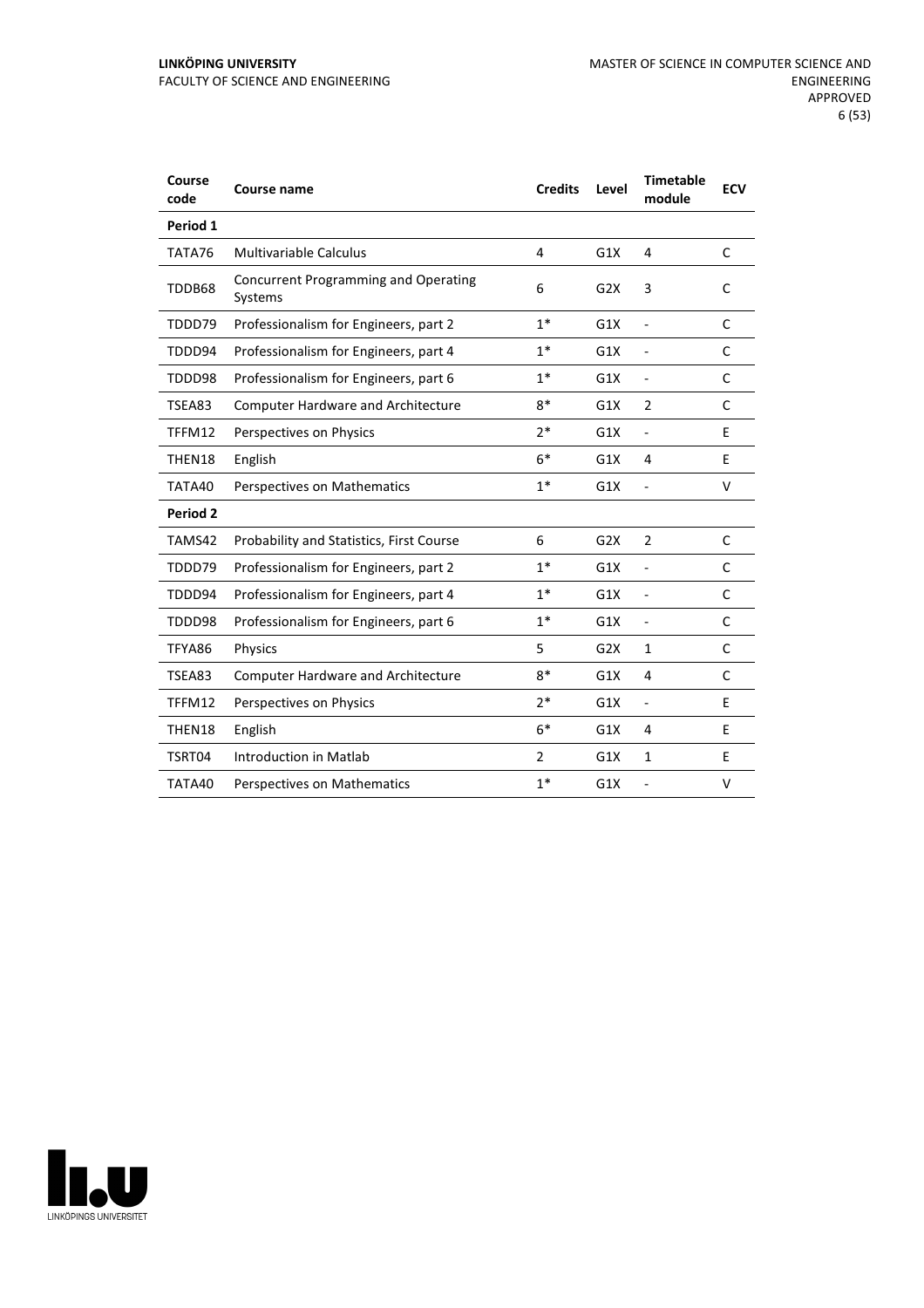| Course code | Course name | Credits | Level | Timetable module | ECV |
|---|---|---|---|---|---|
| **Period 1** | | | | | |
| TATA76 | Multivariable Calculus | 4 | G1X | 4 | C |
| TDDB68 | Concurrent Programming and Operating Systems | 6 | G2X | 3 | C |
| TDDD79 | Professionalism for Engineers, part 2 | 1* | G1X | - | C |
| TDDD94 | Professionalism for Engineers, part 4 | 1* | G1X | - | C |
| TDDD98 | Professionalism for Engineers, part 6 | 1* | G1X | - | C |
| TSEA83 | Computer Hardware and Architecture | 8* | G1X | 2 | C |
| TFFM12 | Perspectives on Physics | 2* | G1X | - | E |
| THEN18 | English | 6* | G1X | 4 | E |
| TATA40 | Perspectives on Mathematics | 1* | G1X | - | V |
| **Period 2** | | | | | |
| TAMS42 | Probability and Statistics, First Course | 6 | G2X | 2 | C |
| TDDD79 | Professionalism for Engineers, part 2 | 1* | G1X | - | C |
| TDDD94 | Professionalism for Engineers, part 4 | 1* | G1X | - | C |
| TDDD98 | Professionalism for Engineers, part 6 | 1* | G1X | - | C |
| TFYA86 | Physics | 5 | G2X | 1 | C |
| TSEA83 | Computer Hardware and Architecture | 8* | G1X | 4 | C |
| TFFM12 | Perspectives on Physics | 2* | G1X | - | E |
| THEN18 | English | 6* | G1X | 4 | E |
| TSRT04 | Introduction in Matlab | 2 | G1X | 1 | E |
| TATA40 | Perspectives on Mathematics | 1* | G1X | - | V |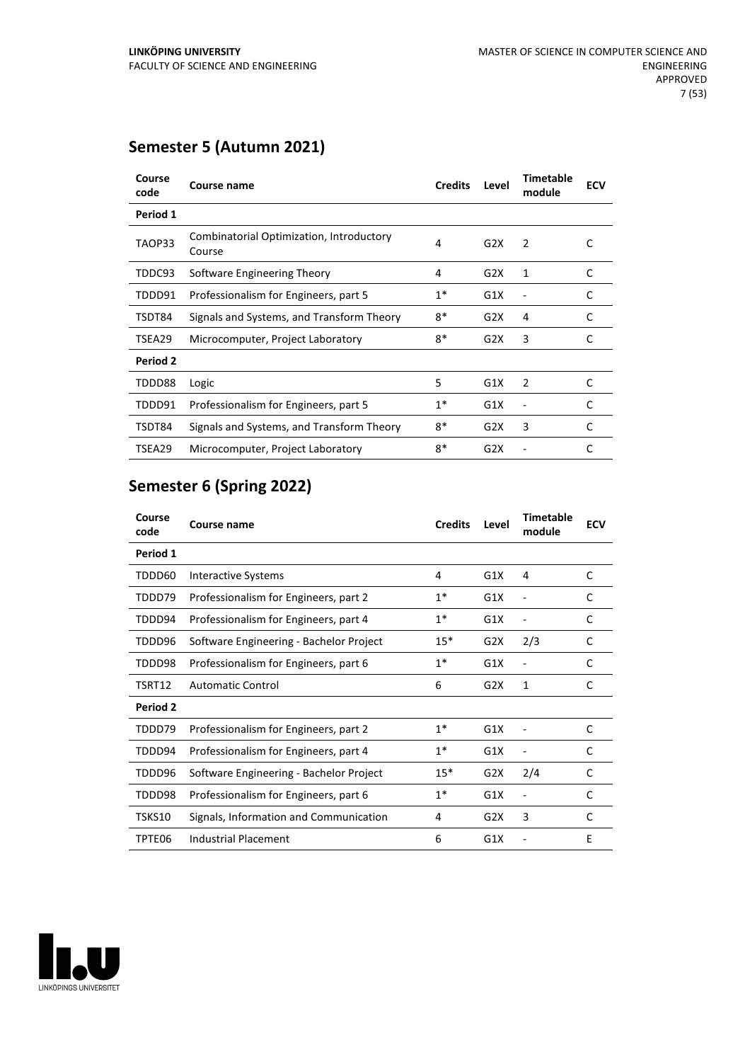## Semester 5 (Autumn 2021)

| Course code | Course name | Credits | Level | Timetable module | ECV |
|---|---|---|---|---|---|
| **Period 1** | | | | | |
| TAOP33 | Combinatorial Optimization, Introductory Course | 4 | G2X | 2 | C |
| TDDC93 | Software Engineering Theory | 4 | G2X | 1 | C |
| TDDD91 | Professionalism for Engineers, part 5 | 1* | G1X | - | C |
| TSDT84 | Signals and Systems, and Transform Theory | 8* | G2X | 4 | C |
| TSEA29 | Microcomputer, Project Laboratory | 8* | G2X | 3 | C |
| **Period 2** | | | | | |
| TDDD88 | Logic | 5 | G1X | 2 | C |
| TDDD91 | Professionalism for Engineers, part 5 | 1* | G1X | - | C |
| TSDT84 | Signals and Systems, and Transform Theory | 8* | G2X | 3 | C |
| TSEA29 | Microcomputer, Project Laboratory | 8* | G2X | - | C |

## Semester 6 (Spring 2022)

| Course code | Course name | Credits | Level | Timetable module | ECV |
|---|---|---|---|---|---|
| **Period 1** | | | | | |
| TDDD60 | Interactive Systems | 4 | G1X | 4 | C |
| TDDD79 | Professionalism for Engineers, part 2 | 1* | G1X | - | C |
| TDDD94 | Professionalism for Engineers, part 4 | 1* | G1X | - | C |
| TDDD96 | Software Engineering - Bachelor Project | 15* | G2X | 2/3 | C |
| TDDD98 | Professionalism for Engineers, part 6 | 1* | G1X | - | C |
| TSRT12 | Automatic Control | 6 | G2X | 1 | C |
| **Period 2** | | | | | |
| TDDD79 | Professionalism for Engineers, part 2 | 1* | G1X | - | C |
| TDDD94 | Professionalism for Engineers, part 4 | 1* | G1X | - | C |
| TDDD96 | Software Engineering - Bachelor Project | 15* | G2X | 2/4 | C |
| TDDD98 | Professionalism for Engineers, part 6 | 1* | G1X | - | C |
| TSKS10 | Signals, Information and Communication | 4 | G2X | 3 | C |
| TPTE06 | Industrial Placement | 6 | G1X | - | E |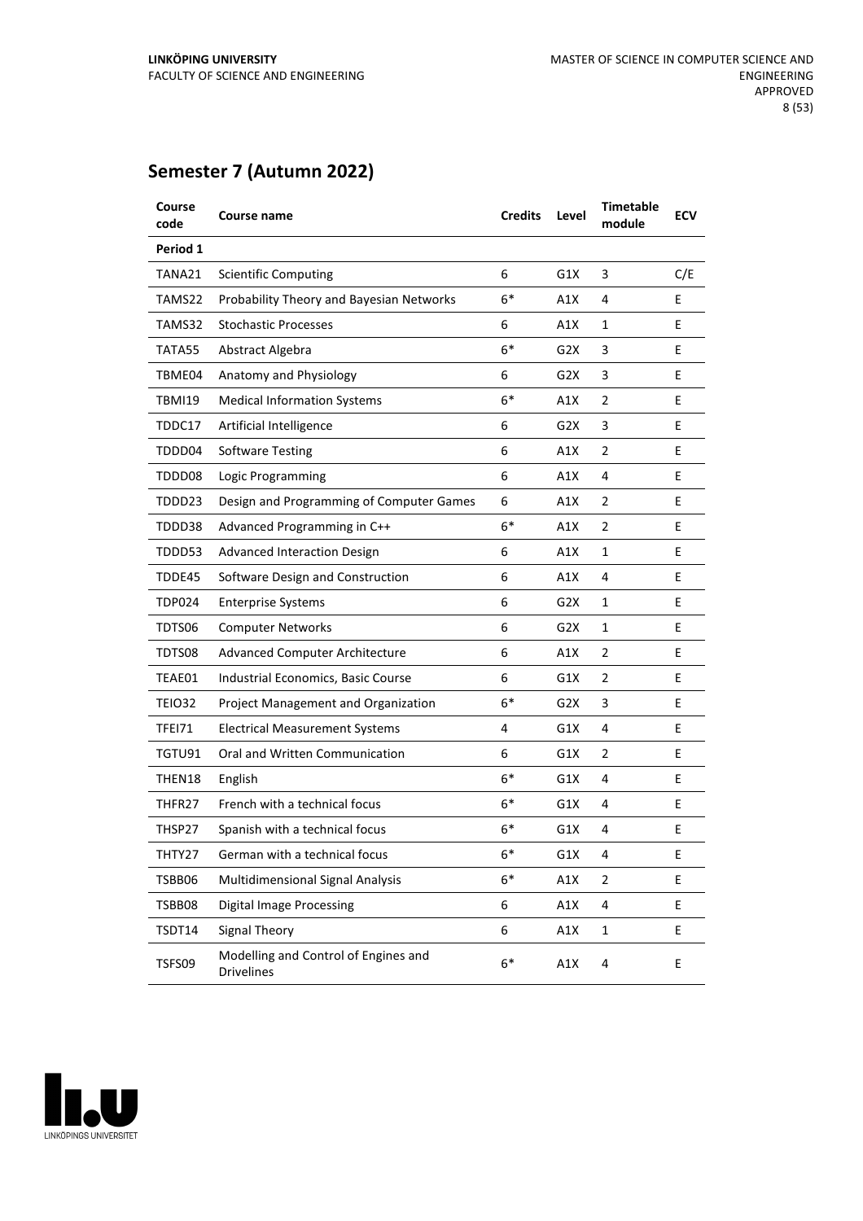## Semester 7 (Autumn 2022)

| Course code | Course name | Credits | Level | Timetable module | ECV |
|---|---|---|---|---|---|
| **Period 1** | | | | | |
| TANA21 | Scientific Computing | 6 | G1X | 3 | C/E |
| TAMS22 | Probability Theory and Bayesian Networks | 6* | A1X | 4 | E |
| TAMS32 | Stochastic Processes | 6 | A1X | 1 | E |
| TATA55 | Abstract Algebra | 6* | G2X | 3 | E |
| TBME04 | Anatomy and Physiology | 6 | G2X | 3 | E |
| TBMI19 | Medical Information Systems | 6* | A1X | 2 | E |
| TDDC17 | Artificial Intelligence | 6 | G2X | 3 | E |
| TDDD04 | Software Testing | 6 | A1X | 2 | E |
| TDDD08 | Logic Programming | 6 | A1X | 4 | E |
| TDDD23 | Design and Programming of Computer Games | 6 | A1X | 2 | E |
| TDDD38 | Advanced Programming in C++ | 6* | A1X | 2 | E |
| TDDD53 | Advanced Interaction Design | 6 | A1X | 1 | E |
| TDDE45 | Software Design and Construction | 6 | A1X | 4 | E |
| TDP024 | Enterprise Systems | 6 | G2X | 1 | E |
| TDTS06 | Computer Networks | 6 | G2X | 1 | E |
| TDTS08 | Advanced Computer Architecture | 6 | A1X | 2 | E |
| TEAE01 | Industrial Economics, Basic Course | 6 | G1X | 2 | E |
| TEIO32 | Project Management and Organization | 6* | G2X | 3 | E |
| TFEI71 | Electrical Measurement Systems | 4 | G1X | 4 | E |
| TGTU91 | Oral and Written Communication | 6 | G1X | 2 | E |
| THEN18 | English | 6* | G1X | 4 | E |
| THFR27 | French with a technical focus | 6* | G1X | 4 | E |
| THSP27 | Spanish with a technical focus | 6* | G1X | 4 | E |
| THTY27 | German with a technical focus | 6* | G1X | 4 | E |
| TSBB06 | Multidimensional Signal Analysis | 6* | A1X | 2 | E |
| TSBB08 | Digital Image Processing | 6 | A1X | 4 | E |
| TSDT14 | Signal Theory | 6 | A1X | 1 | E |
| TSFS09 | Modelling and Control of Engines and Drivelines | 6* | A1X | 4 | E |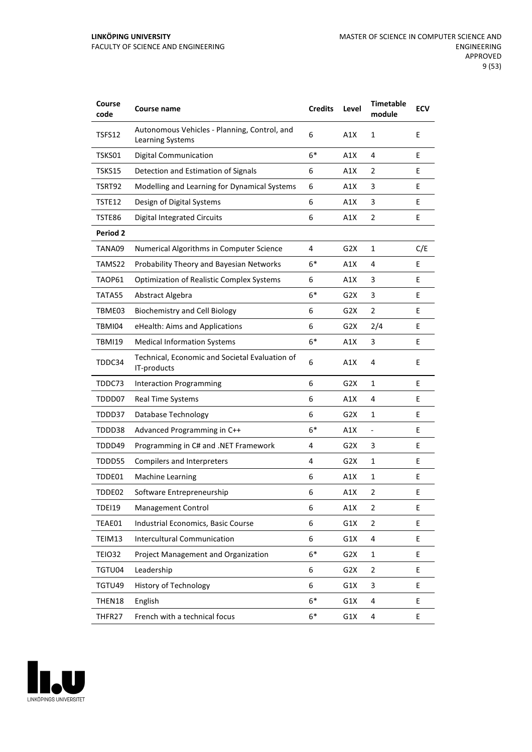| Course code | Course name | Credits | Level | Timetable module | ECV |
|---|---|---|---|---|---|
| TSFS12 | Autonomous Vehicles - Planning, Control, and Learning Systems | 6 | A1X | 1 | E |
| TSKS01 | Digital Communication | 6* | A1X | 4 | E |
| TSKS15 | Detection and Estimation of Signals | 6 | A1X | 2 | E |
| TSRT92 | Modelling and Learning for Dynamical Systems | 6 | A1X | 3 | E |
| TSTE12 | Design of Digital Systems | 6 | A1X | 3 | E |
| TSTE86 | Digital Integrated Circuits | 6 | A1X | 2 | E |
| **Period 2** | | | | | |
| TANA09 | Numerical Algorithms in Computer Science | 4 | G2X | 1 | C/E |
| TAMS22 | Probability Theory and Bayesian Networks | 6* | A1X | 4 | E |
| TAOP61 | Optimization of Realistic Complex Systems | 6 | A1X | 3 | E |
| TATA55 | Abstract Algebra | 6* | G2X | 3 | E |
| TBME03 | Biochemistry and Cell Biology | 6 | G2X | 2 | E |
| TBMI04 | eHealth: Aims and Applications | 6 | G2X | 2/4 | E |
| TBMI19 | Medical Information Systems | 6* | A1X | 3 | E |
| TDDC34 | Technical, Economic and Societal Evaluation of IT-products | 6 | A1X | 4 | E |
| TDDC73 | Interaction Programming | 6 | G2X | 1 | E |
| TDDD07 | Real Time Systems | 6 | A1X | 4 | E |
| TDDD37 | Database Technology | 6 | G2X | 1 | E |
| TDDD38 | Advanced Programming in C++ | 6* | A1X | - | E |
| TDDD49 | Programming in C# and .NET Framework | 4 | G2X | 3 | E |
| TDDD55 | Compilers and Interpreters | 4 | G2X | 1 | E |
| TDDE01 | Machine Learning | 6 | A1X | 1 | E |
| TDDE02 | Software Entrepreneurship | 6 | A1X | 2 | E |
| TDEI19 | Management Control | 6 | A1X | 2 | E |
| TEAE01 | Industrial Economics, Basic Course | 6 | G1X | 2 | E |
| TEIM13 | Intercultural Communication | 6 | G1X | 4 | E |
| TEIO32 | Project Management and Organization | 6* | G2X | 1 | E |
| TGTU04 | Leadership | 6 | G2X | 2 | E |
| TGTU49 | History of Technology | 6 | G1X | 3 | E |
| THEN18 | English | 6* | G1X | 4 | E |
| THFR27 | French with a technical focus | 6* | G1X | 4 | E |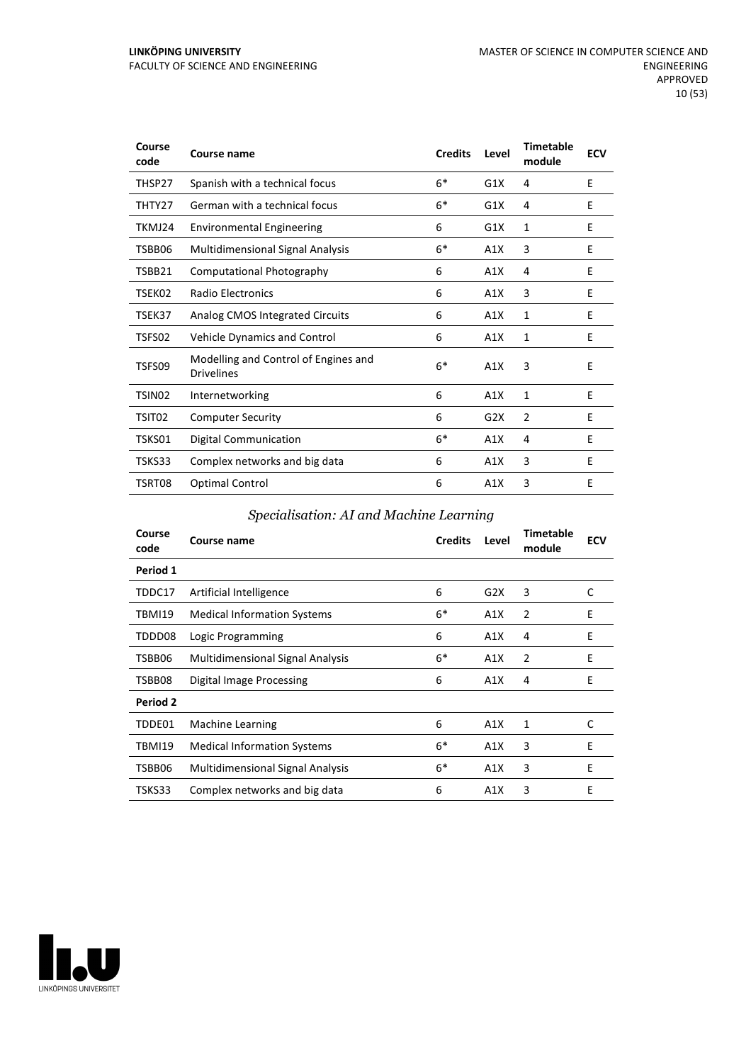| Course code | Course name | Credits | Level | Timetable module | ECV |
|---|---|---|---|---|---|
| THSP27 | Spanish with a technical focus | 6* | G1X | 4 | E |
| THTY27 | German with a technical focus | 6* | G1X | 4 | E |
| TKMJ24 | Environmental Engineering | 6 | G1X | 1 | E |
| TSBB06 | Multidimensional Signal Analysis | 6* | A1X | 3 | E |
| TSBB21 | Computational Photography | 6 | A1X | 4 | E |
| TSEK02 | Radio Electronics | 6 | A1X | 3 | E |
| TSEK37 | Analog CMOS Integrated Circuits | 6 | A1X | 1 | E |
| TSFS02 | Vehicle Dynamics and Control | 6 | A1X | 1 | E |
| TSFS09 | Modelling and Control of Engines and Drivelines | 6* | A1X | 3 | E |
| TSIN02 | Internetworking | 6 | A1X | 1 | E |
| TSIT02 | Computer Security | 6 | G2X | 2 | E |
| TSKS01 | Digital Communication | 6* | A1X | 4 | E |
| TSKS33 | Complex networks and big data | 6 | A1X | 3 | E |
| TSRT08 | Optimal Control | 6 | A1X | 3 | E |

### *Specialisation: AI and Machine Learning*

| Course code | Course name | Credits | Level | Timetable module | ECV |
|---|---|---|---|---|---|
| **Period 1** | | | | | |
| TDDC17 | Artificial Intelligence | 6 | G2X | 3 | C |
| TBMI19 | Medical Information Systems | 6* | A1X | 2 | E |
| TDDD08 | Logic Programming | 6 | A1X | 4 | E |
| TSBB06 | Multidimensional Signal Analysis | 6* | A1X | 2 | E |
| TSBB08 | Digital Image Processing | 6 | A1X | 4 | E |
| **Period 2** | | | | | |
| TDDE01 | Machine Learning | 6 | A1X | 1 | C |
| TBMI19 | Medical Information Systems | 6* | A1X | 3 | E |
| TSBB06 | Multidimensional Signal Analysis | 6* | A1X | 3 | E |
| TSKS33 | Complex networks and big data | 6 | A1X | 3 | E |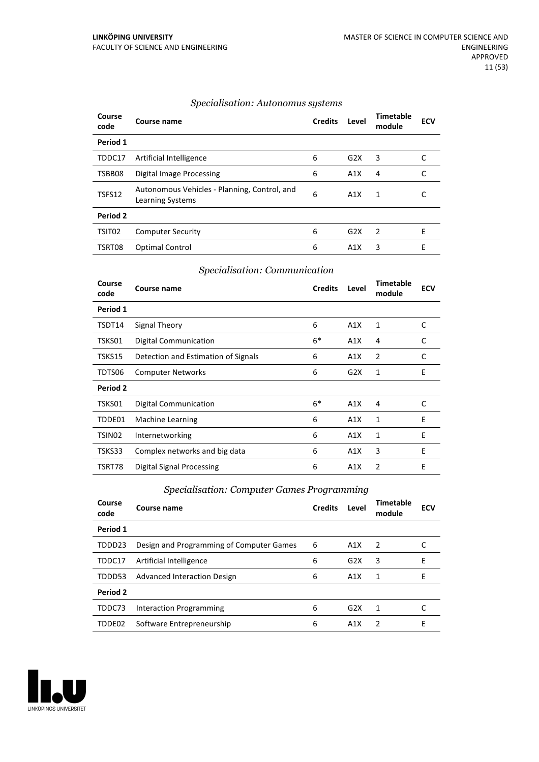### *Specialisation: Autonomus systems*

| Course code | Course name | Credits | Level | Timetable module | ECV |
|---|---|---|---|---|---|
| **Period 1** | | | | | |
| TDDC17 | Artificial Intelligence | 6 | G2X | 3 | C |
| TSBB08 | Digital Image Processing | 6 | A1X | 4 | C |
| TSFS12 | Autonomous Vehicles - Planning, Control, and Learning Systems | 6 | A1X | 1 | C |
| **Period 2** | | | | | |
| TSIT02 | Computer Security | 6 | G2X | 2 | E |
| TSRT08 | Optimal Control | 6 | A1X | 3 | E |

### *Specialisation: Communication*

| Course code | Course name | Credits | Level | Timetable module | ECV |
|---|---|---|---|---|---|
| **Period 1** | | | | | |
| TSDT14 | Signal Theory | 6 | A1X | 1 | C |
| TSKS01 | Digital Communication | 6* | A1X | 4 | C |
| TSKS15 | Detection and Estimation of Signals | 6 | A1X | 2 | C |
| TDTS06 | Computer Networks | 6 | G2X | 1 | E |
| **Period 2** | | | | | |
| TSKS01 | Digital Communication | 6* | A1X | 4 | C |
| TDDE01 | Machine Learning | 6 | A1X | 1 | E |
| TSIN02 | Internetworking | 6 | A1X | 1 | E |
| TSKS33 | Complex networks and big data | 6 | A1X | 3 | E |
| TSRT78 | Digital Signal Processing | 6 | A1X | 2 | E |

### *Specialisation: Computer Games Programming*

| Course code | Course name | Credits | Level | Timetable module | ECV |
|---|---|---|---|---|---|
| **Period 1** | | | | | |
| TDDD23 | Design and Programming of Computer Games | 6 | A1X | 2 | C |
| TDDC17 | Artificial Intelligence | 6 | G2X | 3 | E |
| TDDD53 | Advanced Interaction Design | 6 | A1X | 1 | E |
| **Period 2** | | | | | |
| TDDC73 | Interaction Programming | 6 | G2X | 1 | C |
| TDDE02 | Software Entrepreneurship | 6 | A1X | 2 | E |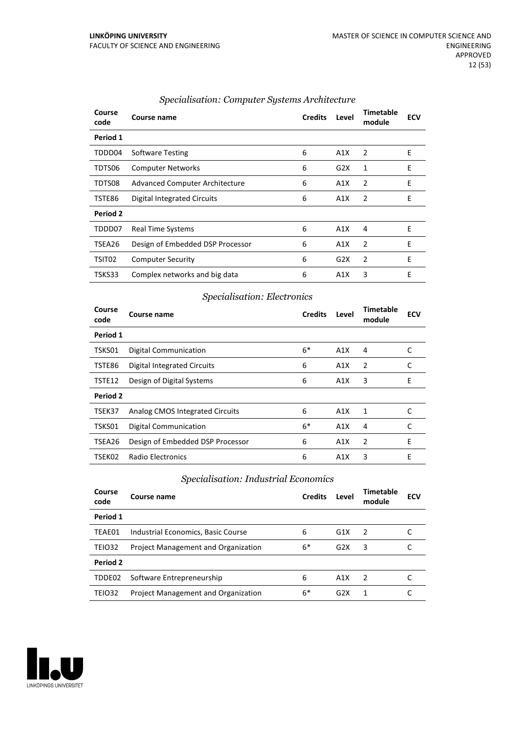### *Specialisation: Computer Systems Architecture*

| Course code | Course name | Credits | Level | Timetable module | ECV |
|---|---|---|---|---|---|
| **Period 1** | | | | | |
| TDDD04 | Software Testing | 6 | A1X | 2 | E |
| TDTS06 | Computer Networks | 6 | G2X | 1 | E |
| TDTS08 | Advanced Computer Architecture | 6 | A1X | 2 | E |
| TSTE86 | Digital Integrated Circuits | 6 | A1X | 2 | E |
| **Period 2** | | | | | |
| TDDD07 | Real Time Systems | 6 | A1X | 4 | E |
| TSEA26 | Design of Embedded DSP Processor | 6 | A1X | 2 | E |
| TSIT02 | Computer Security | 6 | G2X | 2 | E |
| TSKS33 | Complex networks and big data | 6 | A1X | 3 | E |

### *Specialisation: Electronics*

| Course code | Course name | Credits | Level | Timetable module | ECV |
|---|---|---|---|---|---|
| **Period 1** | | | | | |
| TSKS01 | Digital Communication | 6* | A1X | 4 | C |
| TSTE86 | Digital Integrated Circuits | 6 | A1X | 2 | C |
| TSTE12 | Design of Digital Systems | 6 | A1X | 3 | E |
| **Period 2** | | | | | |
| TSEK37 | Analog CMOS Integrated Circuits | 6 | A1X | 1 | C |
| TSKS01 | Digital Communication | 6* | A1X | 4 | C |
| TSEA26 | Design of Embedded DSP Processor | 6 | A1X | 2 | E |
| TSEK02 | Radio Electronics | 6 | A1X | 3 | E |

### *Specialisation: Industrial Economics*

| Course code | Course name | Credits | Level | Timetable module | ECV |
|---|---|---|---|---|---|
| **Period 1** | | | | | |
| TEAE01 | Industrial Economics, Basic Course | 6 | G1X | 2 | C |
| TEIO32 | Project Management and Organization | 6* | G2X | 3 | C |
| **Period 2** | | | | | |
| TDDE02 | Software Entrepreneurship | 6 | A1X | 2 | C |
| TEIO32 | Project Management and Organization | 6* | G2X | 1 | C |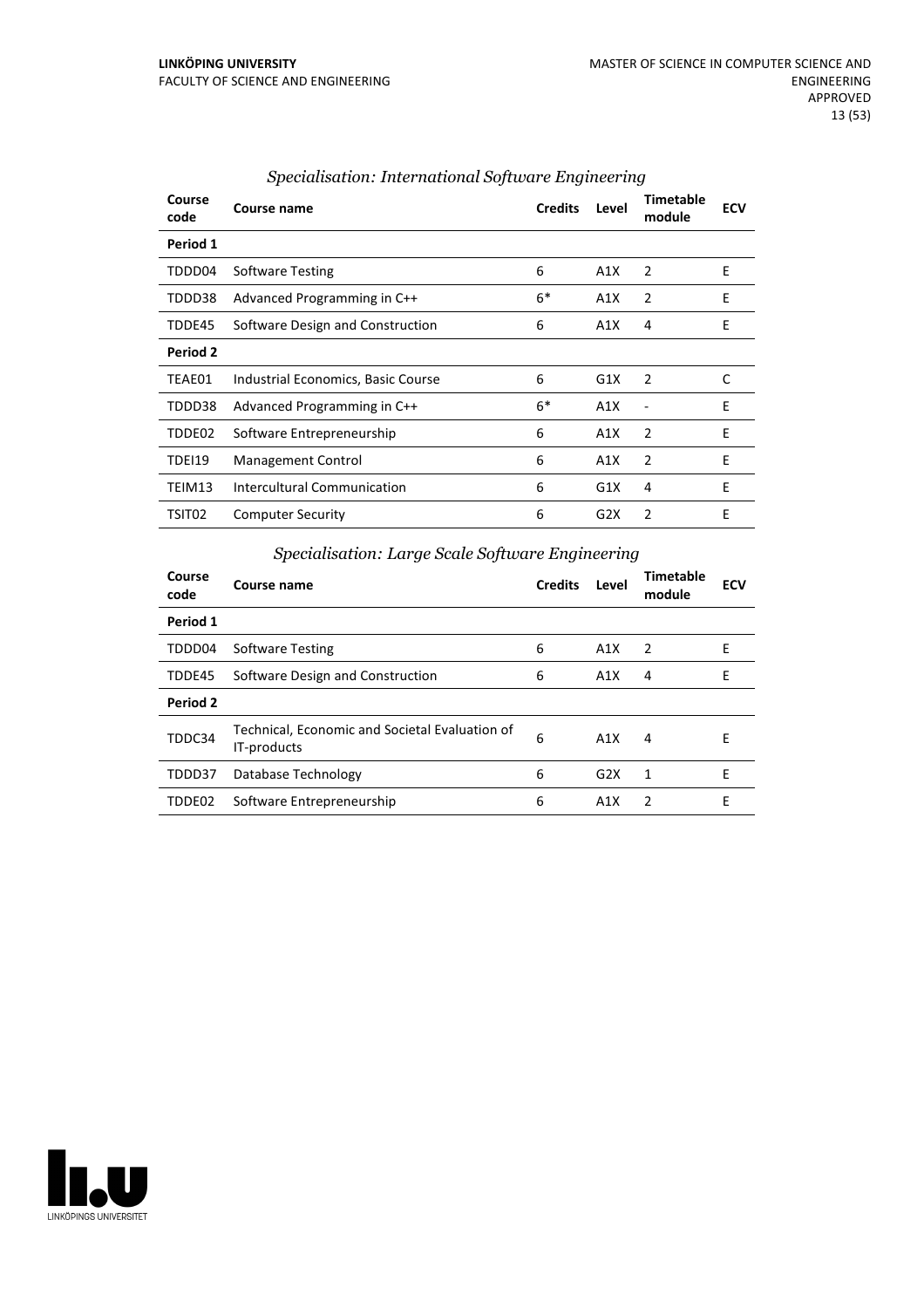### *Specialisation: International Software Engineering*

| Course code | Course name | Credits | Level | Timetable module | ECV |
|---|---|---|---|---|---|
| **Period 1** | | | | | |
| TDDD04 | Software Testing | 6 | A1X | 2 | E |
| TDDD38 | Advanced Programming in C++ | 6* | A1X | 2 | E |
| TDDE45 | Software Design and Construction | 6 | A1X | 4 | E |
| **Period 2** | | | | | |
| TEAE01 | Industrial Economics, Basic Course | 6 | G1X | 2 | C |
| TDDD38 | Advanced Programming in C++ | 6* | A1X | - | E |
| TDDE02 | Software Entrepreneurship | 6 | A1X | 2 | E |
| TDEI19 | Management Control | 6 | A1X | 2 | E |
| TEIM13 | Intercultural Communication | 6 | G1X | 4 | E |
| TSIT02 | Computer Security | 6 | G2X | 2 | E |

### *Specialisation: Large Scale Software Engineering*

| Course code | Course name | Credits | Level | Timetable module | ECV |
|---|---|---|---|---|---|
| **Period 1** | | | | | |
| TDDD04 | Software Testing | 6 | A1X | 2 | E |
| TDDE45 | Software Design and Construction | 6 | A1X | 4 | E |
| **Period 2** | | | | | |
| TDDC34 | Technical, Economic and Societal Evaluation of IT-products | 6 | A1X | 4 | E |
| TDDD37 | Database Technology | 6 | G2X | 1 | E |
| TDDE02 | Software Entrepreneurship | 6 | A1X | 2 | E |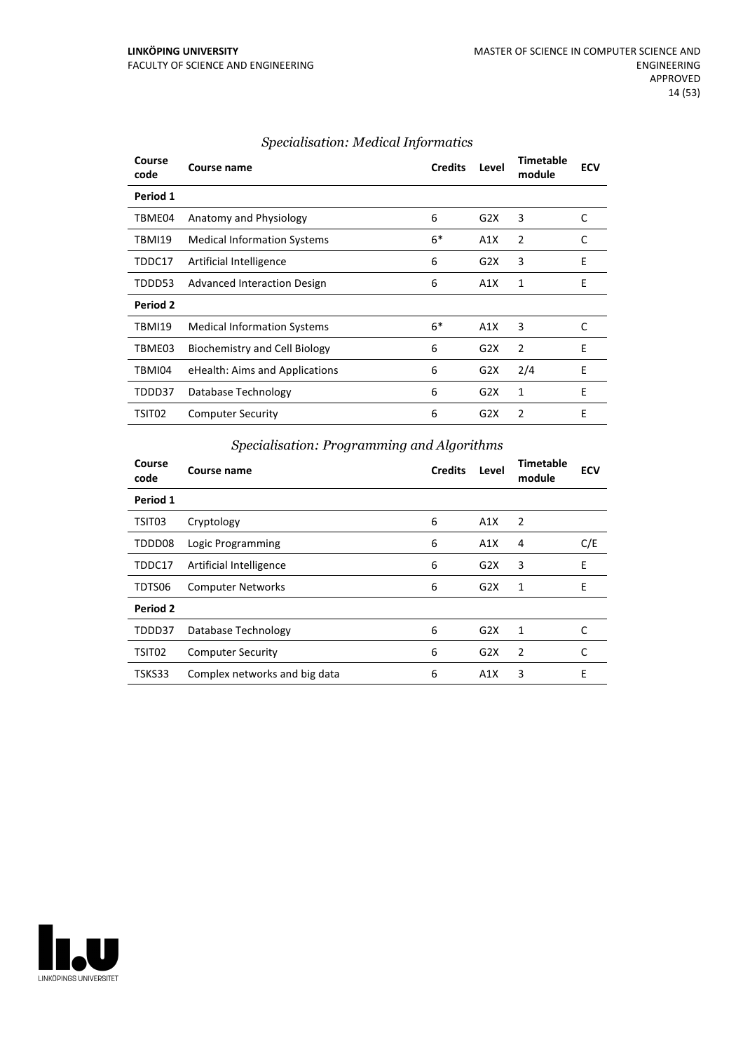### *Specialisation: Medical Informatics*

| Course code | Course name | Credits | Level | Timetable module | ECV |
|---|---|---|---|---|---|
| **Period 1** | | | | | |
| TBME04 | Anatomy and Physiology | 6 | G2X | 3 | C |
| TBMI19 | Medical Information Systems | 6* | A1X | 2 | C |
| TDDC17 | Artificial Intelligence | 6 | G2X | 3 | E |
| TDDD53 | Advanced Interaction Design | 6 | A1X | 1 | E |
| **Period 2** | | | | | |
| TBMI19 | Medical Information Systems | 6* | A1X | 3 | C |
| TBME03 | Biochemistry and Cell Biology | 6 | G2X | 2 | E |
| TBMI04 | eHealth: Aims and Applications | 6 | G2X | 2/4 | E |
| TDDD37 | Database Technology | 6 | G2X | 1 | E |
| TSIT02 | Computer Security | 6 | G2X | 2 | E |

### *Specialisation: Programming and Algorithms*

| Course code | Course name | Credits | Level | Timetable module | ECV |
|---|---|---|---|---|---|
| **Period 1** | | | | | |
| TSIT03 | Cryptology | 6 | A1X | 2 | |
| TDDD08 | Logic Programming | 6 | A1X | 4 | C/E |
| TDDC17 | Artificial Intelligence | 6 | G2X | 3 | E |
| TDTS06 | Computer Networks | 6 | G2X | 1 | E |
| **Period 2** | | | | | |
| TDDD37 | Database Technology | 6 | G2X | 1 | C |
| TSIT02 | Computer Security | 6 | G2X | 2 | C |
| TSKS33 | Complex networks and big data | 6 | A1X | 3 | E |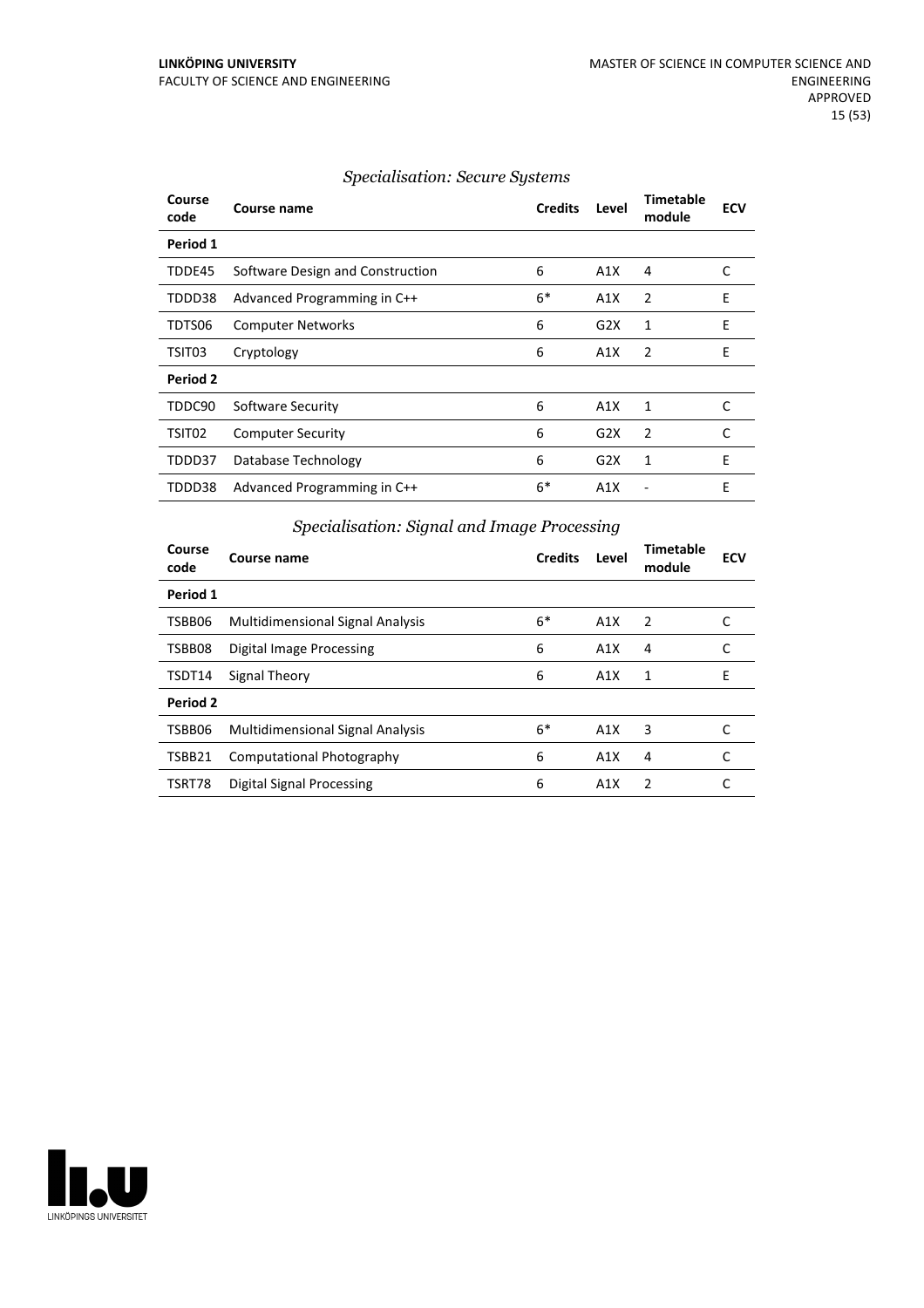### *Specialisation: Secure Systems*

| Course code | Course name | Credits | Level | Timetable module | ECV |
|---|---|---|---|---|---|
| **Period 1** | | | | | |
| TDDE45 | Software Design and Construction | 6 | A1X | 4 | C |
| TDDD38 | Advanced Programming in C++ | 6* | A1X | 2 | E |
| TDTS06 | Computer Networks | 6 | G2X | 1 | E |
| TSIT03 | Cryptology | 6 | A1X | 2 | E |
| **Period 2** | | | | | |
| TDDC90 | Software Security | 6 | A1X | 1 | C |
| TSIT02 | Computer Security | 6 | G2X | 2 | C |
| TDDD37 | Database Technology | 6 | G2X | 1 | E |
| TDDD38 | Advanced Programming in C++ | 6* | A1X | - | E |

### *Specialisation: Signal and Image Processing*

| Course code | Course name | Credits | Level | Timetable module | ECV |
|---|---|---|---|---|---|
| **Period 1** | | | | | |
| TSBB06 | Multidimensional Signal Analysis | 6* | A1X | 2 | C |
| TSBB08 | Digital Image Processing | 6 | A1X | 4 | C |
| TSDT14 | Signal Theory | 6 | A1X | 1 | E |
| **Period 2** | | | | | |
| TSBB06 | Multidimensional Signal Analysis | 6* | A1X | 3 | C |
| TSBB21 | Computational Photography | 6 | A1X | 4 | C |
| TSRT78 | Digital Signal Processing | 6 | A1X | 2 | C |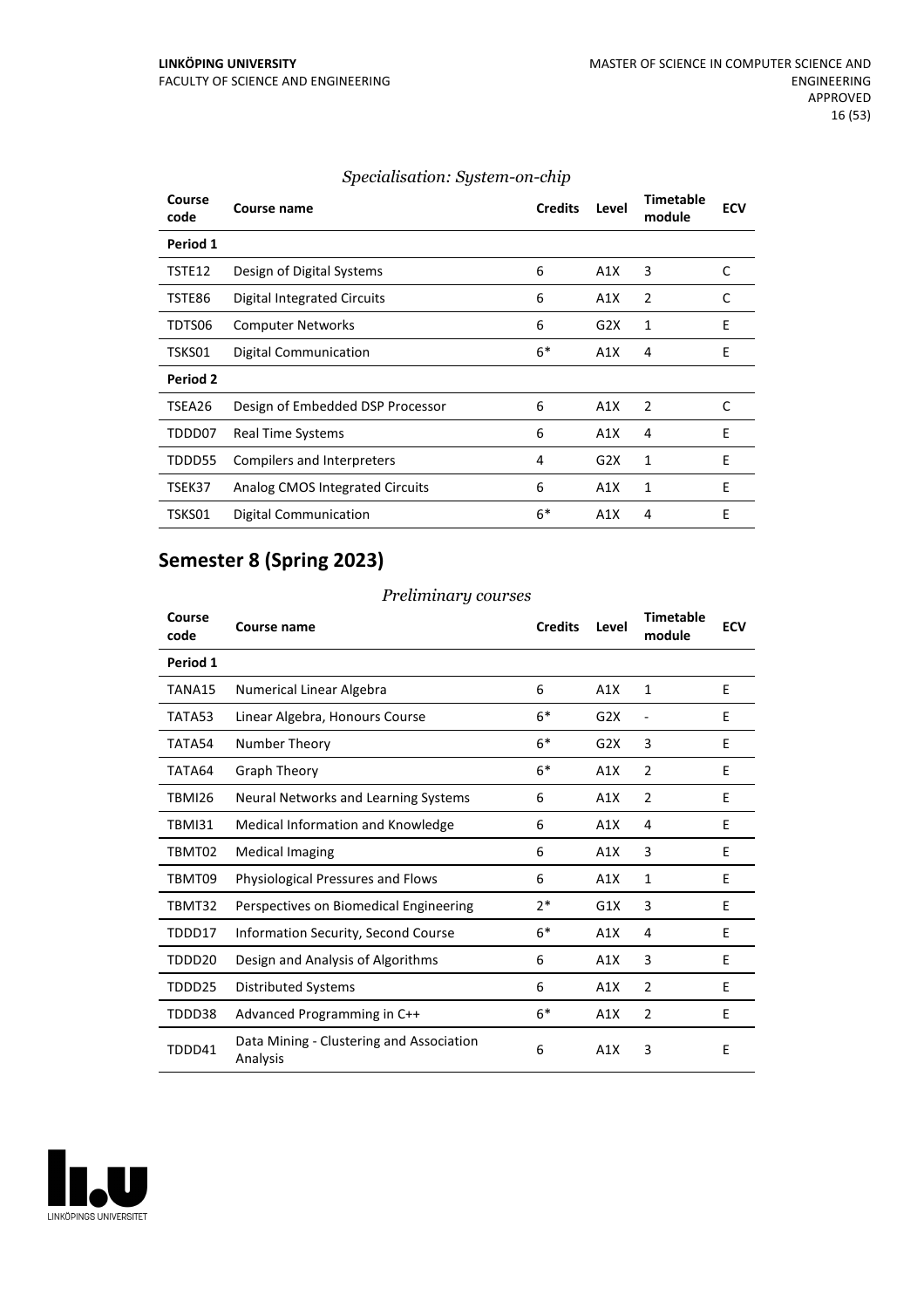*Specialisation: System-on-chip*

| Course code | Course name | Credits | Level | Timetable module | ECV |
|---|---|---|---|---|---|
| **Period 1** | | | | | |
| TSTE12 | Design of Digital Systems | 6 | A1X | 3 | C |
| TSTE86 | Digital Integrated Circuits | 6 | A1X | 2 | C |
| TDTS06 | Computer Networks | 6 | G2X | 1 | E |
| TSKS01 | Digital Communication | 6* | A1X | 4 | E |
| **Period 2** | | | | | |
| TSEA26 | Design of Embedded DSP Processor | 6 | A1X | 2 | C |
| TDDD07 | Real Time Systems | 6 | A1X | 4 | E |
| TDDD55 | Compilers and Interpreters | 4 | G2X | 1 | E |
| TSEK37 | Analog CMOS Integrated Circuits | 6 | A1X | 1 | E |
| TSKS01 | Digital Communication | 6* | A1X | 4 | E |

## Semester 8 (Spring 2023)

*Preliminary courses*

| Course code | Course name | Credits | Level | Timetable module | ECV |
|---|---|---|---|---|---|
| **Period 1** | | | | | |
| TANA15 | Numerical Linear Algebra | 6 | A1X | 1 | E |
| TATA53 | Linear Algebra, Honours Course | 6* | G2X | - | E |
| TATA54 | Number Theory | 6* | G2X | 3 | E |
| TATA64 | Graph Theory | 6* | A1X | 2 | E |
| TBMI26 | Neural Networks and Learning Systems | 6 | A1X | 2 | E |
| TBMI31 | Medical Information and Knowledge | 6 | A1X | 4 | E |
| TBMT02 | Medical Imaging | 6 | A1X | 3 | E |
| TBMT09 | Physiological Pressures and Flows | 6 | A1X | 1 | E |
| TBMT32 | Perspectives on Biomedical Engineering | 2* | G1X | 3 | E |
| TDDD17 | Information Security, Second Course | 6* | A1X | 4 | E |
| TDDD20 | Design and Analysis of Algorithms | 6 | A1X | 3 | E |
| TDDD25 | Distributed Systems | 6 | A1X | 2 | E |
| TDDD38 | Advanced Programming in C++ | 6* | A1X | 2 | E |
| TDDD41 | Data Mining - Clustering and Association Analysis | 6 | A1X | 3 | E |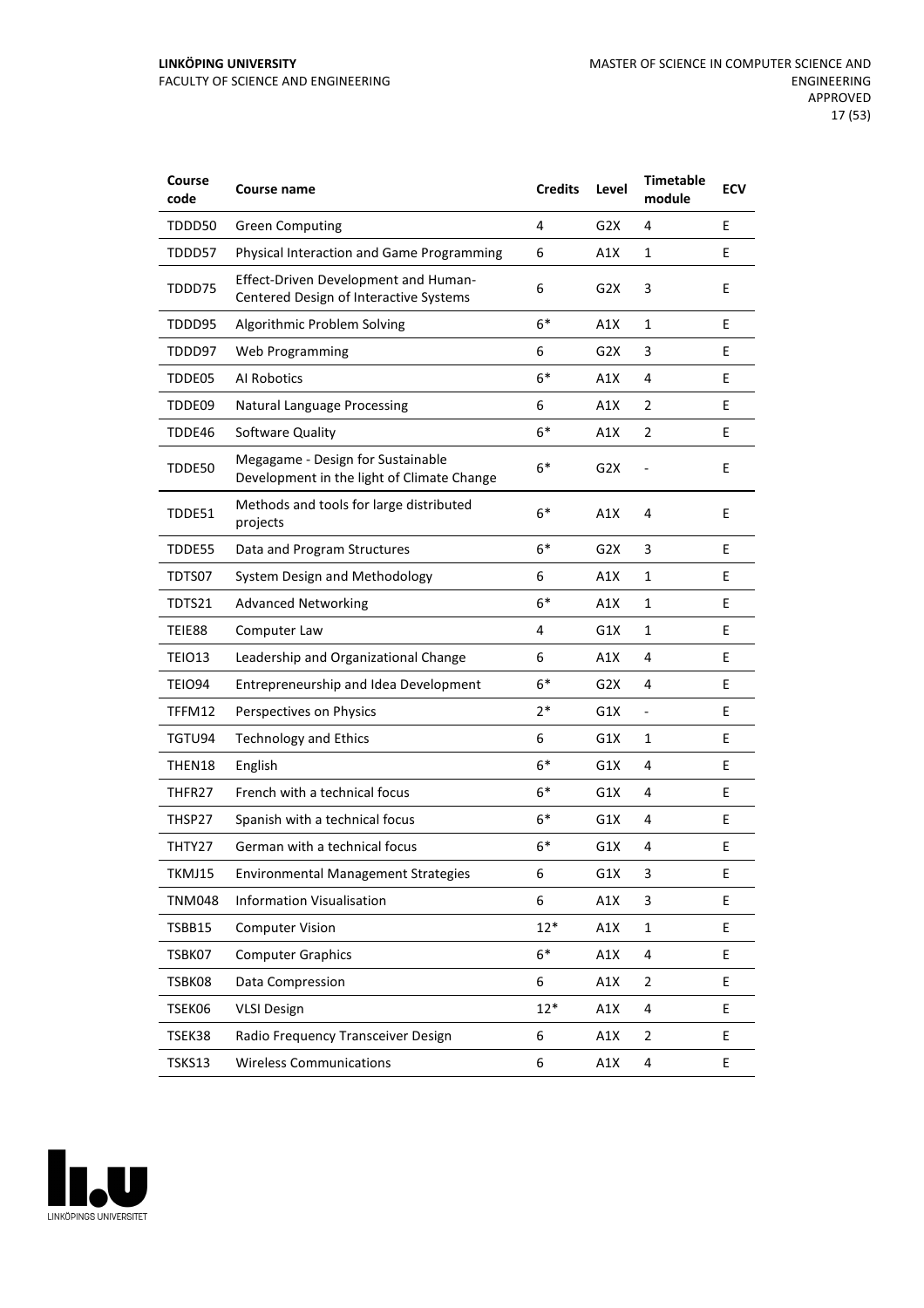| Course code | Course name | Credits | Level | Timetable module | ECV |
|---|---|---|---|---|---|
| TDDD50 | Green Computing | 4 | G2X | 4 | E |
| TDDD57 | Physical Interaction and Game Programming | 6 | A1X | 1 | E |
| TDDD75 | Effect-Driven Development and Human-Centered Design of Interactive Systems | 6 | G2X | 3 | E |
| TDDD95 | Algorithmic Problem Solving | 6* | A1X | 1 | E |
| TDDD97 | Web Programming | 6 | G2X | 3 | E |
| TDDE05 | AI Robotics | 6* | A1X | 4 | E |
| TDDE09 | Natural Language Processing | 6 | A1X | 2 | E |
| TDDE46 | Software Quality | 6* | A1X | 2 | E |
| TDDE50 | Megagame - Design for Sustainable Development in the light of Climate Change | 6* | G2X | - | E |
| TDDE51 | Methods and tools for large distributed projects | 6* | A1X | 4 | E |
| TDDE55 | Data and Program Structures | 6* | G2X | 3 | E |
| TDTS07 | System Design and Methodology | 6 | A1X | 1 | E |
| TDTS21 | Advanced Networking | 6* | A1X | 1 | E |
| TEIE88 | Computer Law | 4 | G1X | 1 | E |
| TEIO13 | Leadership and Organizational Change | 6 | A1X | 4 | E |
| TEIO94 | Entrepreneurship and Idea Development | 6* | G2X | 4 | E |
| TFFM12 | Perspectives on Physics | 2* | G1X | - | E |
| TGTU94 | Technology and Ethics | 6 | G1X | 1 | E |
| THEN18 | English | 6* | G1X | 4 | E |
| THFR27 | French with a technical focus | 6* | G1X | 4 | E |
| THSP27 | Spanish with a technical focus | 6* | G1X | 4 | E |
| THTY27 | German with a technical focus | 6* | G1X | 4 | E |
| TKMJ15 | Environmental Management Strategies | 6 | G1X | 3 | E |
| TNM048 | Information Visualisation | 6 | A1X | 3 | E |
| TSBB15 | Computer Vision | 12* | A1X | 1 | E |
| TSBK07 | Computer Graphics | 6* | A1X | 4 | E |
| TSBK08 | Data Compression | 6 | A1X | 2 | E |
| TSEK06 | VLSI Design | 12* | A1X | 4 | E |
| TSEK38 | Radio Frequency Transceiver Design | 6 | A1X | 2 | E |
| TSKS13 | Wireless Communications | 6 | A1X | 4 | E |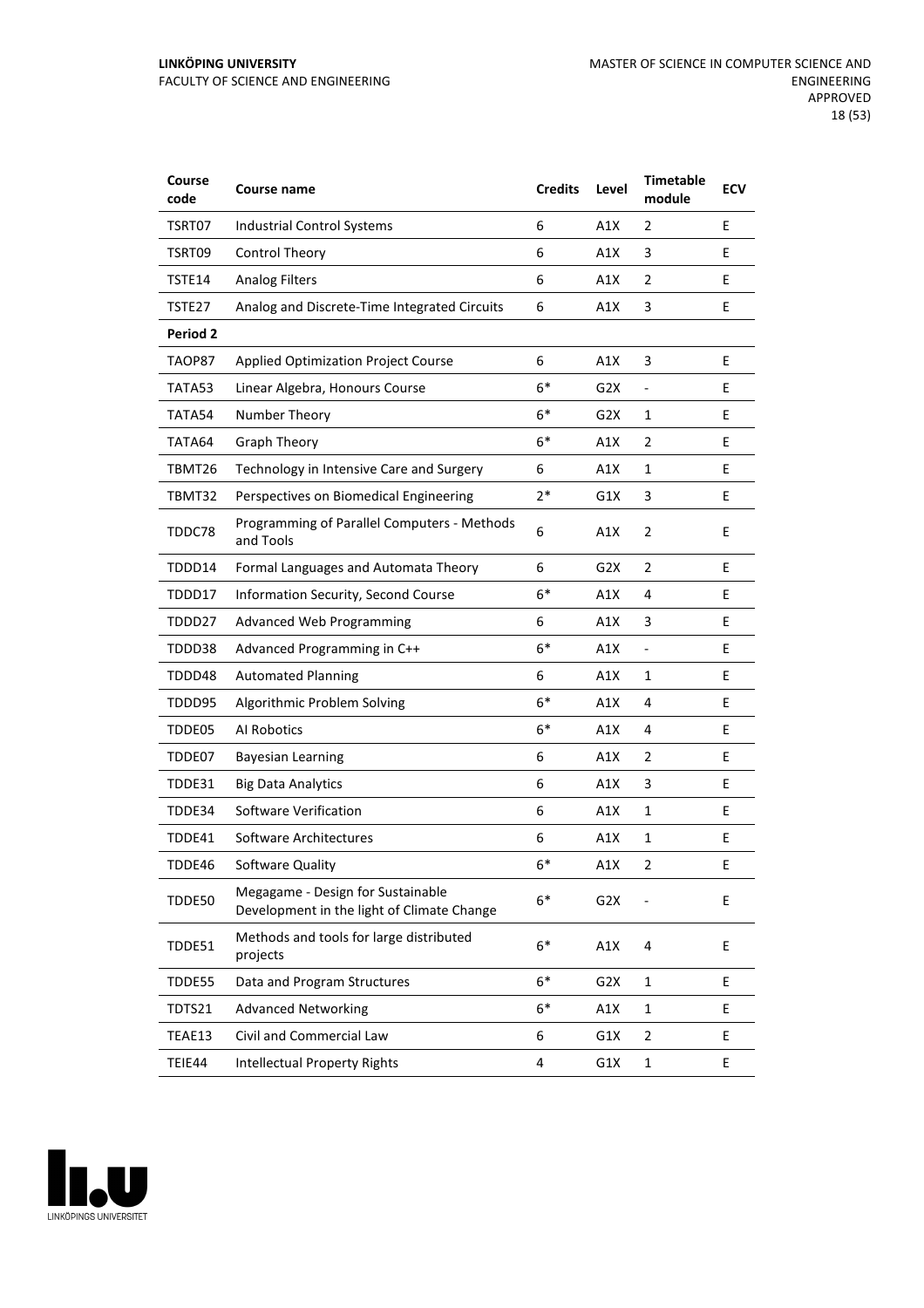| Course code | Course name | Credits | Level | Timetable module | ECV |
|---|---|---|---|---|---|
| TSRT07 | Industrial Control Systems | 6 | A1X | 2 | E |
| TSRT09 | Control Theory | 6 | A1X | 3 | E |
| TSTE14 | Analog Filters | 6 | A1X | 2 | E |
| TSTE27 | Analog and Discrete-Time Integrated Circuits | 6 | A1X | 3 | E |
| **Period 2** | | | | | |
| TAOP87 | Applied Optimization Project Course | 6 | A1X | 3 | E |
| TATA53 | Linear Algebra, Honours Course | 6* | G2X | - | E |
| TATA54 | Number Theory | 6* | G2X | 1 | E |
| TATA64 | Graph Theory | 6* | A1X | 2 | E |
| TBMT26 | Technology in Intensive Care and Surgery | 6 | A1X | 1 | E |
| TBMT32 | Perspectives on Biomedical Engineering | 2* | G1X | 3 | E |
| TDDC78 | Programming of Parallel Computers - Methods and Tools | 6 | A1X | 2 | E |
| TDDD14 | Formal Languages and Automata Theory | 6 | G2X | 2 | E |
| TDDD17 | Information Security, Second Course | 6* | A1X | 4 | E |
| TDDD27 | Advanced Web Programming | 6 | A1X | 3 | E |
| TDDD38 | Advanced Programming in C++ | 6* | A1X | - | E |
| TDDD48 | Automated Planning | 6 | A1X | 1 | E |
| TDDD95 | Algorithmic Problem Solving | 6* | A1X | 4 | E |
| TDDE05 | AI Robotics | 6* | A1X | 4 | E |
| TDDE07 | Bayesian Learning | 6 | A1X | 2 | E |
| TDDE31 | Big Data Analytics | 6 | A1X | 3 | E |
| TDDE34 | Software Verification | 6 | A1X | 1 | E |
| TDDE41 | Software Architectures | 6 | A1X | 1 | E |
| TDDE46 | Software Quality | 6* | A1X | 2 | E |
| TDDE50 | Megagame - Design for Sustainable Development in the light of Climate Change | 6* | G2X | - | E |
| TDDE51 | Methods and tools for large distributed projects | 6* | A1X | 4 | E |
| TDDE55 | Data and Program Structures | 6* | G2X | 1 | E |
| TDTS21 | Advanced Networking | 6* | A1X | 1 | E |
| TEAE13 | Civil and Commercial Law | 6 | G1X | 2 | E |
| TEIE44 | Intellectual Property Rights | 4 | G1X | 1 | E |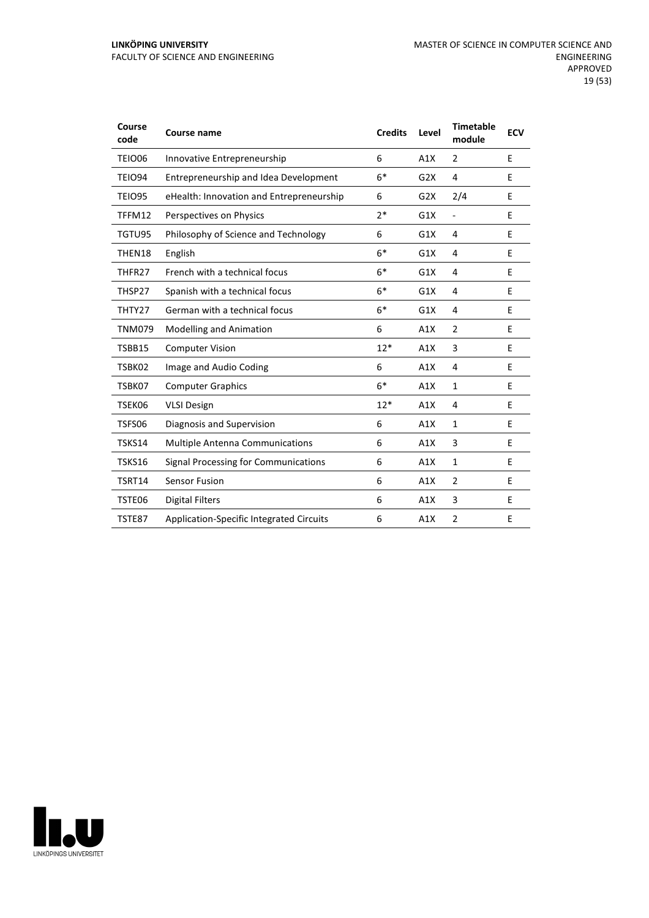| Course code | Course name | Credits | Level | Timetable module | ECV |
|---|---|---|---|---|---|
| TEIO06 | Innovative Entrepreneurship | 6 | A1X | 2 | E |
| TEIO94 | Entrepreneurship and Idea Development | 6* | G2X | 4 | E |
| TEIO95 | eHealth: Innovation and Entrepreneurship | 6 | G2X | 2/4 | E |
| TFFM12 | Perspectives on Physics | 2* | G1X | - | E |
| TGTU95 | Philosophy of Science and Technology | 6 | G1X | 4 | E |
| THEN18 | English | 6* | G1X | 4 | E |
| THFR27 | French with a technical focus | 6* | G1X | 4 | E |
| THSP27 | Spanish with a technical focus | 6* | G1X | 4 | E |
| THTY27 | German with a technical focus | 6* | G1X | 4 | E |
| TNM079 | Modelling and Animation | 6 | A1X | 2 | E |
| TSBB15 | Computer Vision | 12* | A1X | 3 | E |
| TSBK02 | Image and Audio Coding | 6 | A1X | 4 | E |
| TSBK07 | Computer Graphics | 6* | A1X | 1 | E |
| TSEK06 | VLSI Design | 12* | A1X | 4 | E |
| TSFS06 | Diagnosis and Supervision | 6 | A1X | 1 | E |
| TSKS14 | Multiple Antenna Communications | 6 | A1X | 3 | E |
| TSKS16 | Signal Processing for Communications | 6 | A1X | 1 | E |
| TSRT14 | Sensor Fusion | 6 | A1X | 2 | E |
| TSTE06 | Digital Filters | 6 | A1X | 3 | E |
| TSTE87 | Application-Specific Integrated Circuits | 6 | A1X | 2 | E |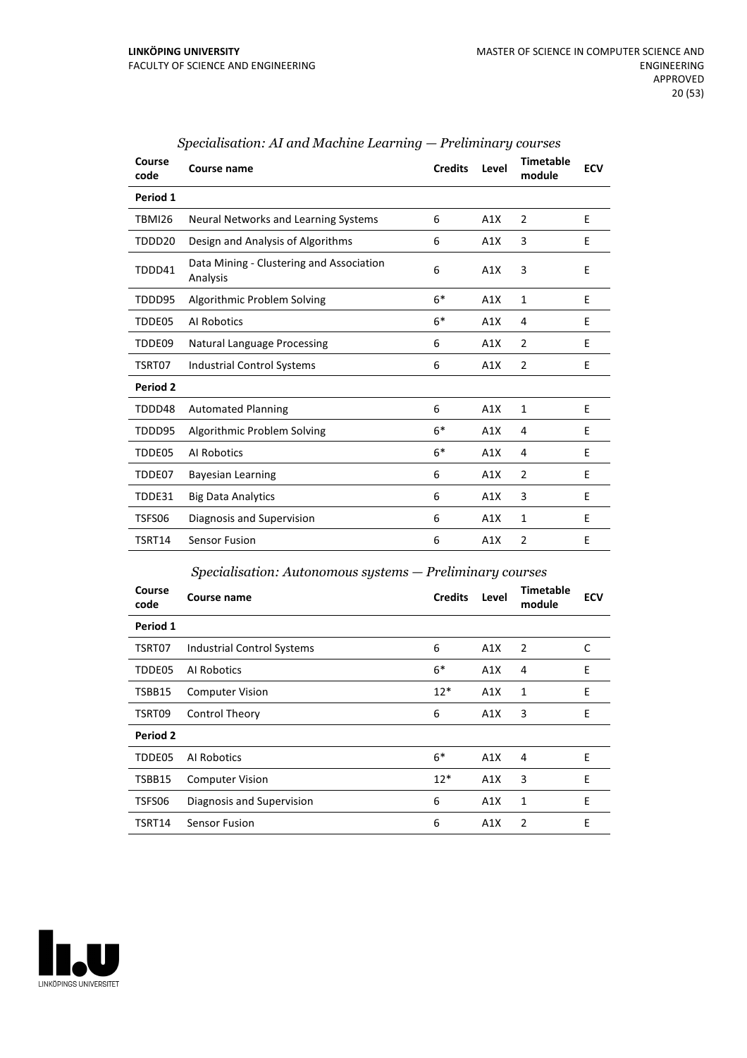*Specialisation: AI and Machine Learning — Preliminary courses*

| Course code | Course name | Credits | Level | Timetable module | ECV |
|---|---|---|---|---|---|
| **Period 1** | | | | | |
| TBMI26 | Neural Networks and Learning Systems | 6 | A1X | 2 | E |
| TDDD20 | Design and Analysis of Algorithms | 6 | A1X | 3 | E |
| TDDD41 | Data Mining - Clustering and Association Analysis | 6 | A1X | 3 | E |
| TDDD95 | Algorithmic Problem Solving | 6* | A1X | 1 | E |
| TDDE05 | AI Robotics | 6* | A1X | 4 | E |
| TDDE09 | Natural Language Processing | 6 | A1X | 2 | E |
| TSRT07 | Industrial Control Systems | 6 | A1X | 2 | E |
| **Period 2** | | | | | |
| TDDD48 | Automated Planning | 6 | A1X | 1 | E |
| TDDD95 | Algorithmic Problem Solving | 6* | A1X | 4 | E |
| TDDE05 | AI Robotics | 6* | A1X | 4 | E |
| TDDE07 | Bayesian Learning | 6 | A1X | 2 | E |
| TDDE31 | Big Data Analytics | 6 | A1X | 3 | E |
| TSFS06 | Diagnosis and Supervision | 6 | A1X | 1 | E |
| TSRT14 | Sensor Fusion | 6 | A1X | 2 | E |

*Specialisation: Autonomous systems — Preliminary courses*

| Course code | Course name | Credits | Level | Timetable module | ECV |
|---|---|---|---|---|---|
| **Period 1** | | | | | |
| TSRT07 | Industrial Control Systems | 6 | A1X | 2 | C |
| TDDE05 | AI Robotics | 6* | A1X | 4 | E |
| TSBB15 | Computer Vision | 12* | A1X | 1 | E |
| TSRT09 | Control Theory | 6 | A1X | 3 | E |
| **Period 2** | | | | | |
| TDDE05 | AI Robotics | 6* | A1X | 4 | E |
| TSBB15 | Computer Vision | 12* | A1X | 3 | E |
| TSFS06 | Diagnosis and Supervision | 6 | A1X | 1 | E |
| TSRT14 | Sensor Fusion | 6 | A1X | 2 | E |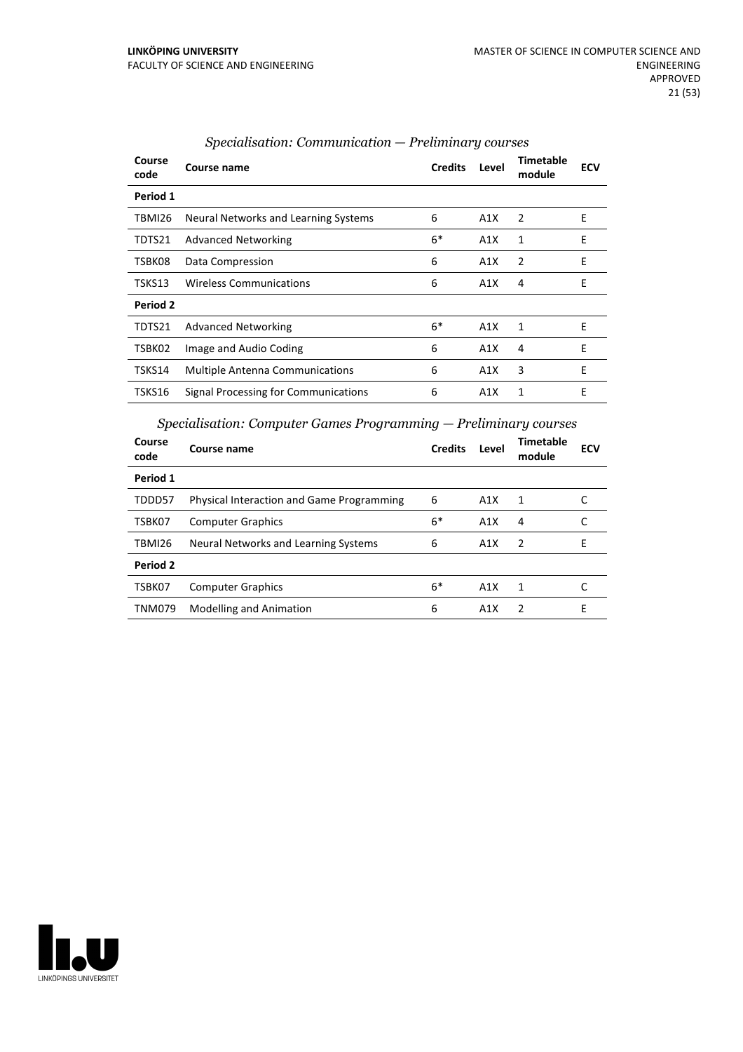*Specialisation: Communication — Preliminary courses*

| Course code | Course name | Credits | Level | Timetable module | ECV |
|---|---|---|---|---|---|
| **Period 1** | | | | | |
| TBMI26 | Neural Networks and Learning Systems | 6 | A1X | 2 | E |
| TDTS21 | Advanced Networking | 6* | A1X | 1 | E |
| TSBK08 | Data Compression | 6 | A1X | 2 | E |
| TSKS13 | Wireless Communications | 6 | A1X | 4 | E |
| **Period 2** | | | | | |
| TDTS21 | Advanced Networking | 6* | A1X | 1 | E |
| TSBK02 | Image and Audio Coding | 6 | A1X | 4 | E |
| TSKS14 | Multiple Antenna Communications | 6 | A1X | 3 | E |
| TSKS16 | Signal Processing for Communications | 6 | A1X | 1 | E |

*Specialisation: Computer Games Programming — Preliminary courses*

| Course code | Course name | Credits | Level | Timetable module | ECV |
|---|---|---|---|---|---|
| **Period 1** | | | | | |
| TDDD57 | Physical Interaction and Game Programming | 6 | A1X | 1 | C |
| TSBK07 | Computer Graphics | 6* | A1X | 4 | C |
| TBMI26 | Neural Networks and Learning Systems | 6 | A1X | 2 | E |
| **Period 2** | | | | | |
| TSBK07 | Computer Graphics | 6* | A1X | 1 | C |
| TNM079 | Modelling and Animation | 6 | A1X | 2 | E |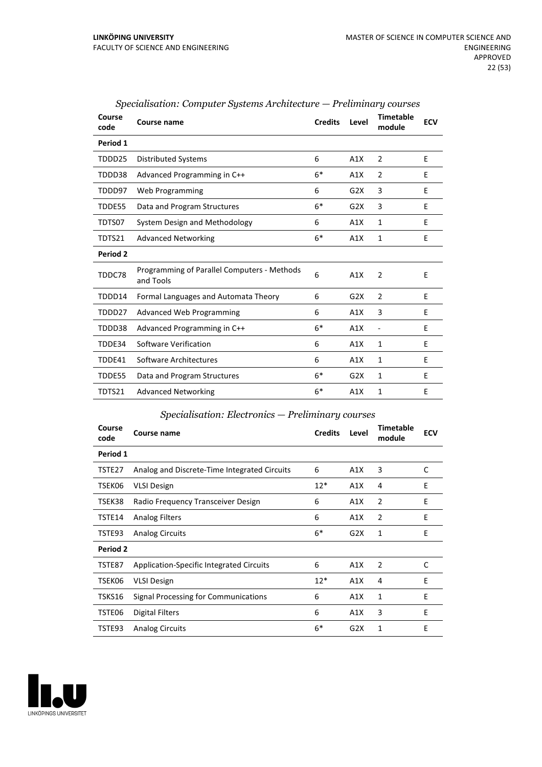*Specialisation: Computer Systems Architecture — Preliminary courses*

| Course code | Course name | Credits | Level | Timetable module | ECV |
|---|---|---|---|---|---|
| **Period 1** | | | | | |
| TDDD25 | Distributed Systems | 6 | A1X | 2 | E |
| TDDD38 | Advanced Programming in C++ | 6* | A1X | 2 | E |
| TDDD97 | Web Programming | 6 | G2X | 3 | E |
| TDDE55 | Data and Program Structures | 6* | G2X | 3 | E |
| TDTS07 | System Design and Methodology | 6 | A1X | 1 | E |
| TDTS21 | Advanced Networking | 6* | A1X | 1 | E |
| **Period 2** | | | | | |
| TDDC78 | Programming of Parallel Computers - Methods and Tools | 6 | A1X | 2 | E |
| TDDD14 | Formal Languages and Automata Theory | 6 | G2X | 2 | E |
| TDDD27 | Advanced Web Programming | 6 | A1X | 3 | E |
| TDDD38 | Advanced Programming in C++ | 6* | A1X | - | E |
| TDDE34 | Software Verification | 6 | A1X | 1 | E |
| TDDE41 | Software Architectures | 6 | A1X | 1 | E |
| TDDE55 | Data and Program Structures | 6* | G2X | 1 | E |
| TDTS21 | Advanced Networking | 6* | A1X | 1 | E |

*Specialisation: Electronics — Preliminary courses*

| Course code | Course name | Credits | Level | Timetable module | ECV |
|---|---|---|---|---|---|
| **Period 1** | | | | | |
| TSTE27 | Analog and Discrete-Time Integrated Circuits | 6 | A1X | 3 | C |
| TSEK06 | VLSI Design | 12* | A1X | 4 | E |
| TSEK38 | Radio Frequency Transceiver Design | 6 | A1X | 2 | E |
| TSTE14 | Analog Filters | 6 | A1X | 2 | E |
| TSTE93 | Analog Circuits | 6* | G2X | 1 | E |
| **Period 2** | | | | | |
| TSTE87 | Application-Specific Integrated Circuits | 6 | A1X | 2 | C |
| TSEK06 | VLSI Design | 12* | A1X | 4 | E |
| TSKS16 | Signal Processing for Communications | 6 | A1X | 1 | E |
| TSTE06 | Digital Filters | 6 | A1X | 3 | E |
| TSTE93 | Analog Circuits | 6* | G2X | 1 | E |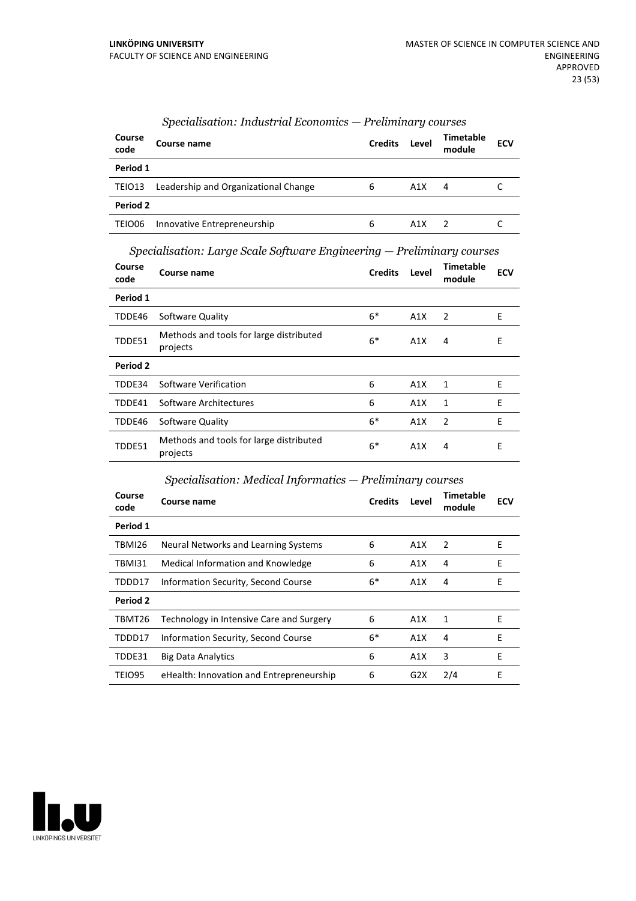### *Specialisation: Industrial Economics — Preliminary courses*

| Course code | Course name | Credits | Level | Timetable module | ECV |
|---|---|---|---|---|---|
| **Period 1** | | | | | |
| TEIO13 | Leadership and Organizational Change | 6 | A1X | 4 | C |
| **Period 2** | | | | | |
| TEIO06 | Innovative Entrepreneurship | 6 | A1X | 2 | C |

### *Specialisation: Large Scale Software Engineering — Preliminary courses*

| Course code | Course name | Credits | Level | Timetable module | ECV |
|---|---|---|---|---|---|
| **Period 1** | | | | | |
| TDDE46 | Software Quality | 6* | A1X | 2 | E |
| TDDE51 | Methods and tools for large distributed projects | 6* | A1X | 4 | E |
| **Period 2** | | | | | |
| TDDE34 | Software Verification | 6 | A1X | 1 | E |
| TDDE41 | Software Architectures | 6 | A1X | 1 | E |
| TDDE46 | Software Quality | 6* | A1X | 2 | E |
| TDDE51 | Methods and tools for large distributed projects | 6* | A1X | 4 | E |

### *Specialisation: Medical Informatics — Preliminary courses*

| Course code | Course name | Credits | Level | Timetable module | ECV |
|---|---|---|---|---|---|
| **Period 1** | | | | | |
| TBMI26 | Neural Networks and Learning Systems | 6 | A1X | 2 | E |
| TBMI31 | Medical Information and Knowledge | 6 | A1X | 4 | E |
| TDDD17 | Information Security, Second Course | 6* | A1X | 4 | E |
| **Period 2** | | | | | |
| TBMT26 | Technology in Intensive Care and Surgery | 6 | A1X | 1 | E |
| TDDD17 | Information Security, Second Course | 6* | A1X | 4 | E |
| TDDE31 | Big Data Analytics | 6 | A1X | 3 | E |
| TEIO95 | eHealth: Innovation and Entrepreneurship | 6 | G2X | 2/4 | E |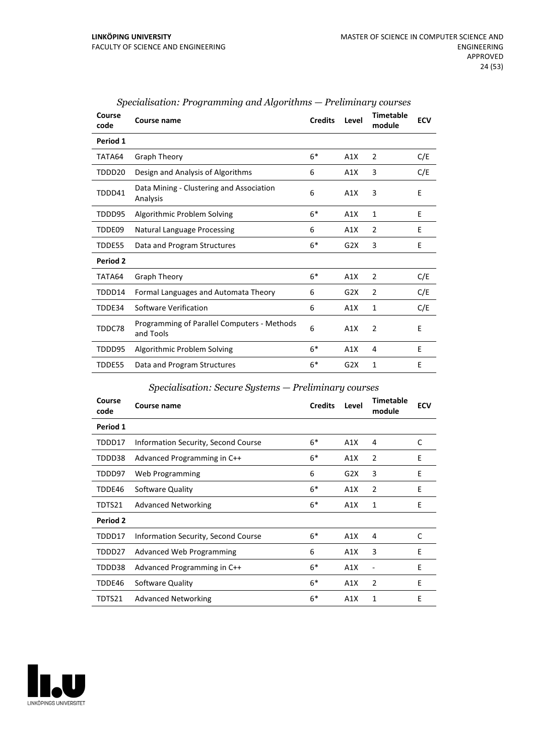### *Specialisation: Programming and Algorithms — Preliminary courses*

| Course code | Course name | Credits | Level | Timetable module | ECV |
|---|---|---|---|---|---|
| **Period 1** | | | | | |
| TATA64 | Graph Theory | 6* | A1X | 2 | C/E |
| TDDD20 | Design and Analysis of Algorithms | 6 | A1X | 3 | C/E |
| TDDD41 | Data Mining - Clustering and Association Analysis | 6 | A1X | 3 | E |
| TDDD95 | Algorithmic Problem Solving | 6* | A1X | 1 | E |
| TDDE09 | Natural Language Processing | 6 | A1X | 2 | E |
| TDDE55 | Data and Program Structures | 6* | G2X | 3 | E |
| **Period 2** | | | | | |
| TATA64 | Graph Theory | 6* | A1X | 2 | C/E |
| TDDD14 | Formal Languages and Automata Theory | 6 | G2X | 2 | C/E |
| TDDE34 | Software Verification | 6 | A1X | 1 | C/E |
| TDDC78 | Programming of Parallel Computers - Methods and Tools | 6 | A1X | 2 | E |
| TDDD95 | Algorithmic Problem Solving | 6* | A1X | 4 | E |
| TDDE55 | Data and Program Structures | 6* | G2X | 1 | E |

### *Specialisation: Secure Systems — Preliminary courses*

| Course code | Course name | Credits | Level | Timetable module | ECV |
|---|---|---|---|---|---|
| **Period 1** | | | | | |
| TDDD17 | Information Security, Second Course | 6* | A1X | 4 | C |
| TDDD38 | Advanced Programming in C++ | 6* | A1X | 2 | E |
| TDDD97 | Web Programming | 6 | G2X | 3 | E |
| TDDE46 | Software Quality | 6* | A1X | 2 | E |
| TDTS21 | Advanced Networking | 6* | A1X | 1 | E |
| **Period 2** | | | | | |
| TDDD17 | Information Security, Second Course | 6* | A1X | 4 | C |
| TDDD27 | Advanced Web Programming | 6 | A1X | 3 | E |
| TDDD38 | Advanced Programming in C++ | 6* | A1X | - | E |
| TDDE46 | Software Quality | 6* | A1X | 2 | E |
| TDTS21 | Advanced Networking | 6* | A1X | 1 | E |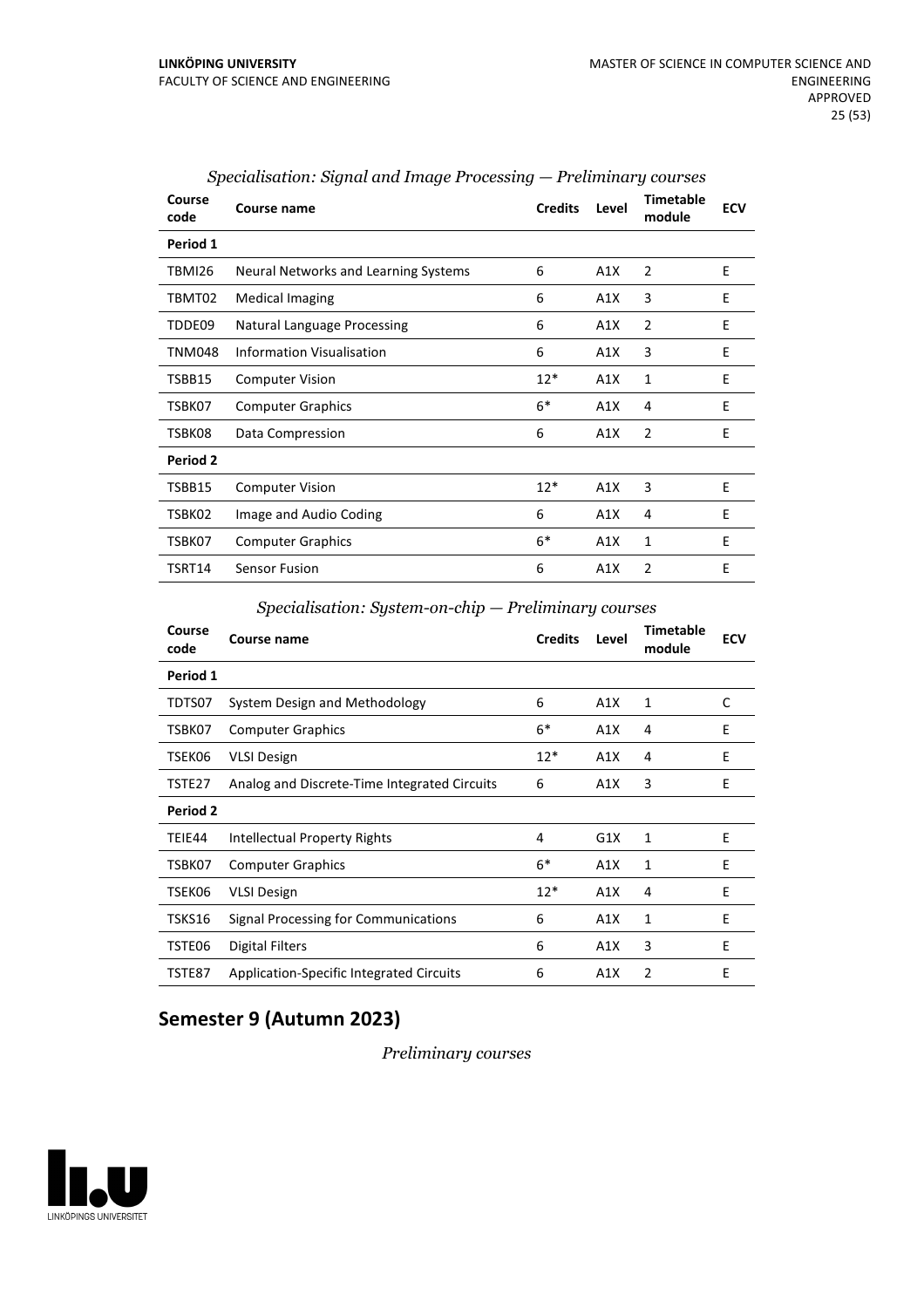*Specialisation: Signal and Image Processing — Preliminary courses*

| Course code | Course name | Credits | Level | Timetable module | ECV |
|---|---|---|---|---|---|
| **Period 1** | | | | | |
| TBMI26 | Neural Networks and Learning Systems | 6 | A1X | 2 | E |
| TBMT02 | Medical Imaging | 6 | A1X | 3 | E |
| TDDE09 | Natural Language Processing | 6 | A1X | 2 | E |
| TNM048 | Information Visualisation | 6 | A1X | 3 | E |
| TSBB15 | Computer Vision | 12* | A1X | 1 | E |
| TSBK07 | Computer Graphics | 6* | A1X | 4 | E |
| TSBK08 | Data Compression | 6 | A1X | 2 | E |
| **Period 2** | | | | | |
| TSBB15 | Computer Vision | 12* | A1X | 3 | E |
| TSBK02 | Image and Audio Coding | 6 | A1X | 4 | E |
| TSBK07 | Computer Graphics | 6* | A1X | 1 | E |
| TSRT14 | Sensor Fusion | 6 | A1X | 2 | E |

*Specialisation: System-on-chip — Preliminary courses*

| Course code | Course name | Credits | Level | Timetable module | ECV |
|---|---|---|---|---|---|
| **Period 1** | | | | | |
| TDTS07 | System Design and Methodology | 6 | A1X | 1 | C |
| TSBK07 | Computer Graphics | 6* | A1X | 4 | E |
| TSEK06 | VLSI Design | 12* | A1X | 4 | E |
| TSTE27 | Analog and Discrete-Time Integrated Circuits | 6 | A1X | 3 | E |
| **Period 2** | | | | | |
| TEIE44 | Intellectual Property Rights | 4 | G1X | 1 | E |
| TSBK07 | Computer Graphics | 6* | A1X | 1 | E |
| TSEK06 | VLSI Design | 12* | A1X | 4 | E |
| TSKS16 | Signal Processing for Communications | 6 | A1X | 1 | E |
| TSTE06 | Digital Filters | 6 | A1X | 3 | E |
| TSTE87 | Application-Specific Integrated Circuits | 6 | A1X | 2 | E |

## Semester 9 (Autumn 2023)

*Preliminary courses*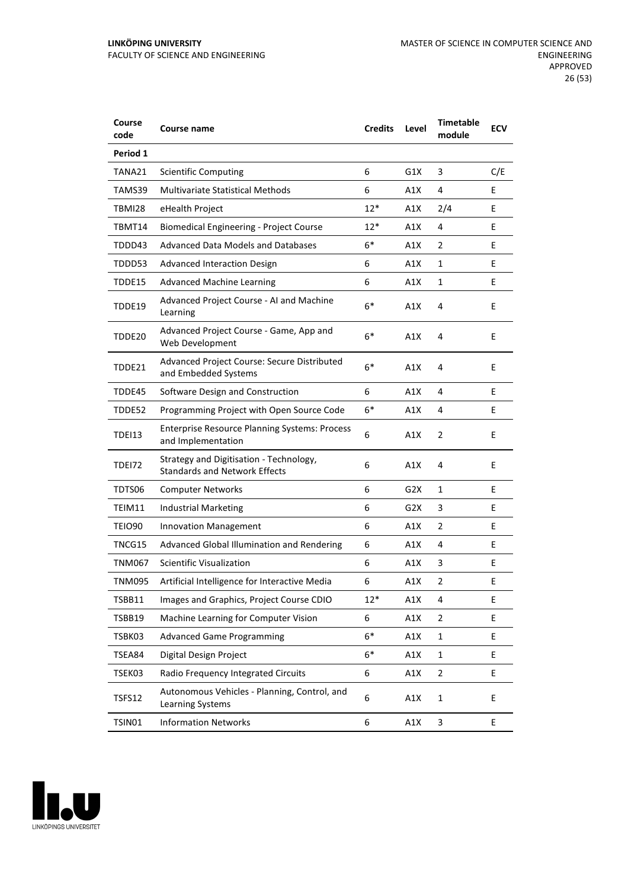| Course code | Course name | Credits | Level | Timetable module | ECV |
|---|---|---|---|---|---|
| **Period 1** | | | | | |
| TANA21 | Scientific Computing | 6 | G1X | 3 | C/E |
| TAMS39 | Multivariate Statistical Methods | 6 | A1X | 4 | E |
| TBMI28 | eHealth Project | 12* | A1X | 2/4 | E |
| TBMT14 | Biomedical Engineering - Project Course | 12* | A1X | 4 | E |
| TDDD43 | Advanced Data Models and Databases | 6* | A1X | 2 | E |
| TDDD53 | Advanced Interaction Design | 6 | A1X | 1 | E |
| TDDE15 | Advanced Machine Learning | 6 | A1X | 1 | E |
| TDDE19 | Advanced Project Course - AI and Machine Learning | 6* | A1X | 4 | E |
| TDDE20 | Advanced Project Course - Game, App and Web Development | 6* | A1X | 4 | E |
| TDDE21 | Advanced Project Course: Secure Distributed and Embedded Systems | 6* | A1X | 4 | E |
| TDDE45 | Software Design and Construction | 6 | A1X | 4 | E |
| TDDE52 | Programming Project with Open Source Code | 6* | A1X | 4 | E |
| TDEI13 | Enterprise Resource Planning Systems: Process and Implementation | 6 | A1X | 2 | E |
| TDEI72 | Strategy and Digitisation - Technology, Standards and Network Effects | 6 | A1X | 4 | E |
| TDTS06 | Computer Networks | 6 | G2X | 1 | E |
| TEIM11 | Industrial Marketing | 6 | G2X | 3 | E |
| TEIO90 | Innovation Management | 6 | A1X | 2 | E |
| TNCG15 | Advanced Global Illumination and Rendering | 6 | A1X | 4 | E |
| TNM067 | Scientific Visualization | 6 | A1X | 3 | E |
| TNM095 | Artificial Intelligence for Interactive Media | 6 | A1X | 2 | E |
| TSBB11 | Images and Graphics, Project Course CDIO | 12* | A1X | 4 | E |
| TSBB19 | Machine Learning for Computer Vision | 6 | A1X | 2 | E |
| TSBK03 | Advanced Game Programming | 6* | A1X | 1 | E |
| TSEA84 | Digital Design Project | 6* | A1X | 1 | E |
| TSEK03 | Radio Frequency Integrated Circuits | 6 | A1X | 2 | E |
| TSFS12 | Autonomous Vehicles - Planning, Control, and Learning Systems | 6 | A1X | 1 | E |
| TSIN01 | Information Networks | 6 | A1X | 3 | E |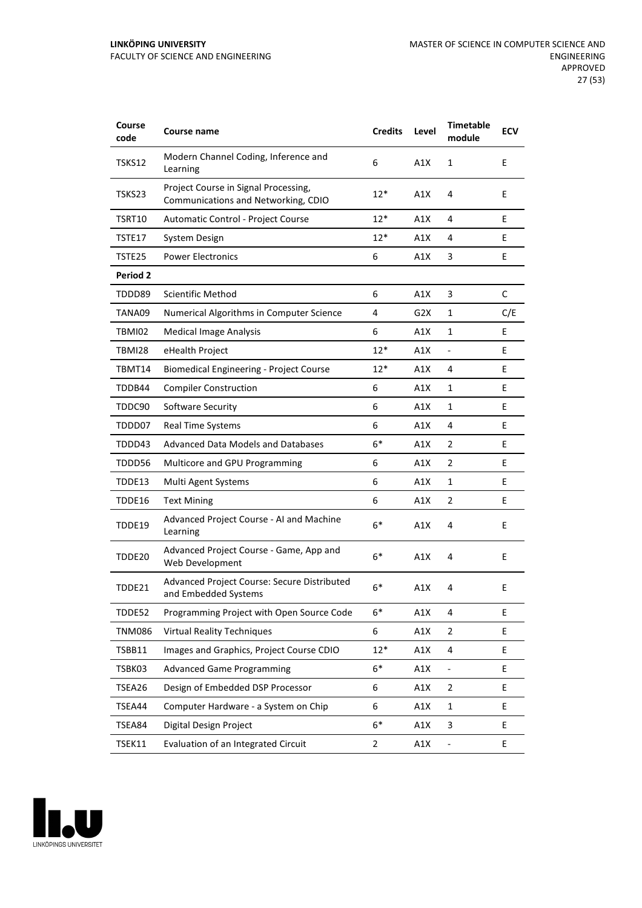| Course code | Course name | Credits | Level | Timetable module | ECV |
| --- | --- | --- | --- | --- | --- |
| TSKS12 | Modern Channel Coding, Inference and Learning | 6 | A1X | 1 | E |
| TSKS23 | Project Course in Signal Processing, Communications and Networking, CDIO | 12* | A1X | 4 | E |
| TSRT10 | Automatic Control - Project Course | 12* | A1X | 4 | E |
| TSTE17 | System Design | 12* | A1X | 4 | E |
| TSTE25 | Power Electronics | 6 | A1X | 3 | E |
| **Period 2** | | | | | |
| TDDD89 | Scientific Method | 6 | A1X | 3 | C |
| TANA09 | Numerical Algorithms in Computer Science | 4 | G2X | 1 | C/E |
| TBMI02 | Medical Image Analysis | 6 | A1X | 1 | E |
| TBMI28 | eHealth Project | 12* | A1X | - | E |
| TBMT14 | Biomedical Engineering - Project Course | 12* | A1X | 4 | E |
| TDDB44 | Compiler Construction | 6 | A1X | 1 | E |
| TDDC90 | Software Security | 6 | A1X | 1 | E |
| TDDD07 | Real Time Systems | 6 | A1X | 4 | E |
| TDDD43 | Advanced Data Models and Databases | 6* | A1X | 2 | E |
| TDDD56 | Multicore and GPU Programming | 6 | A1X | 2 | E |
| TDDE13 | Multi Agent Systems | 6 | A1X | 1 | E |
| TDDE16 | Text Mining | 6 | A1X | 2 | E |
| TDDE19 | Advanced Project Course - AI and Machine Learning | 6* | A1X | 4 | E |
| TDDE20 | Advanced Project Course - Game, App and Web Development | 6* | A1X | 4 | E |
| TDDE21 | Advanced Project Course: Secure Distributed and Embedded Systems | 6* | A1X | 4 | E |
| TDDE52 | Programming Project with Open Source Code | 6* | A1X | 4 | E |
| TNM086 | Virtual Reality Techniques | 6 | A1X | 2 | E |
| TSBB11 | Images and Graphics, Project Course CDIO | 12* | A1X | 4 | E |
| TSBK03 | Advanced Game Programming | 6* | A1X | - | E |
| TSEA26 | Design of Embedded DSP Processor | 6 | A1X | 2 | E |
| TSEA44 | Computer Hardware - a System on Chip | 6 | A1X | 1 | E |
| TSEA84 | Digital Design Project | 6* | A1X | 3 | E |
| TSEK11 | Evaluation of an Integrated Circuit | 2 | A1X | - | E |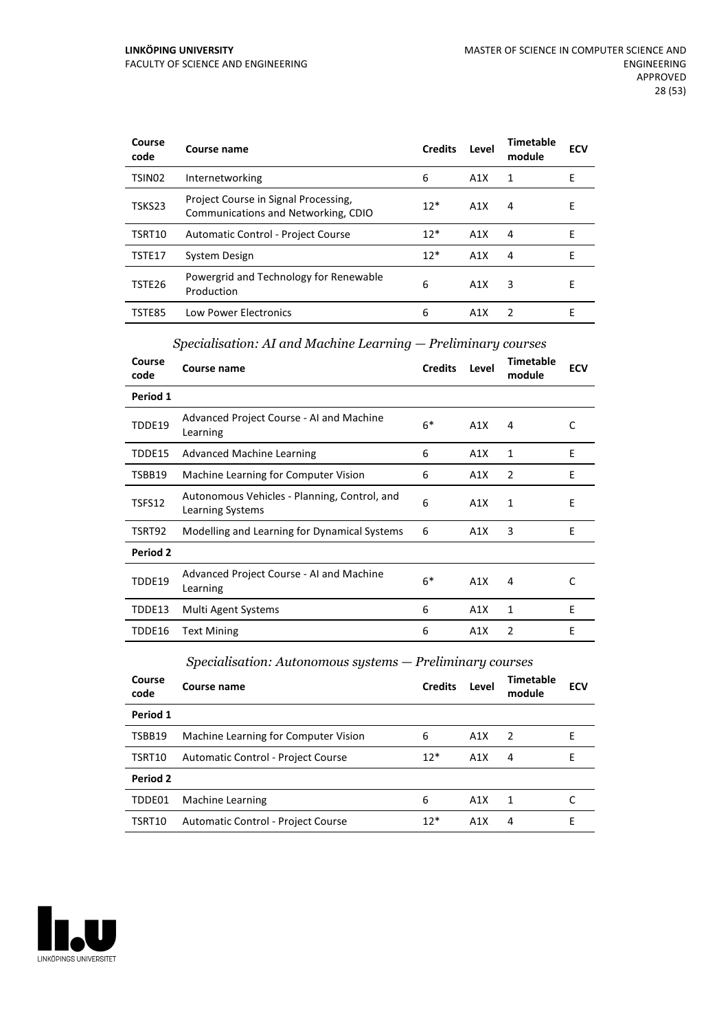| Course code | Course name | Credits | Level | Timetable module | ECV |
|---|---|---|---|---|---|
| TSIN02 | Internetworking | 6 | A1X | 1 | E |
| TSKS23 | Project Course in Signal Processing, Communications and Networking, CDIO | 12* | A1X | 4 | E |
| TSRT10 | Automatic Control - Project Course | 12* | A1X | 4 | E |
| TSTE17 | System Design | 12* | A1X | 4 | E |
| TSTE26 | Powergrid and Technology for Renewable Production | 6 | A1X | 3 | E |
| TSTE85 | Low Power Electronics | 6 | A1X | 2 | E |

*Specialisation: AI and Machine Learning — Preliminary courses*

| Course code | Course name | Credits | Level | Timetable module | ECV |
|---|---|---|---|---|---|
| **Period 1** | | | | | |
| TDDE19 | Advanced Project Course - AI and Machine Learning | 6* | A1X | 4 | C |
| TDDE15 | Advanced Machine Learning | 6 | A1X | 1 | E |
| TSBB19 | Machine Learning for Computer Vision | 6 | A1X | 2 | E |
| TSFS12 | Autonomous Vehicles - Planning, Control, and Learning Systems | 6 | A1X | 1 | E |
| TSRT92 | Modelling and Learning for Dynamical Systems | 6 | A1X | 3 | E |
| **Period 2** | | | | | |
| TDDE19 | Advanced Project Course - AI and Machine Learning | 6* | A1X | 4 | C |
| TDDE13 | Multi Agent Systems | 6 | A1X | 1 | E |
| TDDE16 | Text Mining | 6 | A1X | 2 | E |

*Specialisation: Autonomous systems — Preliminary courses*

| Course code | Course name | Credits | Level | Timetable module | ECV |
|---|---|---|---|---|---|
| **Period 1** | | | | | |
| TSBB19 | Machine Learning for Computer Vision | 6 | A1X | 2 | E |
| TSRT10 | Automatic Control - Project Course | 12* | A1X | 4 | E |
| **Period 2** | | | | | |
| TDDE01 | Machine Learning | 6 | A1X | 1 | C |
| TSRT10 | Automatic Control - Project Course | 12* | A1X | 4 | E |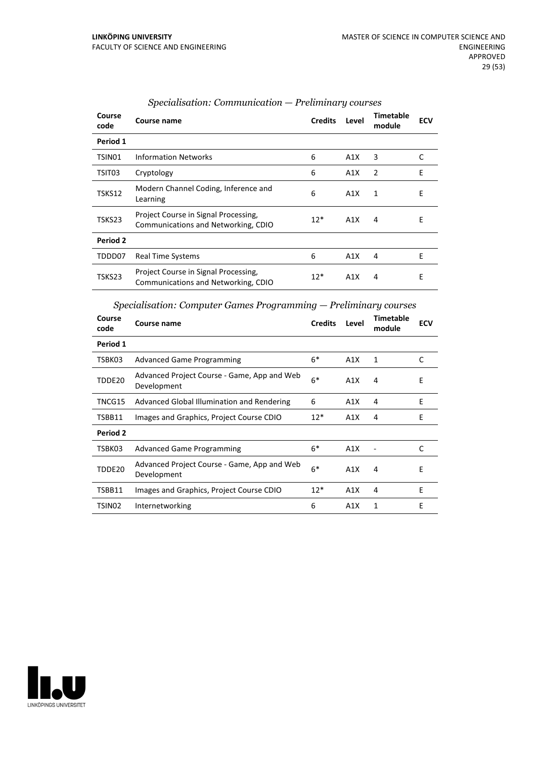*Specialisation: Communication — Preliminary courses*

| Course code | Course name | Credits | Level | Timetable module | ECV |
|---|---|---|---|---|---|
| **Period 1** | | | | | |
| TSIN01 | Information Networks | 6 | A1X | 3 | C |
| TSIT03 | Cryptology | 6 | A1X | 2 | E |
| TSKS12 | Modern Channel Coding, Inference and Learning | 6 | A1X | 1 | E |
| TSKS23 | Project Course in Signal Processing, Communications and Networking, CDIO | 12* | A1X | 4 | E |
| **Period 2** | | | | | |
| TDDD07 | Real Time Systems | 6 | A1X | 4 | E |
| TSKS23 | Project Course in Signal Processing, Communications and Networking, CDIO | 12* | A1X | 4 | E |

*Specialisation: Computer Games Programming — Preliminary courses*

| Course code | Course name | Credits | Level | Timetable module | ECV |
|---|---|---|---|---|---|
| **Period 1** | | | | | |
| TSBK03 | Advanced Game Programming | 6* | A1X | 1 | C |
| TDDE20 | Advanced Project Course - Game, App and Web Development | 6* | A1X | 4 | E |
| TNCG15 | Advanced Global Illumination and Rendering | 6 | A1X | 4 | E |
| TSBB11 | Images and Graphics, Project Course CDIO | 12* | A1X | 4 | E |
| **Period 2** | | | | | |
| TSBK03 | Advanced Game Programming | 6* | A1X | - | C |
| TDDE20 | Advanced Project Course - Game, App and Web Development | 6* | A1X | 4 | E |
| TSBB11 | Images and Graphics, Project Course CDIO | 12* | A1X | 4 | E |
| TSIN02 | Internetworking | 6 | A1X | 1 | E |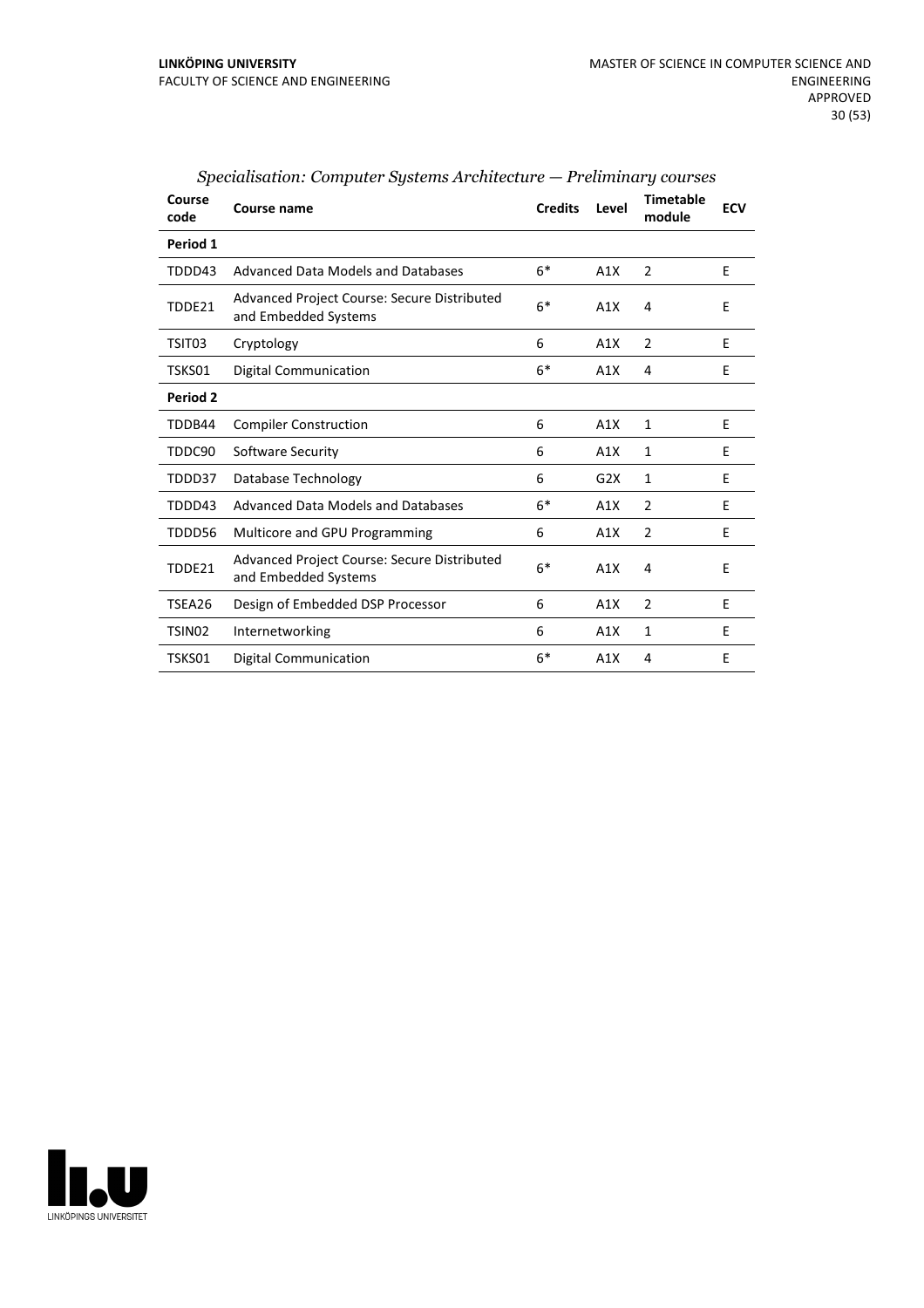*Specialisation: Computer Systems Architecture — Preliminary courses*

| Course code | Course name | Credits | Level | Timetable module | ECV |
|---|---|---|---|---|---|
| **Period 1** | | | | | |
| TDDD43 | Advanced Data Models and Databases | 6* | A1X | 2 | E |
| TDDE21 | Advanced Project Course: Secure Distributed and Embedded Systems | 6* | A1X | 4 | E |
| TSIT03 | Cryptology | 6 | A1X | 2 | E |
| TSKS01 | Digital Communication | 6* | A1X | 4 | E |
| **Period 2** | | | | | |
| TDDB44 | Compiler Construction | 6 | A1X | 1 | E |
| TDDC90 | Software Security | 6 | A1X | 1 | E |
| TDDD37 | Database Technology | 6 | G2X | 1 | E |
| TDDD43 | Advanced Data Models and Databases | 6* | A1X | 2 | E |
| TDDD56 | Multicore and GPU Programming | 6 | A1X | 2 | E |
| TDDE21 | Advanced Project Course: Secure Distributed and Embedded Systems | 6* | A1X | 4 | E |
| TSEA26 | Design of Embedded DSP Processor | 6 | A1X | 2 | E |
| TSIN02 | Internetworking | 6 | A1X | 1 | E |
| TSKS01 | Digital Communication | 6* | A1X | 4 | E |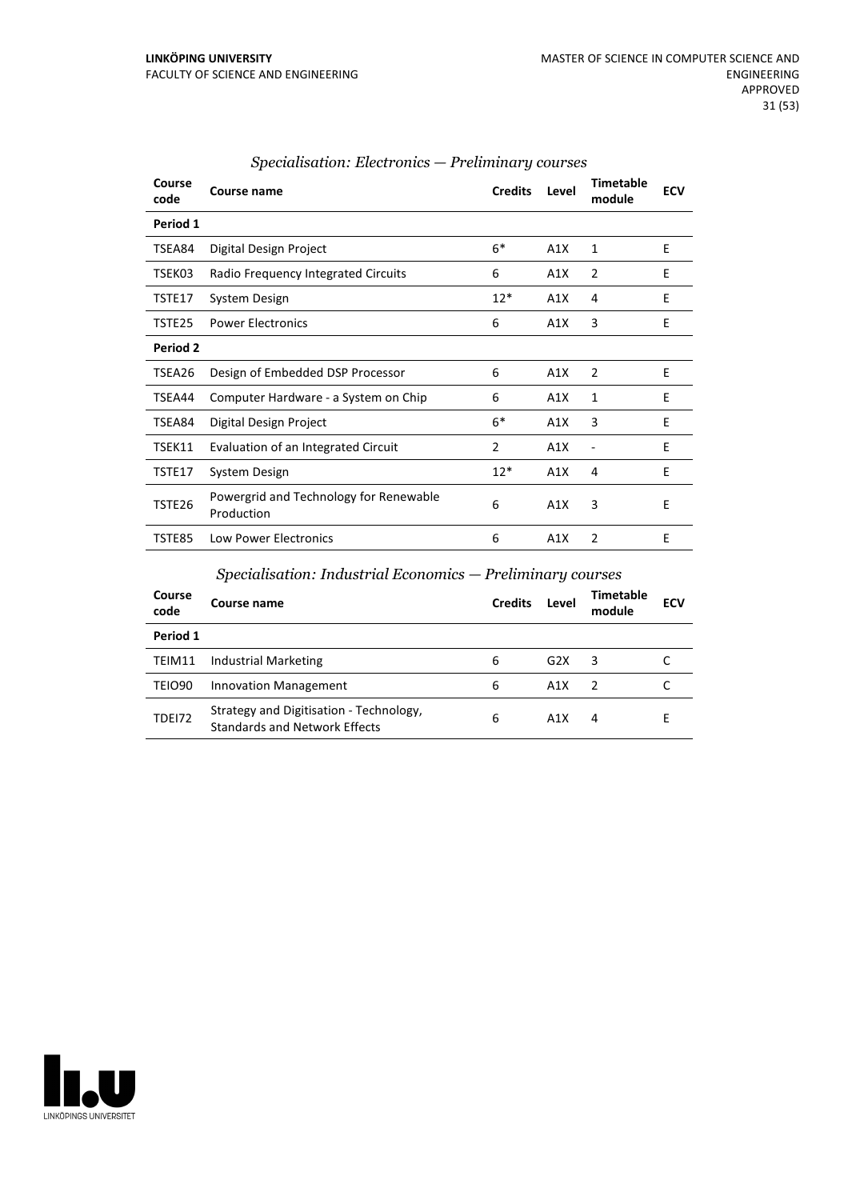### *Specialisation: Electronics — Preliminary courses*

| Course code | Course name | Credits | Level | Timetable module | ECV |
|---|---|---|---|---|---|
| **Period 1** | | | | | |
| TSEA84 | Digital Design Project | 6* | A1X | 1 | E |
| TSEK03 | Radio Frequency Integrated Circuits | 6 | A1X | 2 | E |
| TSTE17 | System Design | 12* | A1X | 4 | E |
| TSTE25 | Power Electronics | 6 | A1X | 3 | E |
| **Period 2** | | | | | |
| TSEA26 | Design of Embedded DSP Processor | 6 | A1X | 2 | E |
| TSEA44 | Computer Hardware - a System on Chip | 6 | A1X | 1 | E |
| TSEA84 | Digital Design Project | 6* | A1X | 3 | E |
| TSEK11 | Evaluation of an Integrated Circuit | 2 | A1X | - | E |
| TSTE17 | System Design | 12* | A1X | 4 | E |
| TSTE26 | Powergrid and Technology for Renewable Production | 6 | A1X | 3 | E |
| TSTE85 | Low Power Electronics | 6 | A1X | 2 | E |

### *Specialisation: Industrial Economics — Preliminary courses*

| Course code | Course name | Credits | Level | Timetable module | ECV |
|---|---|---|---|---|---|
| **Period 1** | | | | | |
| TEIM11 | Industrial Marketing | 6 | G2X | 3 | C |
| TEIO90 | Innovation Management | 6 | A1X | 2 | C |
| TDEI72 | Strategy and Digitisation - Technology, Standards and Network Effects | 6 | A1X | 4 | E |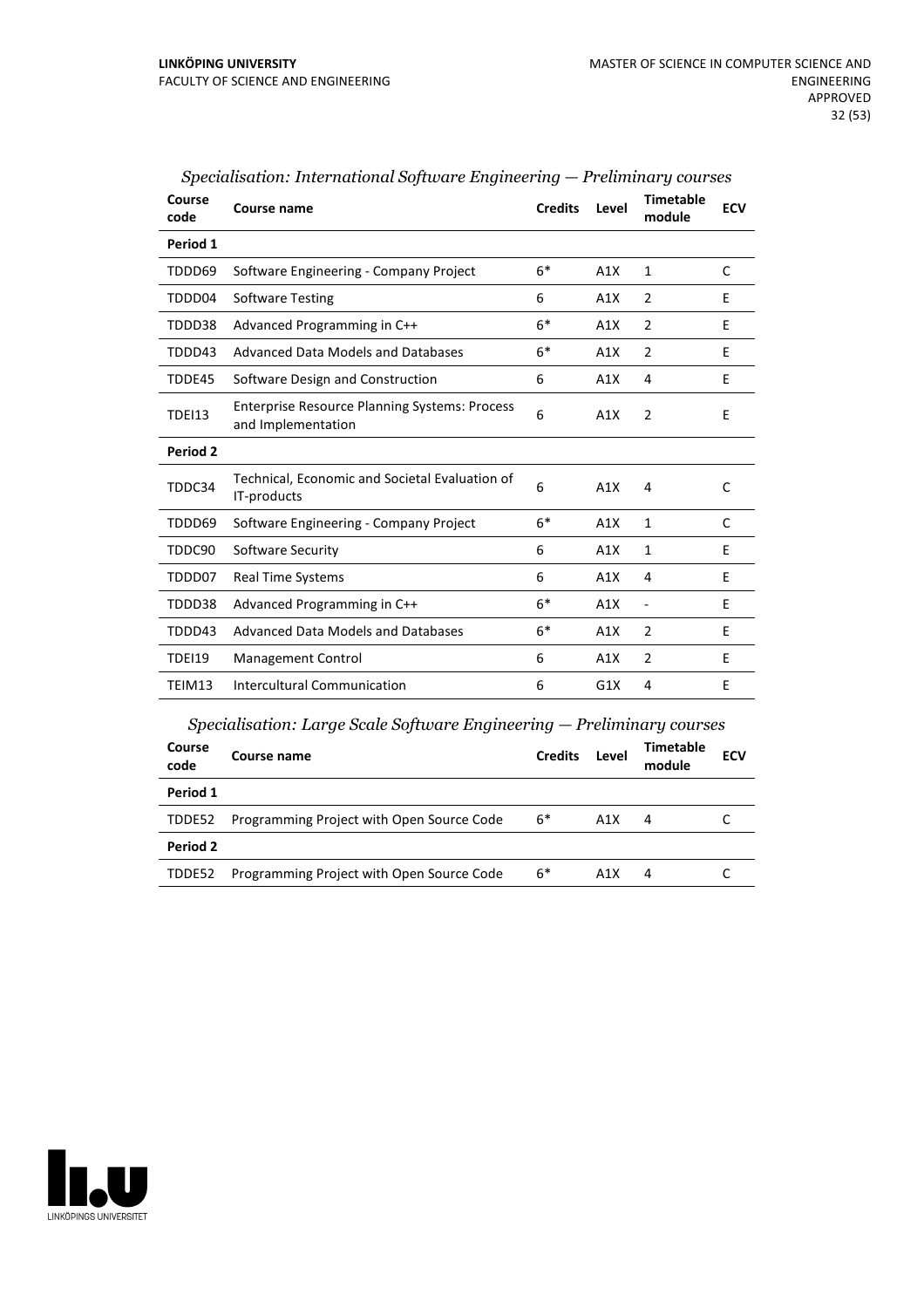*Specialisation: International Software Engineering — Preliminary courses*

| Course code | Course name | Credits | Level | Timetable module | ECV |
|---|---|---|---|---|---|
| **Period 1** | | | | | |
| TDDD69 | Software Engineering - Company Project | 6* | A1X | 1 | C |
| TDDD04 | Software Testing | 6 | A1X | 2 | E |
| TDDD38 | Advanced Programming in C++ | 6* | A1X | 2 | E |
| TDDD43 | Advanced Data Models and Databases | 6* | A1X | 2 | E |
| TDDE45 | Software Design and Construction | 6 | A1X | 4 | E |
| TDEI13 | Enterprise Resource Planning Systems: Process and Implementation | 6 | A1X | 2 | E |
| **Period 2** | | | | | |
| TDDC34 | Technical, Economic and Societal Evaluation of IT-products | 6 | A1X | 4 | C |
| TDDD69 | Software Engineering - Company Project | 6* | A1X | 1 | C |
| TDDC90 | Software Security | 6 | A1X | 1 | E |
| TDDD07 | Real Time Systems | 6 | A1X | 4 | E |
| TDDD38 | Advanced Programming in C++ | 6* | A1X | - | E |
| TDDD43 | Advanced Data Models and Databases | 6* | A1X | 2 | E |
| TDEI19 | Management Control | 6 | A1X | 2 | E |
| TEIM13 | Intercultural Communication | 6 | G1X | 4 | E |

*Specialisation: Large Scale Software Engineering — Preliminary courses*

| Course code | Course name | Credits | Level | Timetable module | ECV |
|---|---|---|---|---|---|
| **Period 1** | | | | | |
| TDDE52 | Programming Project with Open Source Code | 6* | A1X | 4 | C |
| **Period 2** | | | | | |
| TDDE52 | Programming Project with Open Source Code | 6* | A1X | 4 | C |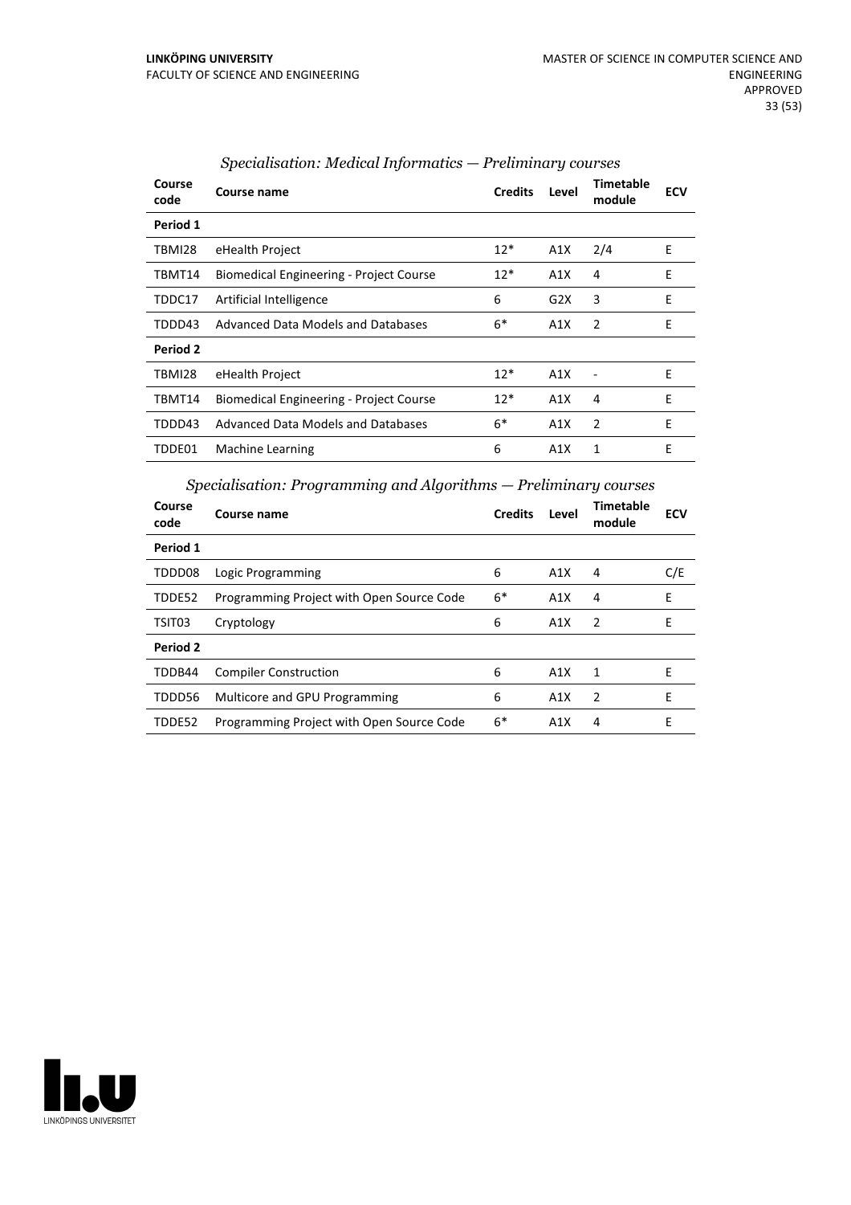*Specialisation: Medical Informatics — Preliminary courses*

| Course code | Course name | Credits | Level | Timetable module | ECV |
|---|---|---|---|---|---|
| **Period 1** | | | | | |
| TBMI28 | eHealth Project | 12* | A1X | 2/4 | E |
| TBMT14 | Biomedical Engineering - Project Course | 12* | A1X | 4 | E |
| TDDC17 | Artificial Intelligence | 6 | G2X | 3 | E |
| TDDD43 | Advanced Data Models and Databases | 6* | A1X | 2 | E |
| **Period 2** | | | | | |
| TBMI28 | eHealth Project | 12* | A1X | - | E |
| TBMT14 | Biomedical Engineering - Project Course | 12* | A1X | 4 | E |
| TDDD43 | Advanced Data Models and Databases | 6* | A1X | 2 | E |
| TDDE01 | Machine Learning | 6 | A1X | 1 | E |

*Specialisation: Programming and Algorithms — Preliminary courses*

| Course code | Course name | Credits | Level | Timetable module | ECV |
|---|---|---|---|---|---|
| **Period 1** | | | | | |
| TDDD08 | Logic Programming | 6 | A1X | 4 | C/E |
| TDDE52 | Programming Project with Open Source Code | 6* | A1X | 4 | E |
| TSIT03 | Cryptology | 6 | A1X | 2 | E |
| **Period 2** | | | | | |
| TDDB44 | Compiler Construction | 6 | A1X | 1 | E |
| TDDD56 | Multicore and GPU Programming | 6 | A1X | 2 | E |
| TDDE52 | Programming Project with Open Source Code | 6* | A1X | 4 | E |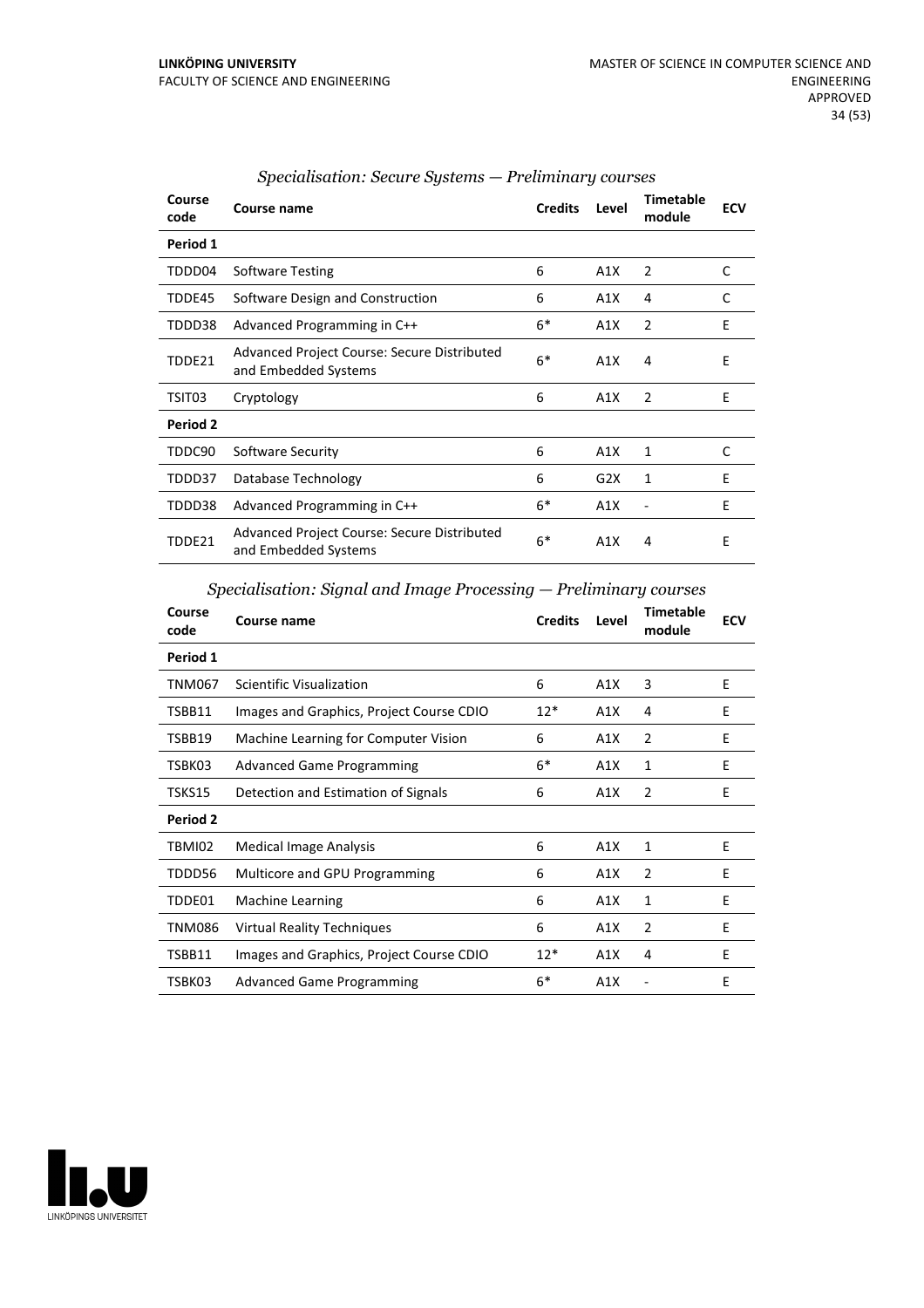*Specialisation: Secure Systems — Preliminary courses*

| Course code | Course name | Credits | Level | Timetable module | ECV |
|---|---|---|---|---|---|
| **Period 1** | | | | | |
| TDDD04 | Software Testing | 6 | A1X | 2 | C |
| TDDE45 | Software Design and Construction | 6 | A1X | 4 | C |
| TDDD38 | Advanced Programming in C++ | 6* | A1X | 2 | E |
| TDDE21 | Advanced Project Course: Secure Distributed and Embedded Systems | 6* | A1X | 4 | E |
| TSIT03 | Cryptology | 6 | A1X | 2 | E |
| **Period 2** | | | | | |
| TDDC90 | Software Security | 6 | A1X | 1 | C |
| TDDD37 | Database Technology | 6 | G2X | 1 | E |
| TDDD38 | Advanced Programming in C++ | 6* | A1X | - | E |
| TDDE21 | Advanced Project Course: Secure Distributed and Embedded Systems | 6* | A1X | 4 | E |

*Specialisation: Signal and Image Processing — Preliminary courses*

| Course code | Course name | Credits | Level | Timetable module | ECV |
|---|---|---|---|---|---|
| **Period 1** | | | | | |
| TNM067 | Scientific Visualization | 6 | A1X | 3 | E |
| TSBB11 | Images and Graphics, Project Course CDIO | 12* | A1X | 4 | E |
| TSBB19 | Machine Learning for Computer Vision | 6 | A1X | 2 | E |
| TSBK03 | Advanced Game Programming | 6* | A1X | 1 | E |
| TSKS15 | Detection and Estimation of Signals | 6 | A1X | 2 | E |
| **Period 2** | | | | | |
| TBMI02 | Medical Image Analysis | 6 | A1X | 1 | E |
| TDDD56 | Multicore and GPU Programming | 6 | A1X | 2 | E |
| TDDE01 | Machine Learning | 6 | A1X | 1 | E |
| TNM086 | Virtual Reality Techniques | 6 | A1X | 2 | E |
| TSBB11 | Images and Graphics, Project Course CDIO | 12* | A1X | 4 | E |
| TSBK03 | Advanced Game Programming | 6* | A1X | - | E |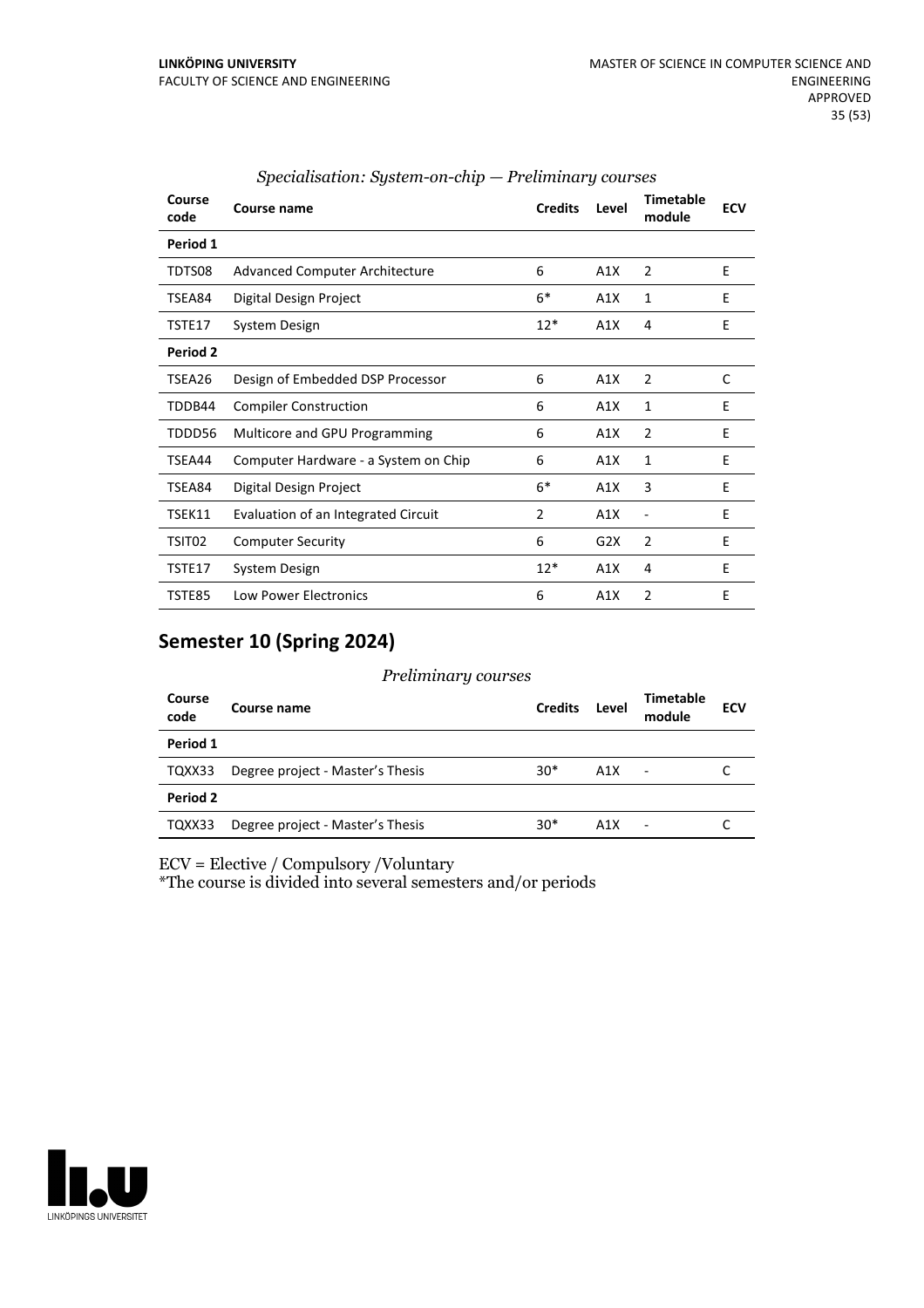*Specialisation: System-on-chip — Preliminary courses*

| Course code | Course name | Credits | Level | Timetable module | ECV |
|---|---|---|---|---|---|
| **Period 1** | | | | | |
| TDTS08 | Advanced Computer Architecture | 6 | A1X | 2 | E |
| TSEA84 | Digital Design Project | 6* | A1X | 1 | E |
| TSTE17 | System Design | 12* | A1X | 4 | E |
| **Period 2** | | | | | |
| TSEA26 | Design of Embedded DSP Processor | 6 | A1X | 2 | C |
| TDDB44 | Compiler Construction | 6 | A1X | 1 | E |
| TDDD56 | Multicore and GPU Programming | 6 | A1X | 2 | E |
| TSEA44 | Computer Hardware - a System on Chip | 6 | A1X | 1 | E |
| TSEA84 | Digital Design Project | 6* | A1X | 3 | E |
| TSEK11 | Evaluation of an Integrated Circuit | 2 | A1X | - | E |
| TSIT02 | Computer Security | 6 | G2X | 2 | E |
| TSTE17 | System Design | 12* | A1X | 4 | E |
| TSTE85 | Low Power Electronics | 6 | A1X | 2 | E |

## Semester 10 (Spring 2024)

*Preliminary courses*

| Course code | Course name | Credits | Level | Timetable module | ECV |
|---|---|---|---|---|---|
| **Period 1** | | | | | |
| TQXX33 | Degree project - Master's Thesis | 30* | A1X | - | C |
| **Period 2** | | | | | |
| TQXX33 | Degree project - Master's Thesis | 30* | A1X | - | C |

ECV = Elective / Compulsory /Voluntary
*The course is divided into several semesters and/or periods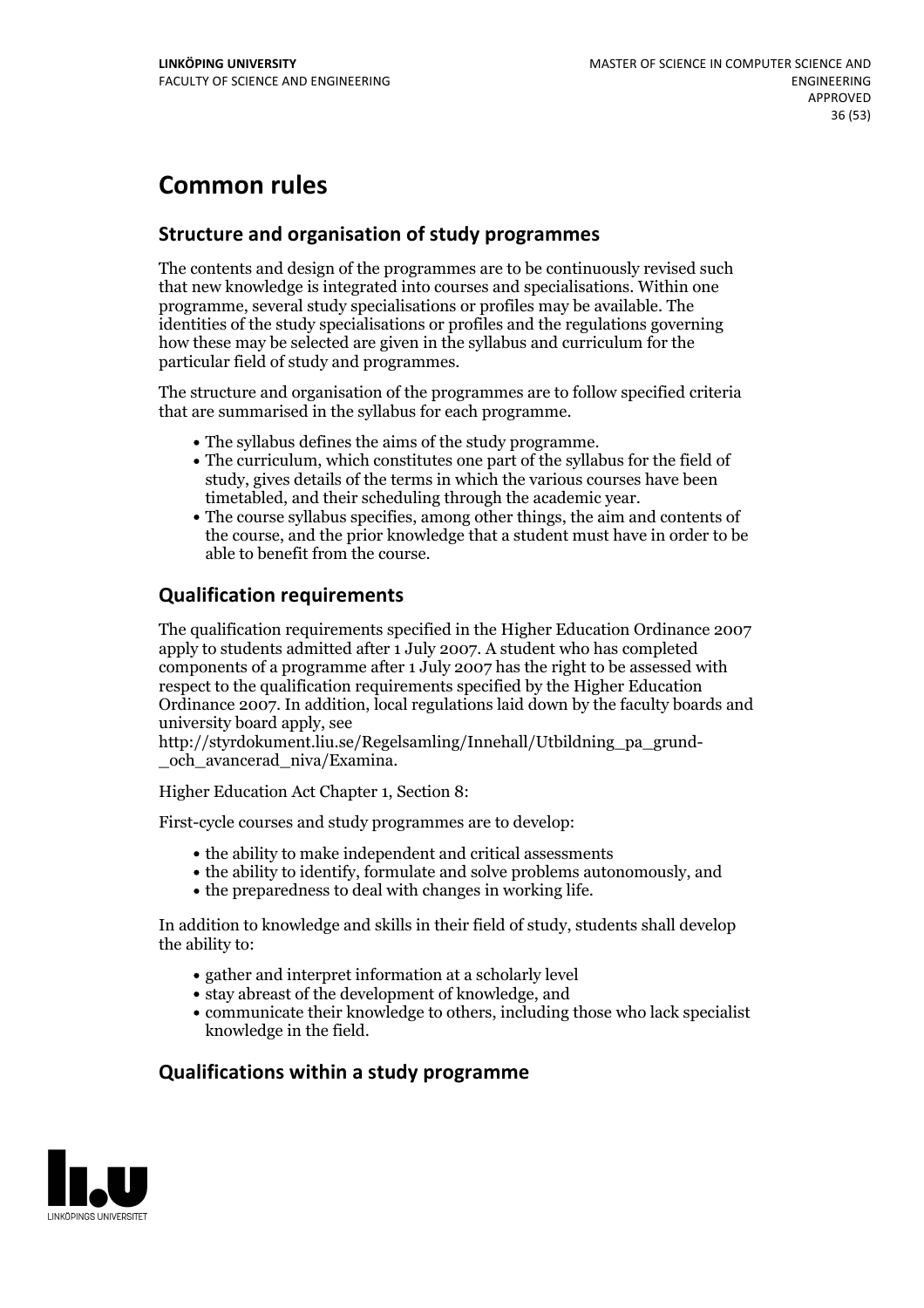# Common rules

## Structure and organisation of study programmes

The contents and design of the programmes are to be continuously revised such that new knowledge is integrated into courses and specialisations. Within one programme, several study specialisations or profiles may be available. The identities of the study specialisations or profiles and the regulations governing how these may be selected are given in the syllabus and curriculum for the particular field of study and programmes.

The structure and organisation of the programmes are to follow specified criteria that are summarised in the syllabus for each programme.

- The syllabus defines the aims of the study programme.
- The curriculum, which constitutes one part of the syllabus for the field of study, gives details of the terms in which the various courses have been timetabled, and their scheduling through the academic year.
- The course syllabus specifies, among other things, the aim and contents of the course, and the prior knowledge that a student must have in order to be able to benefit from the course.

## Qualification requirements

The qualification requirements specified in the Higher Education Ordinance 2007 apply to students admitted after 1 July 2007. A student who has completed components of a programme after 1 July 2007 has the right to be assessed with respect to the qualification requirements specified by the Higher Education Ordinance 2007. In addition, local regulations laid down by the faculty boards and university board apply, see http://styrdokument.liu.se/Regelsamling/Innehall/Utbildning_pa_grund-_och_avancerad_niva/Examina.

Higher Education Act Chapter 1, Section 8:

First-cycle courses and study programmes are to develop:

- the ability to make independent and critical assessments
- the ability to identify, formulate and solve problems autonomously, and
- the preparedness to deal with changes in working life.

In addition to knowledge and skills in their field of study, students shall develop the ability to:

- gather and interpret information at a scholarly level
- stay abreast of the development of knowledge, and
- communicate their knowledge to others, including those who lack specialist knowledge in the field.

## Qualifications within a study programme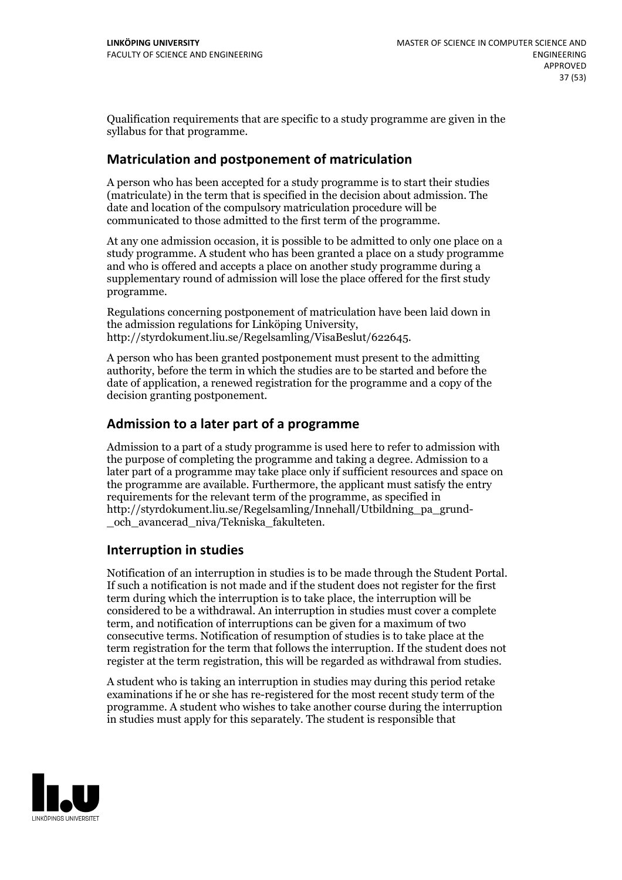Qualification requirements that are specific to a study programme are given in the syllabus for that programme.

## Matriculation and postponement of matriculation

A person who has been accepted for a study programme is to start their studies (matriculate) in the term that is specified in the decision about admission. The date and location of the compulsory matriculation procedure will be communicated to those admitted to the first term of the programme.

At any one admission occasion, it is possible to be admitted to only one place on a study programme. A student who has been granted a place on a study programme and who is offered and accepts a place on another study programme during a supplementary round of admission will lose the place offered for the first study programme.

Regulations concerning postponement of matriculation have been laid down in the admission regulations for Linköping University, http://styrdokument.liu.se/Regelsamling/VisaBeslut/622645.

A person who has been granted postponement must present to the admitting authority, before the term in which the studies are to be started and before the date of application, a renewed registration for the programme and a copy of the decision granting postponement.

## Admission to a later part of a programme

Admission to a part of a study programme is used here to refer to admission with the purpose of completing the programme and taking a degree. Admission to a later part of a programme may take place only if sufficient resources and space on the programme are available. Furthermore, the applicant must satisfy the entry requirements for the relevant term of the programme, as specified in http://styrdokument.liu.se/Regelsamling/Innehall/Utbildning_pa_grund-_och_avancerad_niva/Tekniska_fakulteten.

## Interruption in studies

Notification of an interruption in studies is to be made through the Student Portal. If such a notification is not made and if the student does not register for the first term during which the interruption is to take place, the interruption will be considered to be a withdrawal. An interruption in studies must cover a complete term, and notification of interruptions can be given for a maximum of two consecutive terms. Notification of resumption of studies is to take place at the term registration for the term that follows the interruption. If the student does not register at the term registration, this will be regarded as withdrawal from studies.

A student who is taking an interruption in studies may during this period retake examinations if he or she has re-registered for the most recent study term of the programme. A student who wishes to take another course during the interruption in studies must apply for this separately. The student is responsible that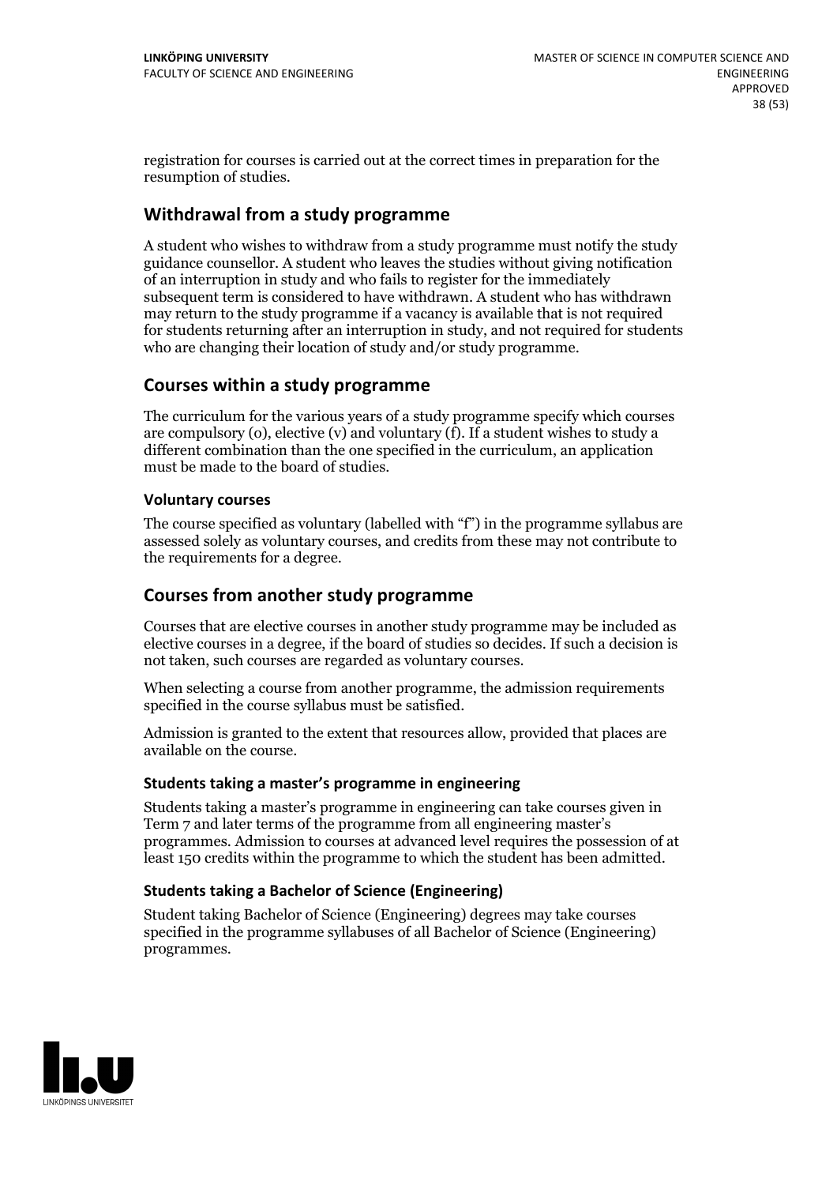registration for courses is carried out at the correct times in preparation for the resumption of studies.

## Withdrawal from a study programme

A student who wishes to withdraw from a study programme must notify the study guidance counsellor. A student who leaves the studies without giving notification of an interruption in study and who fails to register for the immediately subsequent term is considered to have withdrawn. A student who has withdrawn may return to the study programme if a vacancy is available that is not required for students returning after an interruption in study, and not required for students who are changing their location of study and/or study programme.

## Courses within a study programme

The curriculum for the various years of a study programme specify which courses are compulsory (o), elective (v) and voluntary (f). If a student wishes to study a different combination than the one specified in the curriculum, an application must be made to the board of studies.

### Voluntary courses

The course specified as voluntary (labelled with "f") in the programme syllabus are assessed solely as voluntary courses, and credits from these may not contribute to the requirements for a degree.

## Courses from another study programme

Courses that are elective courses in another study programme may be included as elective courses in a degree, if the board of studies so decides. If such a decision is not taken, such courses are regarded as voluntary courses.

When selecting a course from another programme, the admission requirements specified in the course syllabus must be satisfied.

Admission is granted to the extent that resources allow, provided that places are available on the course.

### Students taking a master's programme in engineering

Students taking a master's programme in engineering can take courses given in Term 7 and later terms of the programme from all engineering master's programmes. Admission to courses at advanced level requires the possession of at least 150 credits within the programme to which the student has been admitted.

### Students taking a Bachelor of Science (Engineering)

Student taking Bachelor of Science (Engineering) degrees may take courses specified in the programme syllabuses of all Bachelor of Science (Engineering) programmes.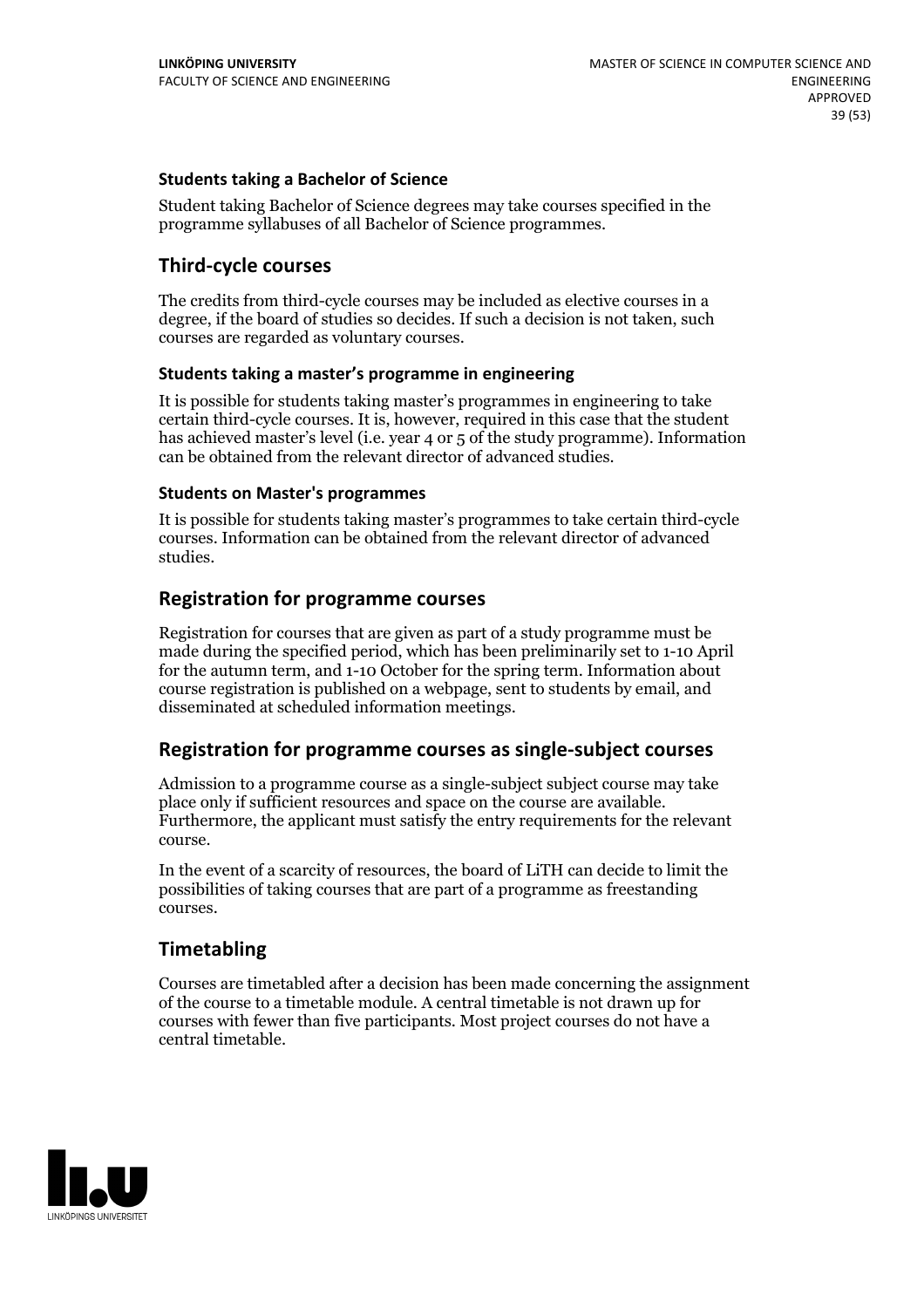### Students taking a Bachelor of Science

Student taking Bachelor of Science degrees may take courses specified in the programme syllabuses of all Bachelor of Science programmes.

## Third-cycle courses

The credits from third-cycle courses may be included as elective courses in a degree, if the board of studies so decides. If such a decision is not taken, such courses are regarded as voluntary courses.

### Students taking a master's programme in engineering

It is possible for students taking master's programmes in engineering to take certain third-cycle courses. It is, however, required in this case that the student has achieved master's level (i.e. year 4 or 5 of the study programme). Information can be obtained from the relevant director of advanced studies.

### Students on Master's programmes

It is possible for students taking master's programmes to take certain third-cycle courses. Information can be obtained from the relevant director of advanced studies.

## Registration for programme courses

Registration for courses that are given as part of a study programme must be made during the specified period, which has been preliminarily set to 1-10 April for the autumn term, and 1-10 October for the spring term. Information about course registration is published on a webpage, sent to students by email, and disseminated at scheduled information meetings.

## Registration for programme courses as single-subject courses

Admission to a programme course as a single-subject subject course may take place only if sufficient resources and space on the course are available. Furthermore, the applicant must satisfy the entry requirements for the relevant course.

In the event of a scarcity of resources, the board of LiTH can decide to limit the possibilities of taking courses that are part of a programme as freestanding courses.

## Timetabling

Courses are timetabled after a decision has been made concerning the assignment of the course to a timetable module. A central timetable is not drawn up for courses with fewer than five participants. Most project courses do not have a central timetable.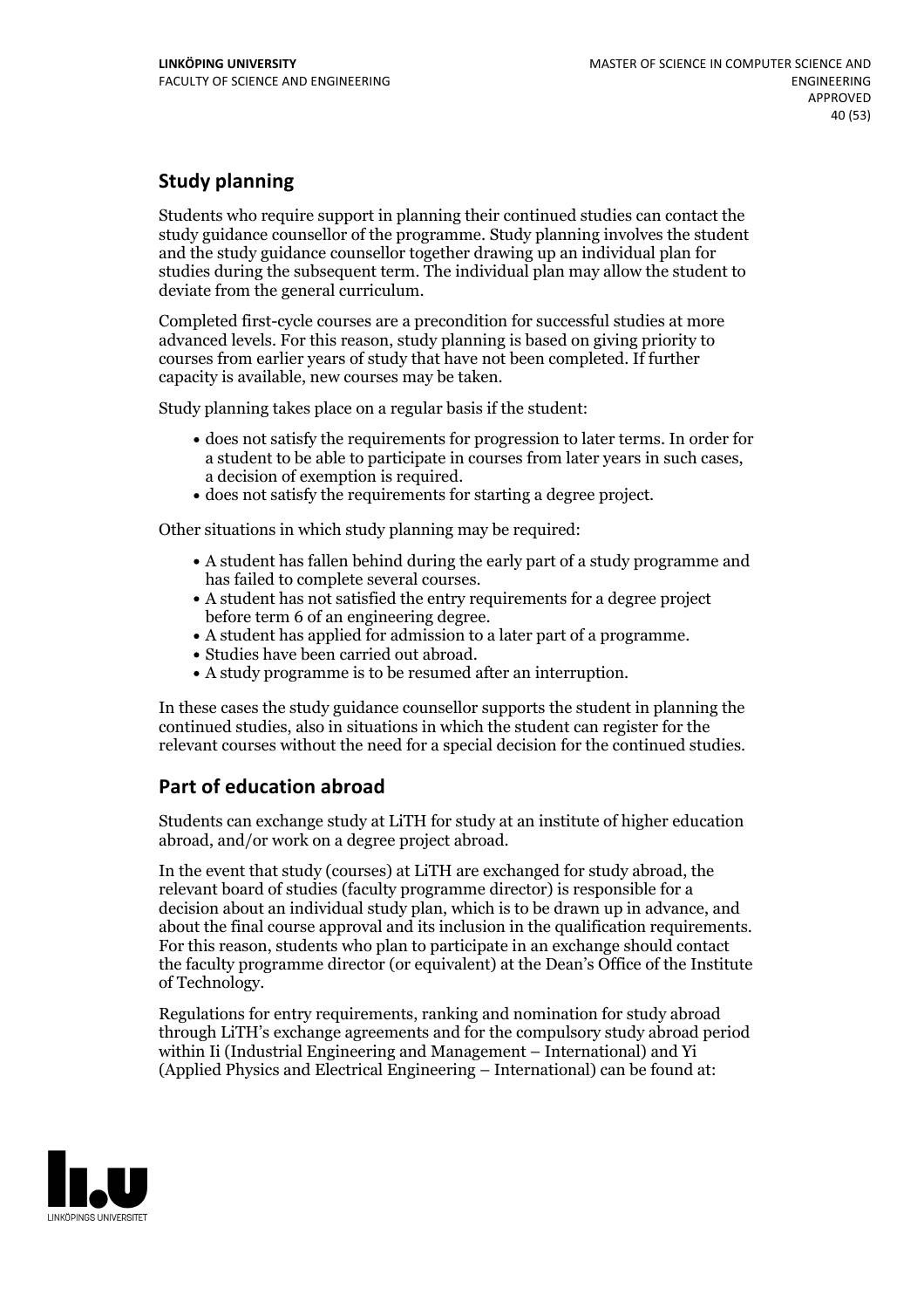## Study planning

Students who require support in planning their continued studies can contact the study guidance counsellor of the programme. Study planning involves the student and the study guidance counsellor together drawing up an individual plan for studies during the subsequent term. The individual plan may allow the student to deviate from the general curriculum.

Completed first-cycle courses are a precondition for successful studies at more advanced levels. For this reason, study planning is based on giving priority to courses from earlier years of study that have not been completed. If further capacity is available, new courses may be taken.

Study planning takes place on a regular basis if the student:

- does not satisfy the requirements for progression to later terms. In order for a student to be able to participate in courses from later years in such cases, a decision of exemption is required.
- does not satisfy the requirements for starting a degree project.

Other situations in which study planning may be required:

- A student has fallen behind during the early part of a study programme and has failed to complete several courses.
- A student has not satisfied the entry requirements for a degree project before term 6 of an engineering degree.
- A student has applied for admission to a later part of a programme.
- Studies have been carried out abroad.
- A study programme is to be resumed after an interruption.

In these cases the study guidance counsellor supports the student in planning the continued studies, also in situations in which the student can register for the relevant courses without the need for a special decision for the continued studies.

## Part of education abroad

Students can exchange study at LiTH for study at an institute of higher education abroad, and/or work on a degree project abroad.

In the event that study (courses) at LiTH are exchanged for study abroad, the relevant board of studies (faculty programme director) is responsible for a decision about an individual study plan, which is to be drawn up in advance, and about the final course approval and its inclusion in the qualification requirements. For this reason, students who plan to participate in an exchange should contact the faculty programme director (or equivalent) at the Dean's Office of the Institute of Technology.

Regulations for entry requirements, ranking and nomination for study abroad through LiTH's exchange agreements and for the compulsory study abroad period within Ii (Industrial Engineering and Management – International) and Yi (Applied Physics and Electrical Engineering – International) can be found at: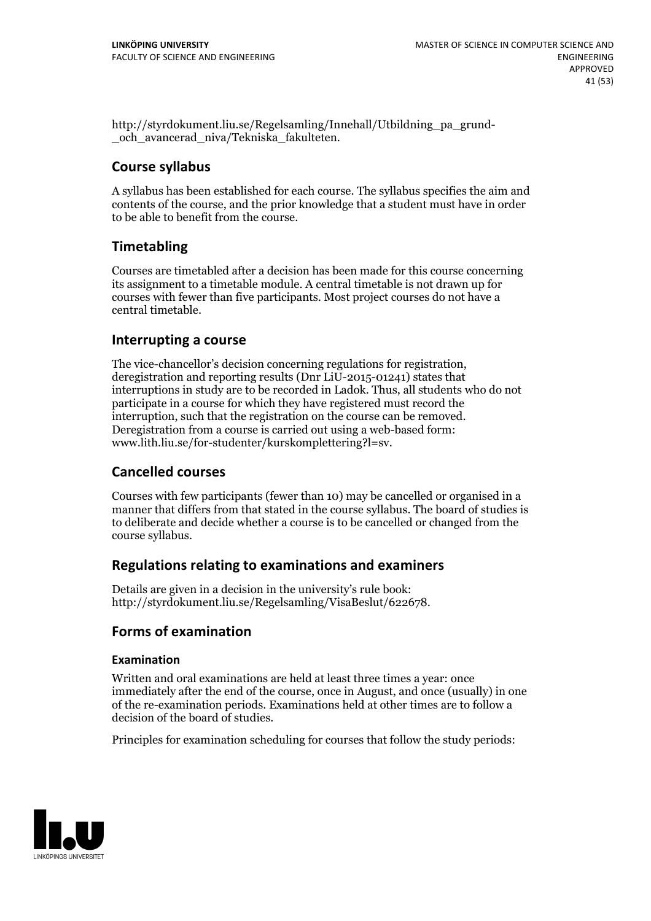http://styrdokument.liu.se/Regelsamling/Innehall/Utbildning_pa_grund-_och_avancerad_niva/Tekniska_fakulteten.

## Course syllabus

A syllabus has been established for each course. The syllabus specifies the aim and contents of the course, and the prior knowledge that a student must have in order to be able to benefit from the course.

## Timetabling

Courses are timetabled after a decision has been made for this course concerning its assignment to a timetable module. A central timetable is not drawn up for courses with fewer than five participants. Most project courses do not have a central timetable.

## Interrupting a course

The vice-chancellor's decision concerning regulations for registration, deregistration and reporting results (Dnr LiU-2015-01241) states that interruptions in study are to be recorded in Ladok. Thus, all students who do not participate in a course for which they have registered must record the interruption, such that the registration on the course can be removed. Deregistration from a course is carried out using a web-based form: www.lith.liu.se/for-studenter/kurskomplettering?l=sv.

## Cancelled courses

Courses with few participants (fewer than 10) may be cancelled or organised in a manner that differs from that stated in the course syllabus. The board of studies is to deliberate and decide whether a course is to be cancelled or changed from the course syllabus.

## Regulations relating to examinations and examiners

Details are given in a decision in the university's rule book: http://styrdokument.liu.se/Regelsamling/VisaBeslut/622678.

## Forms of examination

### Examination

Written and oral examinations are held at least three times a year: once immediately after the end of the course, once in August, and once (usually) in one of the re-examination periods. Examinations held at other times are to follow a decision of the board of studies.

Principles for examination scheduling for courses that follow the study periods: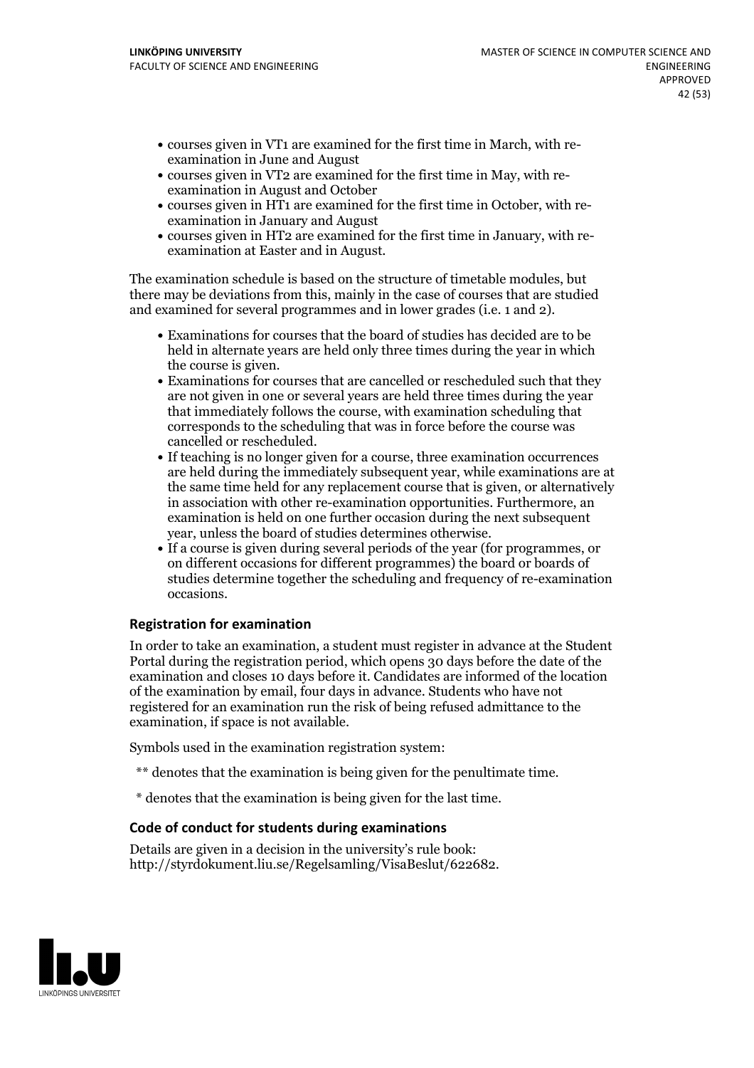- courses given in VT1 are examined for the first time in March, with re-examination in June and August
- courses given in VT2 are examined for the first time in May, with re-examination in August and October
- courses given in HT1 are examined for the first time in October, with re-examination in January and August
- courses given in HT2 are examined for the first time in January, with re-examination at Easter and in August.

The examination schedule is based on the structure of timetable modules, but there may be deviations from this, mainly in the case of courses that are studied and examined for several programmes and in lower grades (i.e. 1 and 2).

- Examinations for courses that the board of studies has decided are to be held in alternate years are held only three times during the year in which the course is given.
- Examinations for courses that are cancelled or rescheduled such that they are not given in one or several years are held three times during the year that immediately follows the course, with examination scheduling that corresponds to the scheduling that was in force before the course was cancelled or rescheduled.
- If teaching is no longer given for a course, three examination occurrences are held during the immediately subsequent year, while examinations are at the same time held for any replacement course that is given, or alternatively in association with other re-examination opportunities. Furthermore, an examination is held on one further occasion during the next subsequent year, unless the board of studies determines otherwise.
- If a course is given during several periods of the year (for programmes, or on different occasions for different programmes) the board or boards of studies determine together the scheduling and frequency of re-examination occasions.

### Registration for examination

In order to take an examination, a student must register in advance at the Student Portal during the registration period, which opens 30 days before the date of the examination and closes 10 days before it. Candidates are informed of the location of the examination by email, four days in advance. Students who have not registered for an examination run the risk of being refused admittance to the examination, if space is not available.

Symbols used in the examination registration system:

** denotes that the examination is being given for the penultimate time.

* denotes that the examination is being given for the last time.

### Code of conduct for students during examinations

Details are given in a decision in the university's rule book: http://styrdokument.liu.se/Regelsamling/VisaBeslut/622682.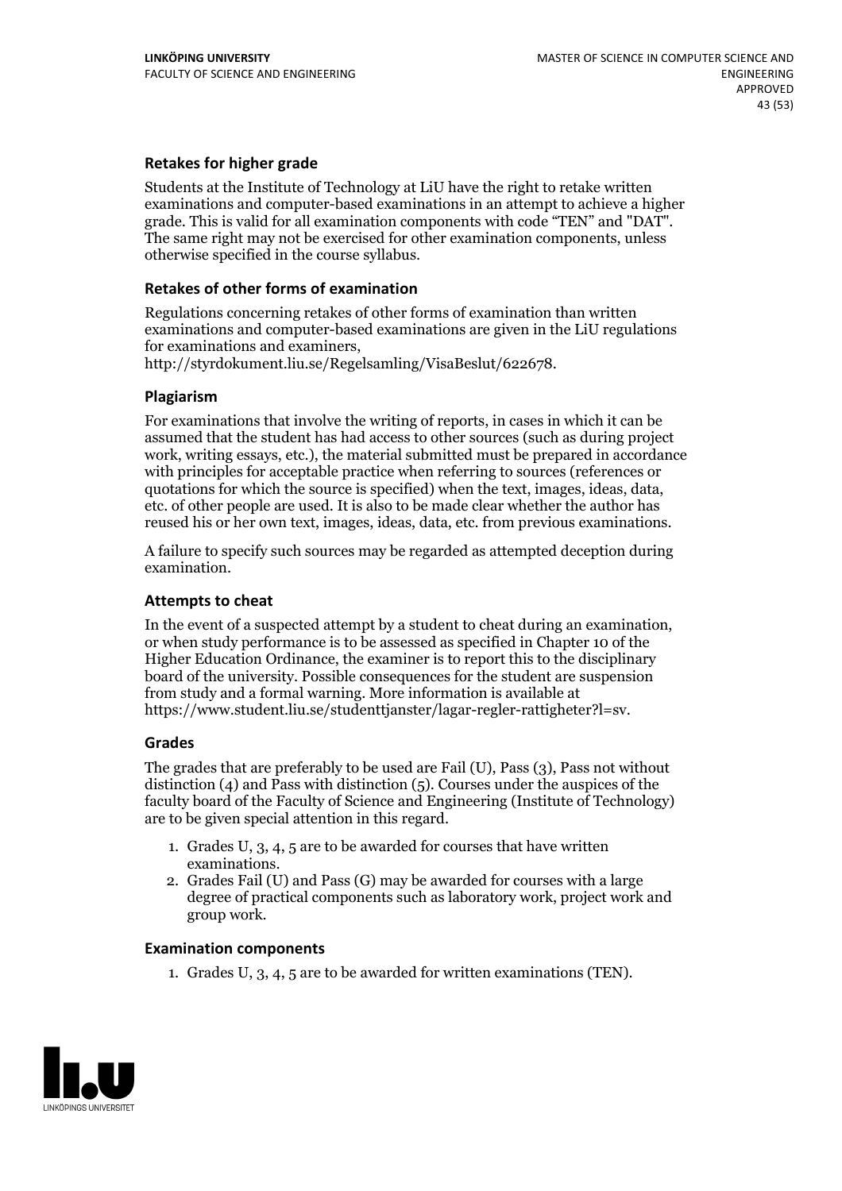### Retakes for higher grade

Students at the Institute of Technology at LiU have the right to retake written examinations and computer-based examinations in an attempt to achieve a higher grade. This is valid for all examination components with code "TEN" and "DAT". The same right may not be exercised for other examination components, unless otherwise specified in the course syllabus.

### Retakes of other forms of examination

Regulations concerning retakes of other forms of examination than written examinations and computer-based examinations are given in the LiU regulations for examinations and examiners, http://styrdokument.liu.se/Regelsamling/VisaBeslut/622678.

### Plagiarism

For examinations that involve the writing of reports, in cases in which it can be assumed that the student has had access to other sources (such as during project work, writing essays, etc.), the material submitted must be prepared in accordance with principles for acceptable practice when referring to sources (references or quotations for which the source is specified) when the text, images, ideas, data, etc. of other people are used. It is also to be made clear whether the author has reused his or her own text, images, ideas, data, etc. from previous examinations.

A failure to specify such sources may be regarded as attempted deception during examination.

### Attempts to cheat

In the event of a suspected attempt by a student to cheat during an examination, or when study performance is to be assessed as specified in Chapter 10 of the Higher Education Ordinance, the examiner is to report this to the disciplinary board of the university. Possible consequences for the student are suspension from study and a formal warning. More information is available at https://www.student.liu.se/studenttjanster/lagar-regler-rattigheter?l=sv.

### Grades

The grades that are preferably to be used are Fail (U), Pass (3), Pass not without distinction (4) and Pass with distinction (5). Courses under the auspices of the faculty board of the Faculty of Science and Engineering (Institute of Technology) are to be given special attention in this regard.

1. Grades U, 3, 4, 5 are to be awarded for courses that have written examinations.
2. Grades Fail (U) and Pass (G) may be awarded for courses with a large degree of practical components such as laboratory work, project work and group work.

### Examination components

1. Grades U, 3, 4, 5 are to be awarded for written examinations (TEN).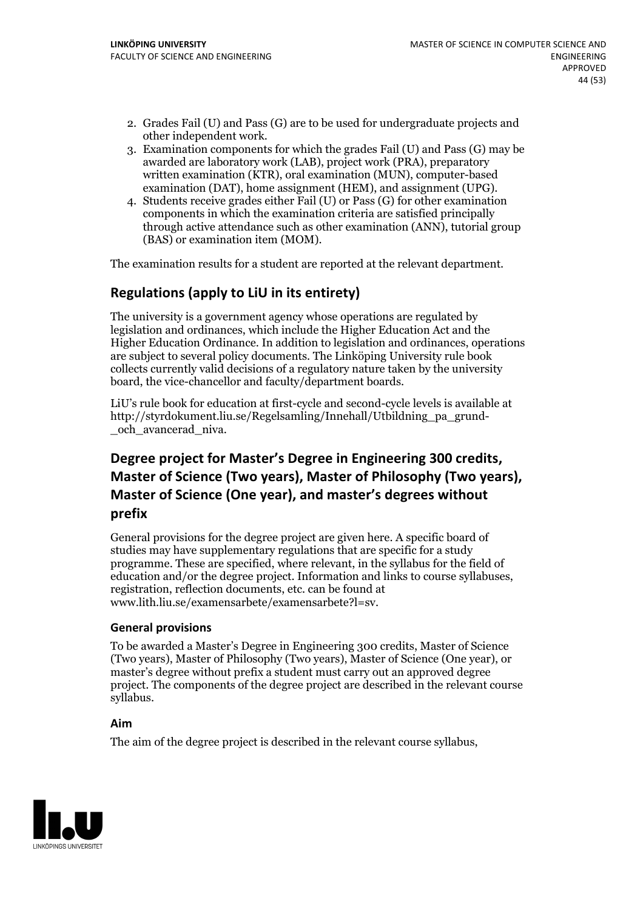2. Grades Fail (U) and Pass (G) are to be used for undergraduate projects and other independent work.
3. Examination components for which the grades Fail (U) and Pass (G) may be awarded are laboratory work (LAB), project work (PRA), preparatory written examination (KTR), oral examination (MUN), computer-based examination (DAT), home assignment (HEM), and assignment (UPG).
4. Students receive grades either Fail (U) or Pass (G) for other examination components in which the examination criteria are satisfied principally through active attendance such as other examination (ANN), tutorial group (BAS) or examination item (MOM).

The examination results for a student are reported at the relevant department.

## Regulations (apply to LiU in its entirety)

The university is a government agency whose operations are regulated by legislation and ordinances, which include the Higher Education Act and the Higher Education Ordinance. In addition to legislation and ordinances, operations are subject to several policy documents. The Linköping University rule book collects currently valid decisions of a regulatory nature taken by the university board, the vice-chancellor and faculty/department boards.

LiU's rule book for education at first-cycle and second-cycle levels is available at http://styrdokument.liu.se/Regelsamling/Innehall/Utbildning_pa_grund-_och_avancerad_niva.

## Degree project for Master's Degree in Engineering 300 credits, Master of Science (Two years), Master of Philosophy (Two years), Master of Science (One year), and master's degrees without prefix

General provisions for the degree project are given here. A specific board of studies may have supplementary regulations that are specific for a study programme. These are specified, where relevant, in the syllabus for the field of education and/or the degree project. Information and links to course syllabuses, registration, reflection documents, etc. can be found at www.lith.liu.se/examensarbete/examensarbete?l=sv.

### General provisions

To be awarded a Master's Degree in Engineering 300 credits, Master of Science (Two years), Master of Philosophy (Two years), Master of Science (One year), or master's degree without prefix a student must carry out an approved degree project. The components of the degree project are described in the relevant course syllabus.

### Aim

The aim of the degree project is described in the relevant course syllabus,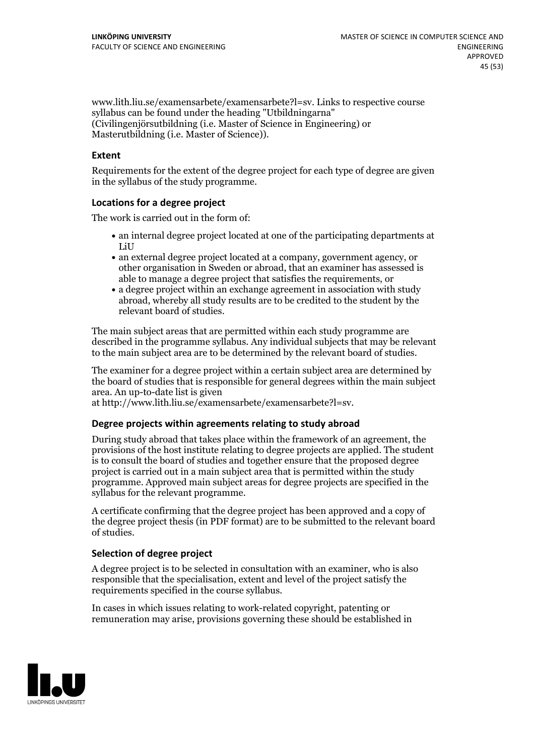www.lith.liu.se/examensarbete/examensarbete?l=sv. Links to respective course syllabus can be found under the heading "Utbildningarna" (Civilingenjörsutbildning (i.e. Master of Science in Engineering) or Masterutbildning (i.e. Master of Science)).

### Extent

Requirements for the extent of the degree project for each type of degree are given in the syllabus of the study programme.

### Locations for a degree project

The work is carried out in the form of:

- an internal degree project located at one of the participating departments at LiU
- an external degree project located at a company, government agency, or other organisation in Sweden or abroad, that an examiner has assessed is able to manage a degree project that satisfies the requirements, or
- a degree project within an exchange agreement in association with study abroad, whereby all study results are to be credited to the student by the relevant board of studies.

The main subject areas that are permitted within each study programme are described in the programme syllabus. Any individual subjects that may be relevant to the main subject area are to be determined by the relevant board of studies.

The examiner for a degree project within a certain subject area are determined by the board of studies that is responsible for general degrees within the main subject area. An up-to-date list is given at http://www.lith.liu.se/examensarbete/examensarbete?l=sv.

### Degree projects within agreements relating to study abroad

During study abroad that takes place within the framework of an agreement, the provisions of the host institute relating to degree projects are applied. The student is to consult the board of studies and together ensure that the proposed degree project is carried out in a main subject area that is permitted within the study programme. Approved main subject areas for degree projects are specified in the syllabus for the relevant programme.

A certificate confirming that the degree project has been approved and a copy of the degree project thesis (in PDF format) are to be submitted to the relevant board of studies.

### Selection of degree project

A degree project is to be selected in consultation with an examiner, who is also responsible that the specialisation, extent and level of the project satisfy the requirements specified in the course syllabus.

In cases in which issues relating to work-related copyright, patenting or remuneration may arise, provisions governing these should be established in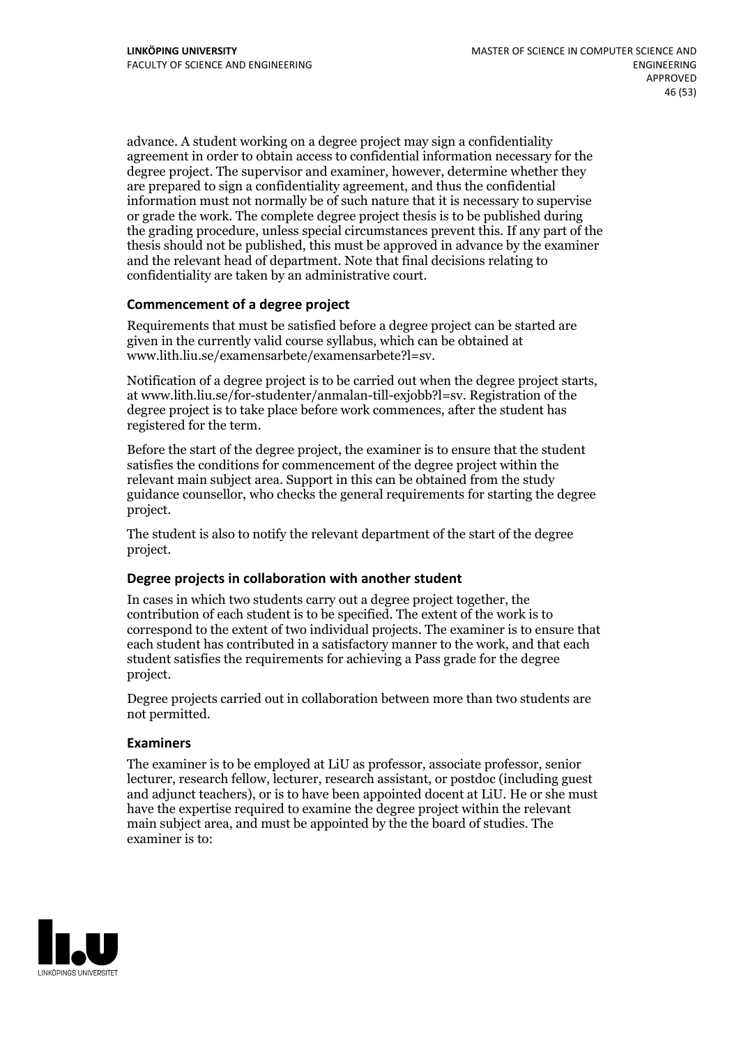advance. A student working on a degree project may sign a confidentiality agreement in order to obtain access to confidential information necessary for the degree project. The supervisor and examiner, however, determine whether they are prepared to sign a confidentiality agreement, and thus the confidential information must not normally be of such nature that it is necessary to supervise or grade the work. The complete degree project thesis is to be published during the grading procedure, unless special circumstances prevent this. If any part of the thesis should not be published, this must be approved in advance by the examiner and the relevant head of department. Note that final decisions relating to confidentiality are taken by an administrative court.

### Commencement of a degree project

Requirements that must be satisfied before a degree project can be started are given in the currently valid course syllabus, which can be obtained at www.lith.liu.se/examensarbete/examensarbete?l=sv.

Notification of a degree project is to be carried out when the degree project starts, at www.lith.liu.se/for-studenter/anmalan-till-exjobb?l=sv. Registration of the degree project is to take place before work commences, after the student has registered for the term.

Before the start of the degree project, the examiner is to ensure that the student satisfies the conditions for commencement of the degree project within the relevant main subject area. Support in this can be obtained from the study guidance counsellor, who checks the general requirements for starting the degree project.

The student is also to notify the relevant department of the start of the degree project.

### Degree projects in collaboration with another student

In cases in which two students carry out a degree project together, the contribution of each student is to be specified. The extent of the work is to correspond to the extent of two individual projects. The examiner is to ensure that each student has contributed in a satisfactory manner to the work, and that each student satisfies the requirements for achieving a Pass grade for the degree project.

Degree projects carried out in collaboration between more than two students are not permitted.

### Examiners

The examiner is to be employed at LiU as professor, associate professor, senior lecturer, research fellow, lecturer, research assistant, or postdoc (including guest and adjunct teachers), or is to have been appointed docent at LiU. He or she must have the expertise required to examine the degree project within the relevant main subject area, and must be appointed by the the board of studies. The examiner is to: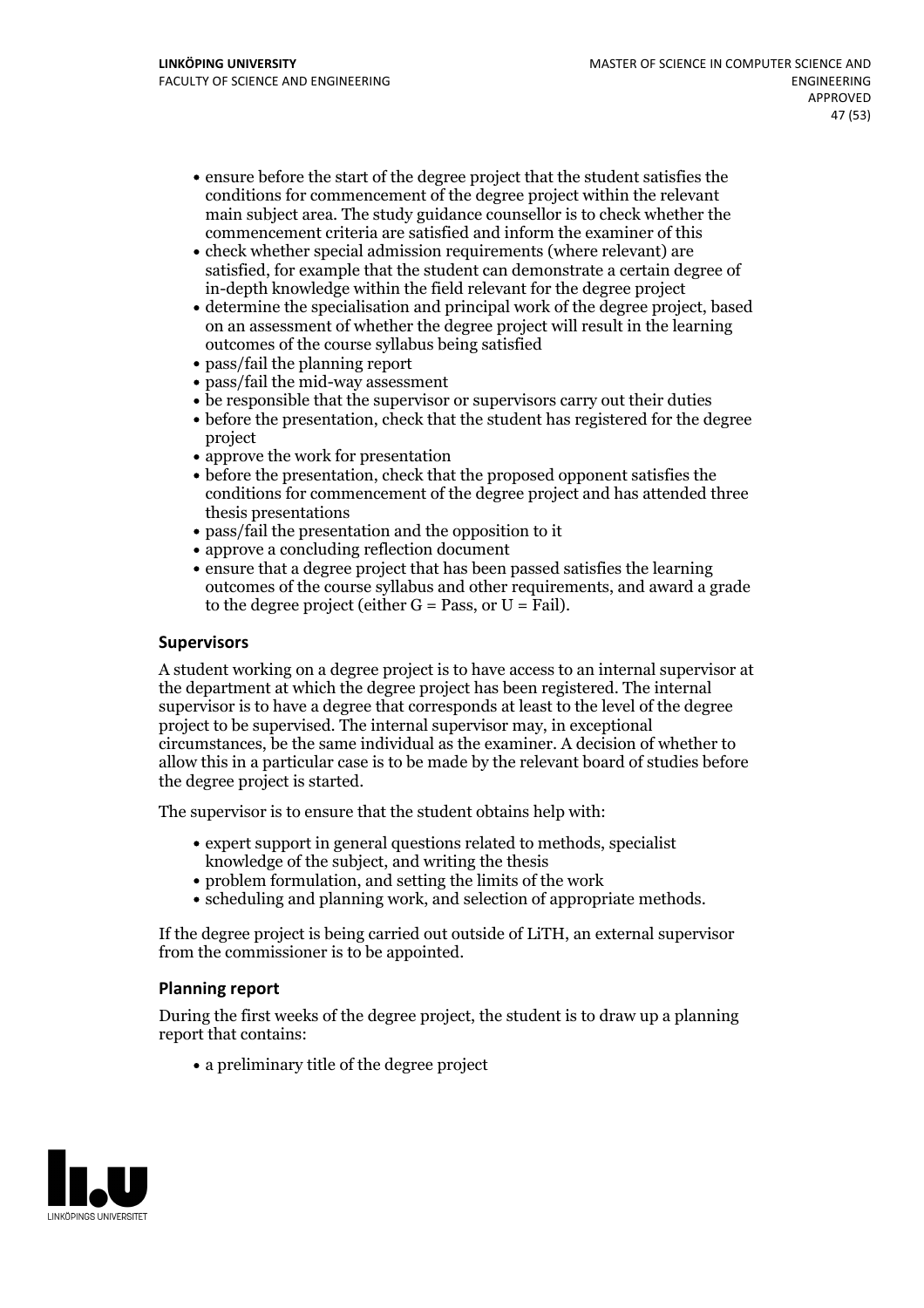- ensure before the start of the degree project that the student satisfies the conditions for commencement of the degree project within the relevant main subject area. The study guidance counsellor is to check whether the commencement criteria are satisfied and inform the examiner of this
- check whether special admission requirements (where relevant) are satisfied, for example that the student can demonstrate a certain degree of in-depth knowledge within the field relevant for the degree project
- determine the specialisation and principal work of the degree project, based on an assessment of whether the degree project will result in the learning outcomes of the course syllabus being satisfied
- pass/fail the planning report
- pass/fail the mid-way assessment
- be responsible that the supervisor or supervisors carry out their duties
- before the presentation, check that the student has registered for the degree project
- approve the work for presentation
- before the presentation, check that the proposed opponent satisfies the conditions for commencement of the degree project and has attended three thesis presentations
- pass/fail the presentation and the opposition to it
- approve a concluding reflection document
- ensure that a degree project that has been passed satisfies the learning outcomes of the course syllabus and other requirements, and award a grade to the degree project (either G = Pass, or U = Fail).

### Supervisors

A student working on a degree project is to have access to an internal supervisor at the department at which the degree project has been registered. The internal supervisor is to have a degree that corresponds at least to the level of the degree project to be supervised. The internal supervisor may, in exceptional circumstances, be the same individual as the examiner. A decision of whether to allow this in a particular case is to be made by the relevant board of studies before the degree project is started.

The supervisor is to ensure that the student obtains help with:

- expert support in general questions related to methods, specialist knowledge of the subject, and writing the thesis
- problem formulation, and setting the limits of the work
- scheduling and planning work, and selection of appropriate methods.

If the degree project is being carried out outside of LiTH, an external supervisor from the commissioner is to be appointed.

### Planning report

During the first weeks of the degree project, the student is to draw up a planning report that contains:

- a preliminary title of the degree project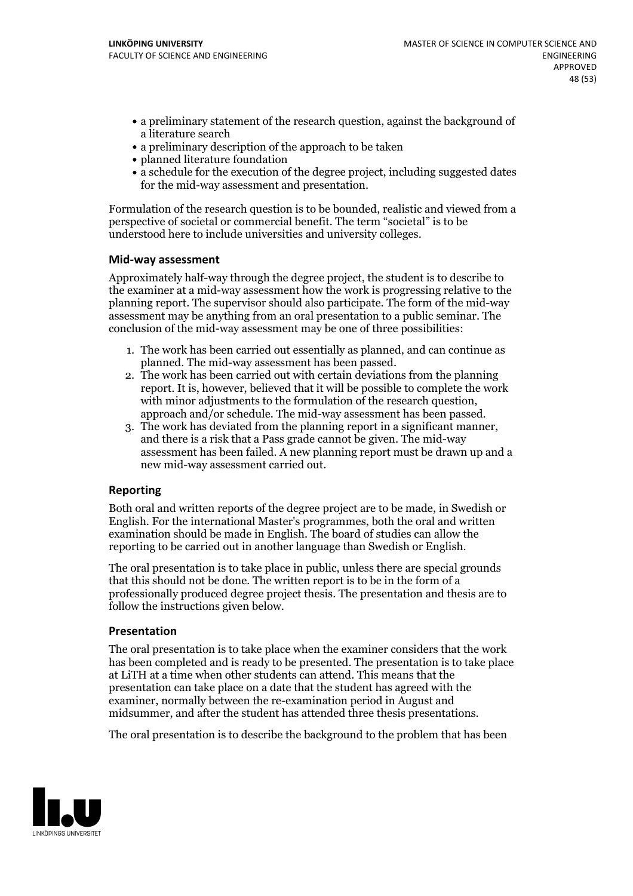- a preliminary statement of the research question, against the background of a literature search
- a preliminary description of the approach to be taken
- planned literature foundation
- a schedule for the execution of the degree project, including suggested dates for the mid-way assessment and presentation.

Formulation of the research question is to be bounded, realistic and viewed from a perspective of societal or commercial benefit. The term "societal" is to be understood here to include universities and university colleges.

### Mid-way assessment

Approximately half-way through the degree project, the student is to describe to the examiner at a mid-way assessment how the work is progressing relative to the planning report. The supervisor should also participate. The form of the mid-way assessment may be anything from an oral presentation to a public seminar. The conclusion of the mid-way assessment may be one of three possibilities:

1. The work has been carried out essentially as planned, and can continue as planned. The mid-way assessment has been passed.
2. The work has been carried out with certain deviations from the planning report. It is, however, believed that it will be possible to complete the work with minor adjustments to the formulation of the research question, approach and/or schedule. The mid-way assessment has been passed.
3. The work has deviated from the planning report in a significant manner, and there is a risk that a Pass grade cannot be given. The mid-way assessment has been failed. A new planning report must be drawn up and a new mid-way assessment carried out.

### Reporting

Both oral and written reports of the degree project are to be made, in Swedish or English. For the international Master's programmes, both the oral and written examination should be made in English. The board of studies can allow the reporting to be carried out in another language than Swedish or English.

The oral presentation is to take place in public, unless there are special grounds that this should not be done. The written report is to be in the form of a professionally produced degree project thesis. The presentation and thesis are to follow the instructions given below.

### Presentation

The oral presentation is to take place when the examiner considers that the work has been completed and is ready to be presented. The presentation is to take place at LiTH at a time when other students can attend. This means that the presentation can take place on a date that the student has agreed with the examiner, normally between the re-examination period in August and midsummer, and after the student has attended three thesis presentations.

The oral presentation is to describe the background to the problem that has been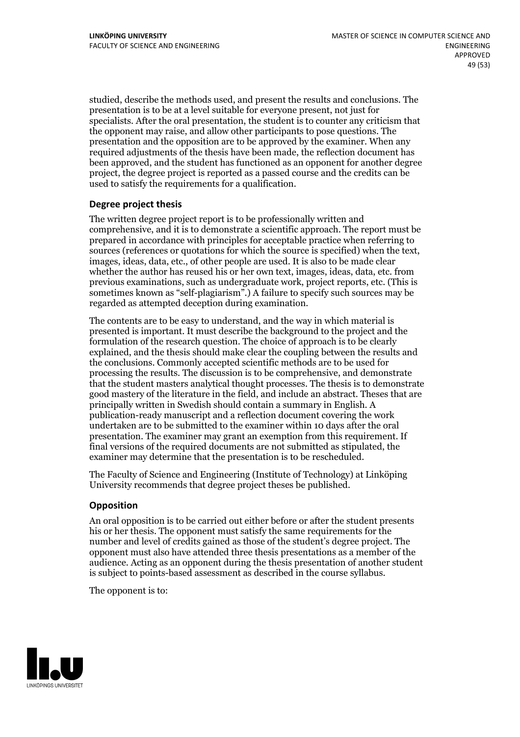studied, describe the methods used, and present the results and conclusions. The presentation is to be at a level suitable for everyone present, not just for specialists. After the oral presentation, the student is to counter any criticism that the opponent may raise, and allow other participants to pose questions. The presentation and the opposition are to be approved by the examiner. When any required adjustments of the thesis have been made, the reflection document has been approved, and the student has functioned as an opponent for another degree project, the degree project is reported as a passed course and the credits can be used to satisfy the requirements for a qualification.

### Degree project thesis

The written degree project report is to be professionally written and comprehensive, and it is to demonstrate a scientific approach. The report must be prepared in accordance with principles for acceptable practice when referring to sources (references or quotations for which the source is specified) when the text, images, ideas, data, etc., of other people are used. It is also to be made clear whether the author has reused his or her own text, images, ideas, data, etc. from previous examinations, such as undergraduate work, project reports, etc. (This is sometimes known as "self-plagiarism".) A failure to specify such sources may be regarded as attempted deception during examination.

The contents are to be easy to understand, and the way in which material is presented is important. It must describe the background to the project and the formulation of the research question. The choice of approach is to be clearly explained, and the thesis should make clear the coupling between the results and the conclusions. Commonly accepted scientific methods are to be used for processing the results. The discussion is to be comprehensive, and demonstrate that the student masters analytical thought processes. The thesis is to demonstrate good mastery of the literature in the field, and include an abstract. Theses that are principally written in Swedish should contain a summary in English. A publication-ready manuscript and a reflection document covering the work undertaken are to be submitted to the examiner within 10 days after the oral presentation. The examiner may grant an exemption from this requirement. If final versions of the required documents are not submitted as stipulated, the examiner may determine that the presentation is to be rescheduled.

The Faculty of Science and Engineering (Institute of Technology) at Linköping University recommends that degree project theses be published.

### Opposition

An oral opposition is to be carried out either before or after the student presents his or her thesis. The opponent must satisfy the same requirements for the number and level of credits gained as those of the student's degree project. The opponent must also have attended three thesis presentations as a member of the audience. Acting as an opponent during the thesis presentation of another student is subject to points-based assessment as described in the course syllabus.

The opponent is to: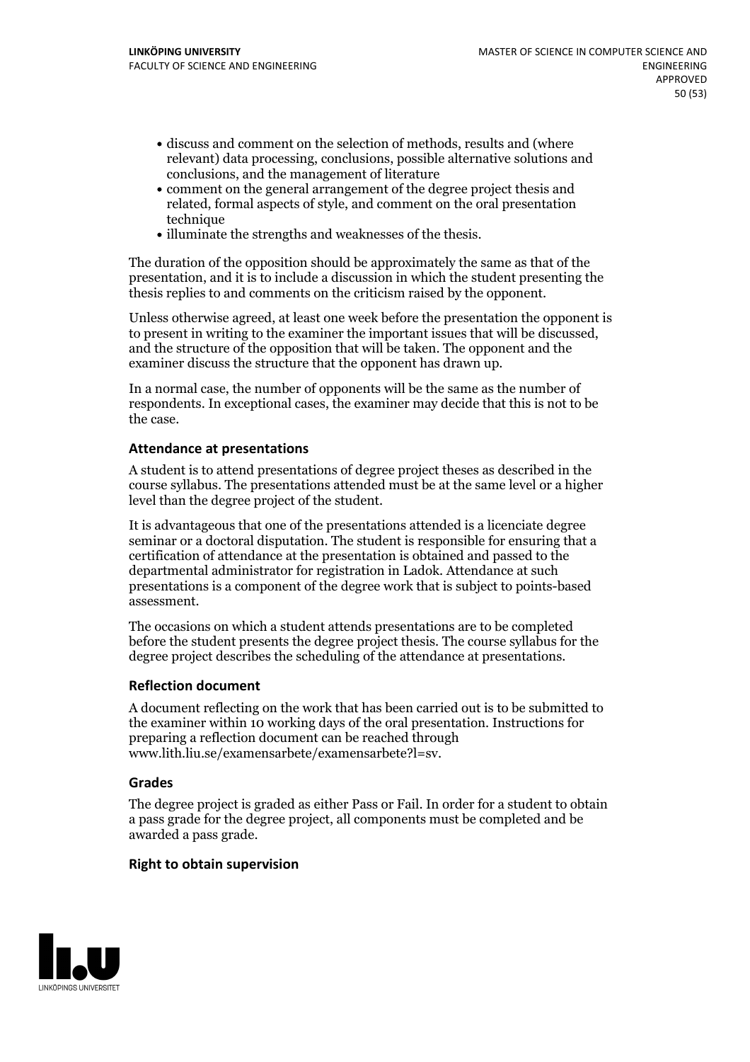- discuss and comment on the selection of methods, results and (where relevant) data processing, conclusions, possible alternative solutions and conclusions, and the management of literature
- comment on the general arrangement of the degree project thesis and related, formal aspects of style, and comment on the oral presentation technique
- illuminate the strengths and weaknesses of the thesis.

The duration of the opposition should be approximately the same as that of the presentation, and it is to include a discussion in which the student presenting the thesis replies to and comments on the criticism raised by the opponent.

Unless otherwise agreed, at least one week before the presentation the opponent is to present in writing to the examiner the important issues that will be discussed, and the structure of the opposition that will be taken. The opponent and the examiner discuss the structure that the opponent has drawn up.

In a normal case, the number of opponents will be the same as the number of respondents. In exceptional cases, the examiner may decide that this is not to be the case.

#### Attendance at presentations

A student is to attend presentations of degree project theses as described in the course syllabus. The presentations attended must be at the same level or a higher level than the degree project of the student.

It is advantageous that one of the presentations attended is a licenciate degree seminar or a doctoral disputation. The student is responsible for ensuring that a certification of attendance at the presentation is obtained and passed to the departmental administrator for registration in Ladok. Attendance at such presentations is a component of the degree work that is subject to points-based assessment.

The occasions on which a student attends presentations are to be completed before the student presents the degree project thesis. The course syllabus for the degree project describes the scheduling of the attendance at presentations.

#### Reflection document

A document reflecting on the work that has been carried out is to be submitted to the examiner within 10 working days of the oral presentation. Instructions for preparing a reflection document can be reached through www.lith.liu.se/examensarbete/examensarbete?l=sv.

#### Grades

The degree project is graded as either Pass or Fail. In order for a student to obtain a pass grade for the degree project, all components must be completed and be awarded a pass grade.

#### Right to obtain supervision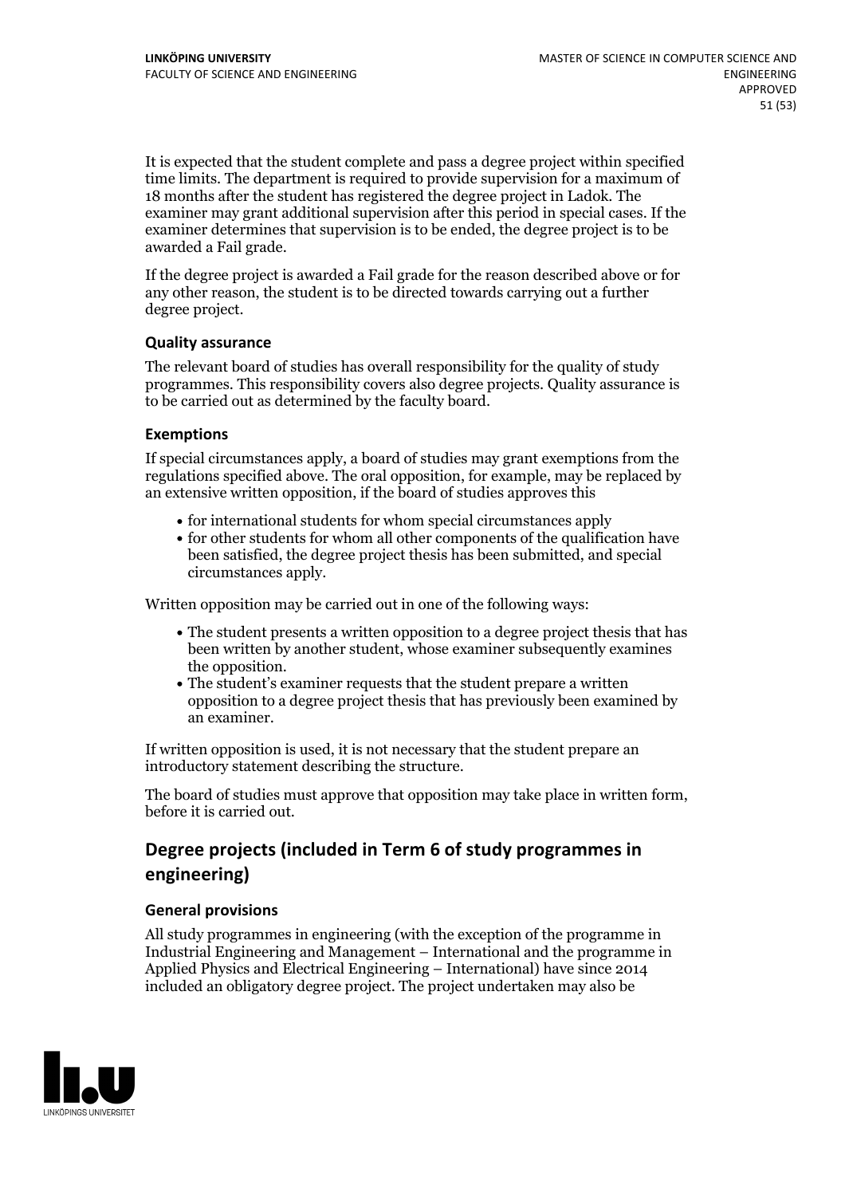It is expected that the student complete and pass a degree project within specified time limits. The department is required to provide supervision for a maximum of 18 months after the student has registered the degree project in Ladok. The examiner may grant additional supervision after this period in special cases. If the examiner determines that supervision is to be ended, the degree project is to be awarded a Fail grade.

If the degree project is awarded a Fail grade for the reason described above or for any other reason, the student is to be directed towards carrying out a further degree project.

### Quality assurance

The relevant board of studies has overall responsibility for the quality of study programmes. This responsibility covers also degree projects. Quality assurance is to be carried out as determined by the faculty board.

### Exemptions

If special circumstances apply, a board of studies may grant exemptions from the regulations specified above. The oral opposition, for example, may be replaced by an extensive written opposition, if the board of studies approves this

- for international students for whom special circumstances apply
- for other students for whom all other components of the qualification have been satisfied, the degree project thesis has been submitted, and special circumstances apply.

Written opposition may be carried out in one of the following ways:

- The student presents a written opposition to a degree project thesis that has been written by another student, whose examiner subsequently examines the opposition.
- The student's examiner requests that the student prepare a written opposition to a degree project thesis that has previously been examined by an examiner.

If written opposition is used, it is not necessary that the student prepare an introductory statement describing the structure.

The board of studies must approve that opposition may take place in written form, before it is carried out.

## Degree projects (included in Term 6 of study programmes in engineering)

### General provisions

All study programmes in engineering (with the exception of the programme in Industrial Engineering and Management – International and the programme in Applied Physics and Electrical Engineering – International) have since 2014 included an obligatory degree project. The project undertaken may also be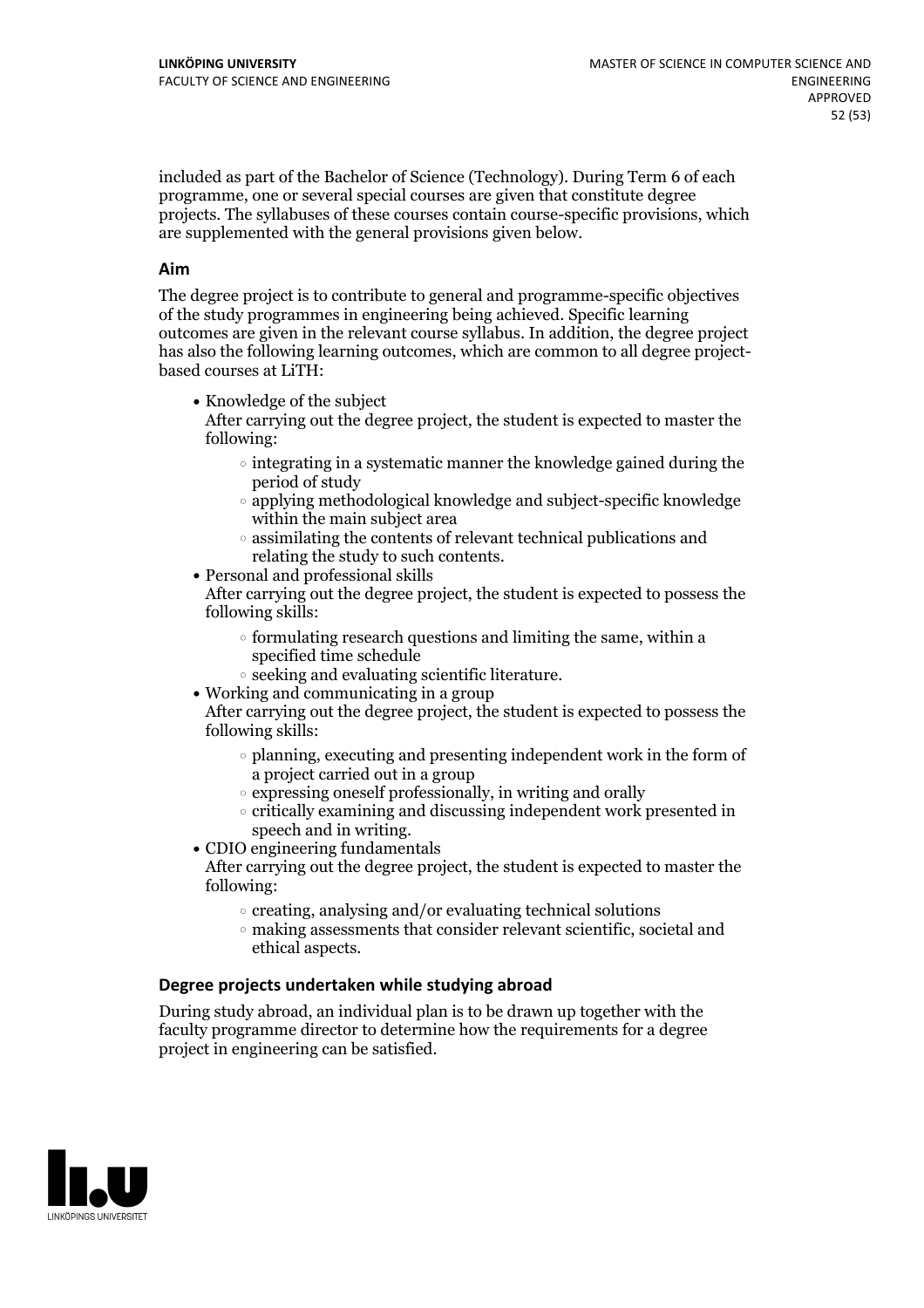included as part of the Bachelor of Science (Technology). During Term 6 of each programme, one or several special courses are given that constitute degree projects. The syllabuses of these courses contain course-specific provisions, which are supplemented with the general provisions given below.

### Aim

The degree project is to contribute to general and programme-specific objectives of the study programmes in engineering being achieved. Specific learning outcomes are given in the relevant course syllabus. In addition, the degree project has also the following learning outcomes, which are common to all degree project-based courses at LiTH:

- Knowledge of the subject
  After carrying out the degree project, the student is expected to master the following:
  - integrating in a systematic manner the knowledge gained during the period of study
  - applying methodological knowledge and subject-specific knowledge within the main subject area
  - assimilating the contents of relevant technical publications and relating the study to such contents.
- Personal and professional skills
  After carrying out the degree project, the student is expected to possess the following skills:
  - formulating research questions and limiting the same, within a specified time schedule
  - seeking and evaluating scientific literature.
- Working and communicating in a group
  After carrying out the degree project, the student is expected to possess the following skills:
  - planning, executing and presenting independent work in the form of a project carried out in a group
  - expressing oneself professionally, in writing and orally
  - critically examining and discussing independent work presented in speech and in writing.
- CDIO engineering fundamentals
  After carrying out the degree project, the student is expected to master the following:
  - creating, analysing and/or evaluating technical solutions
  - making assessments that consider relevant scientific, societal and ethical aspects.

### Degree projects undertaken while studying abroad

During study abroad, an individual plan is to be drawn up together with the faculty programme director to determine how the requirements for a degree project in engineering can be satisfied.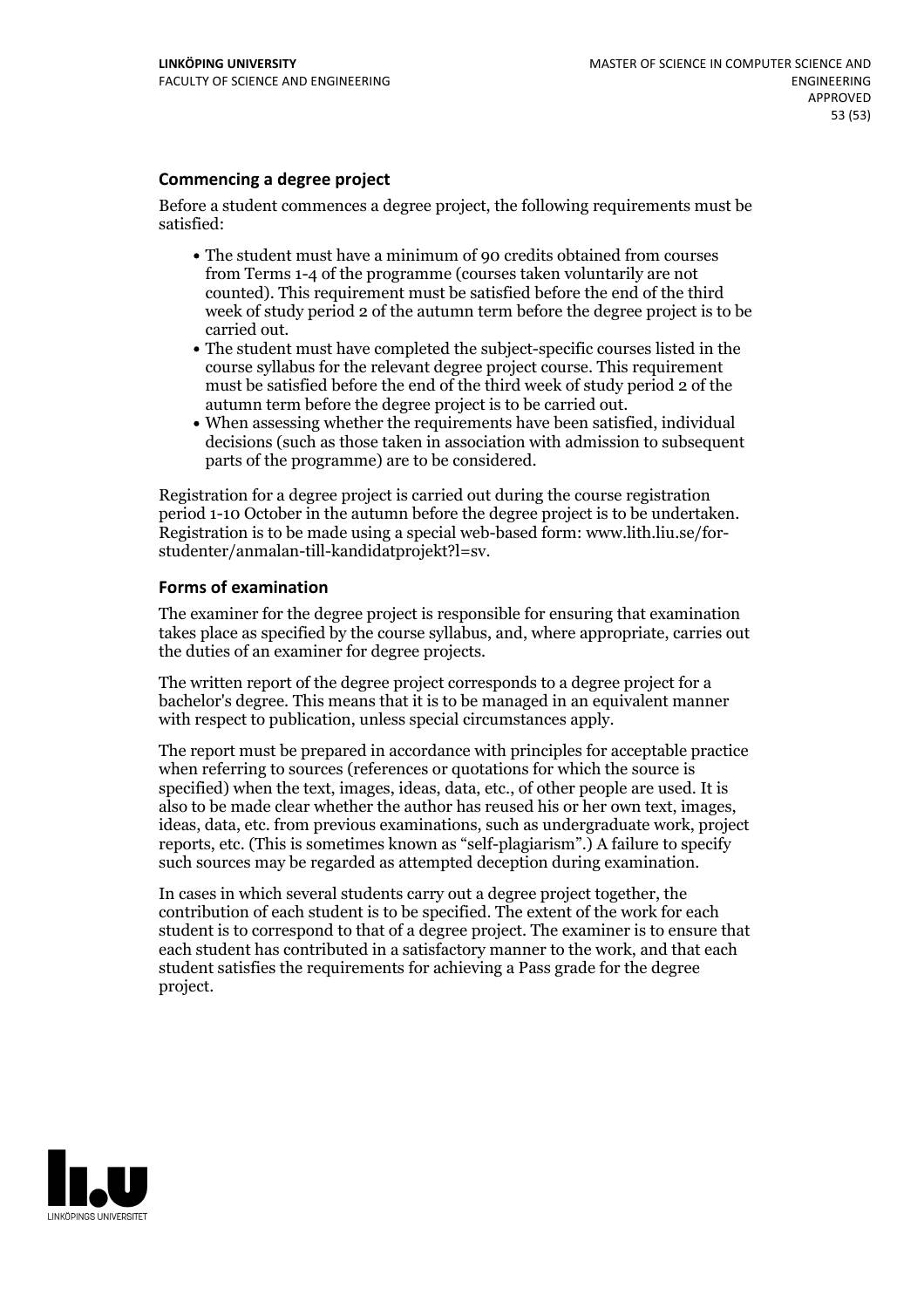### Commencing a degree project

Before a student commences a degree project, the following requirements must be satisfied:

- The student must have a minimum of 90 credits obtained from courses from Terms 1-4 of the programme (courses taken voluntarily are not counted). This requirement must be satisfied before the end of the third week of study period 2 of the autumn term before the degree project is to be carried out.
- The student must have completed the subject-specific courses listed in the course syllabus for the relevant degree project course. This requirement must be satisfied before the end of the third week of study period 2 of the autumn term before the degree project is to be carried out.
- When assessing whether the requirements have been satisfied, individual decisions (such as those taken in association with admission to subsequent parts of the programme) are to be considered.

Registration for a degree project is carried out during the course registration period 1-10 October in the autumn before the degree project is to be undertaken. Registration is to be made using a special web-based form: www.lith.liu.se/for-studenter/anmalan-till-kandidatprojekt?l=sv.

### Forms of examination

The examiner for the degree project is responsible for ensuring that examination takes place as specified by the course syllabus, and, where appropriate, carries out the duties of an examiner for degree projects.

The written report of the degree project corresponds to a degree project for a bachelor's degree. This means that it is to be managed in an equivalent manner with respect to publication, unless special circumstances apply.

The report must be prepared in accordance with principles for acceptable practice when referring to sources (references or quotations for which the source is specified) when the text, images, ideas, data, etc., of other people are used. It is also to be made clear whether the author has reused his or her own text, images, ideas, data, etc. from previous examinations, such as undergraduate work, project reports, etc. (This is sometimes known as "self-plagiarism".) A failure to specify such sources may be regarded as attempted deception during examination.

In cases in which several students carry out a degree project together, the contribution of each student is to be specified. The extent of the work for each student is to correspond to that of a degree project. The examiner is to ensure that each student has contributed in a satisfactory manner to the work, and that each student satisfies the requirements for achieving a Pass grade for the degree project.